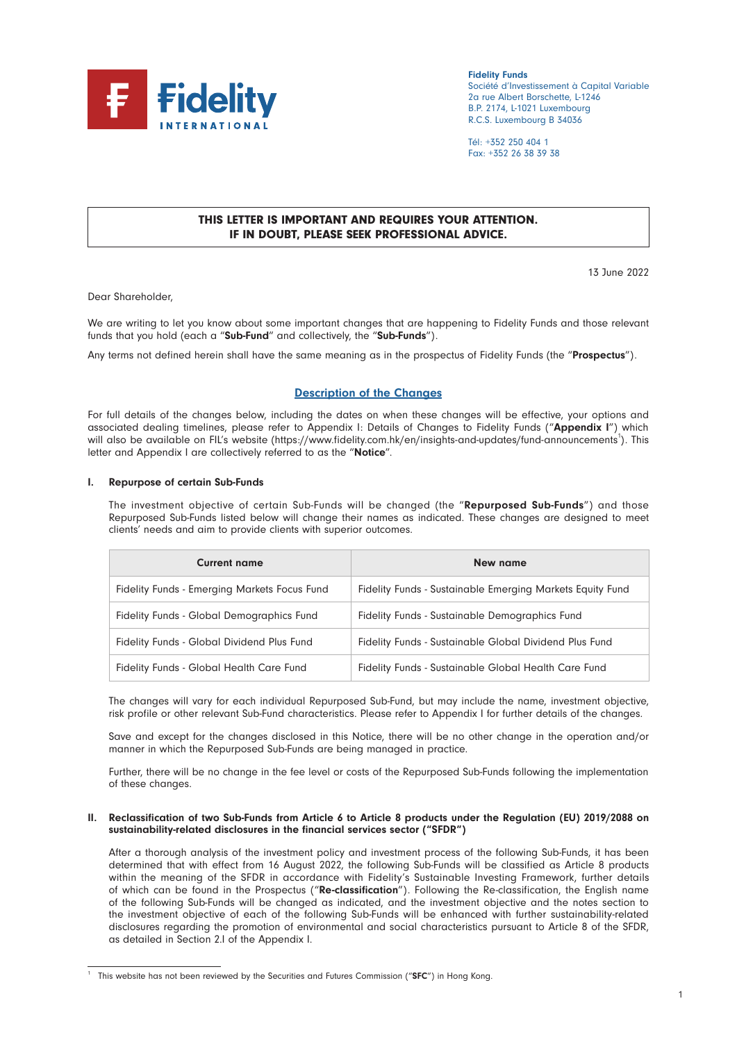**Fidelity Funds**
Société d'Investissement à Capital Variable
2a rue Albert Borschette, L-1246
B.P. 2174, L-1021 Luxembourg
R.C.S. Luxembourg B 34036

Tél: +352 250 404 1
Fax: +352 26 38 39 38

**THIS LETTER IS IMPORTANT AND REQUIRES YOUR ATTENTION.**
**IF IN DOUBT, PLEASE SEEK PROFESSIONAL ADVICE.**

13 June 2022

Dear Shareholder,

We are writing to let you know about some important changes that are happening to Fidelity Funds and those relevant funds that you hold (each a "**Sub-Fund**" and collectively, the "**Sub-Funds**").

Any terms not defined herein shall have the same meaning as in the prospectus of Fidelity Funds (the "**Prospectus**").

## Description of the Changes

For full details of the changes below, including the dates on when these changes will be effective, your options and associated dealing timelines, please refer to Appendix I: Details of Changes to Fidelity Funds ("**Appendix I**") which will also be available on FIL's website (https://www.fidelity.com.hk/en/insights-and-updates/fund-announcements[1]). This letter and Appendix I are collectively referred to as the "**Notice**".

### I. Repurpose of certain Sub-Funds

The investment objective of certain Sub-Funds will be changed (the "**Repurposed Sub-Funds**") and those Repurposed Sub-Funds listed below will change their names as indicated. These changes are designed to meet clients' needs and aim to provide clients with superior outcomes.

| Current name | New name |
|---|---|
| Fidelity Funds - Emerging Markets Focus Fund | Fidelity Funds - Sustainable Emerging Markets Equity Fund |
| Fidelity Funds - Global Demographics Fund | Fidelity Funds - Sustainable Demographics Fund |
| Fidelity Funds - Global Dividend Plus Fund | Fidelity Funds - Sustainable Global Dividend Plus Fund |
| Fidelity Funds - Global Health Care Fund | Fidelity Funds - Sustainable Global Health Care Fund |

The changes will vary for each individual Repurposed Sub-Fund, but may include the name, investment objective, risk profile or other relevant Sub-Fund characteristics. Please refer to Appendix I for further details of the changes.

Save and except for the changes disclosed in this Notice, there will be no other change in the operation and/or manner in which the Repurposed Sub-Funds are being managed in practice.

Further, there will be no change in the fee level or costs of the Repurposed Sub-Funds following the implementation of these changes.

### II. Reclassification of two Sub-Funds from Article 6 to Article 8 products under the Regulation (EU) 2019/2088 on sustainability-related disclosures in the financial services sector ("SFDR")

After a thorough analysis of the investment policy and investment process of the following Sub-Funds, it has been determined that with effect from 16 August 2022, the following Sub-Funds will be classified as Article 8 products within the meaning of the SFDR in accordance with Fidelity's Sustainable Investing Framework, further details of which can be found in the Prospectus ("**Re-classification**"). Following the Re-classification, the English name of the following Sub-Funds will be changed as indicated, and the investment objective and the notes section to the investment objective of each of the following Sub-Funds will be enhanced with further sustainability-related disclosures regarding the promotion of environmental and social characteristics pursuant to Article 8 of the SFDR, as detailed in Section 2.I of the Appendix I.

[1] This website has not been reviewed by the Securities and Futures Commission ("**SFC**") in Hong Kong.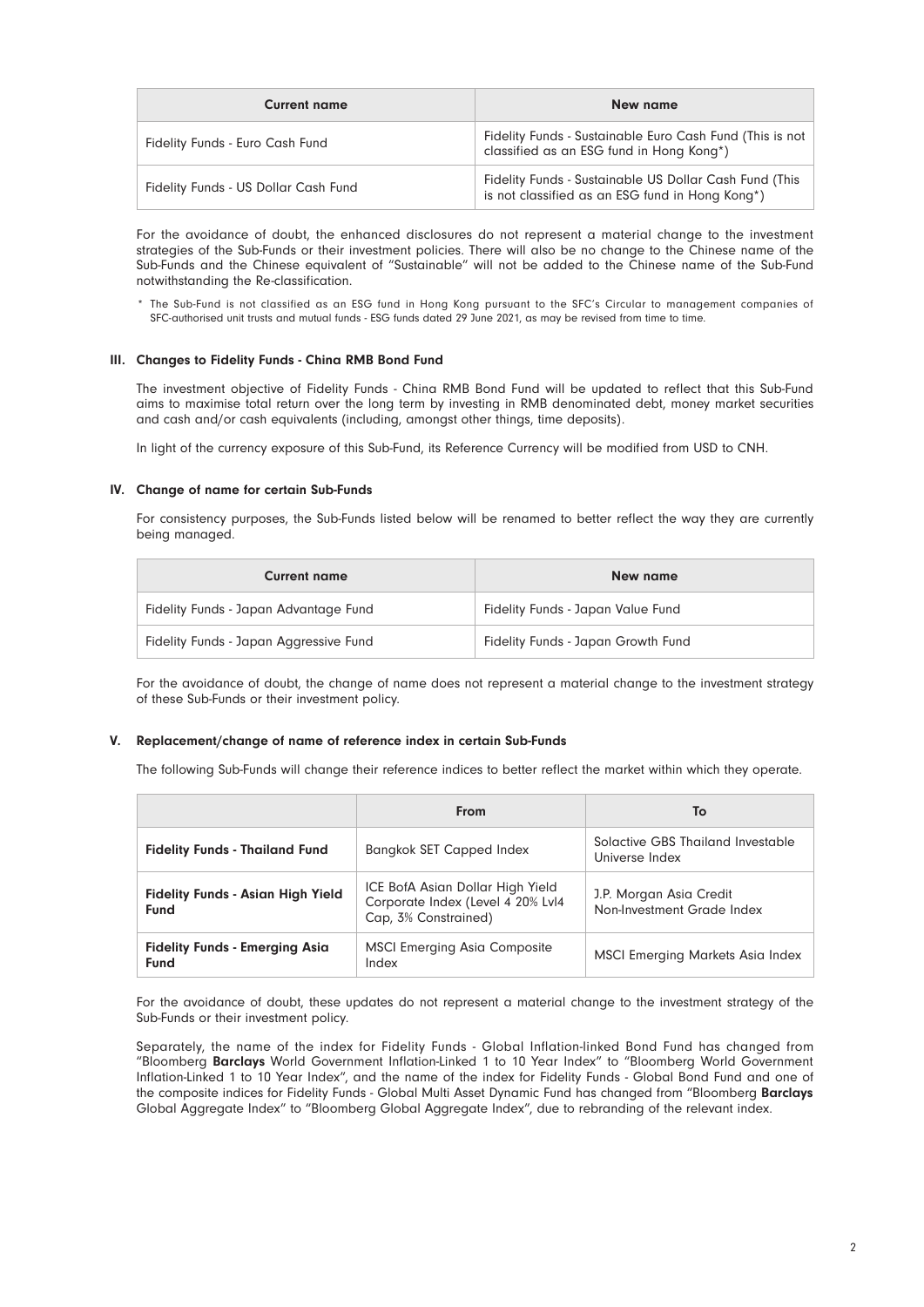| Current name | New name |
|---|---|
| Fidelity Funds - Euro Cash Fund | Fidelity Funds - Sustainable Euro Cash Fund (This is not classified as an ESG fund in Hong Kong*) |
| Fidelity Funds - US Dollar Cash Fund | Fidelity Funds - Sustainable US Dollar Cash Fund (This is not classified as an ESG fund in Hong Kong*) |

For the avoidance of doubt, the enhanced disclosures do not represent a material change to the investment strategies of the Sub-Funds or their investment policies. There will also be no change to the Chinese name of the Sub-Funds and the Chinese equivalent of "Sustainable" will not be added to the Chinese name of the Sub-Fund notwithstanding the Re-classification.

\* The Sub-Fund is not classified as an ESG fund in Hong Kong pursuant to the SFC's Circular to management companies of SFC-authorised unit trusts and mutual funds - ESG funds dated 29 June 2021, as may be revised from time to time.

### III. Changes to Fidelity Funds - China RMB Bond Fund

The investment objective of Fidelity Funds - China RMB Bond Fund will be updated to reflect that this Sub-Fund aims to maximise total return over the long term by investing in RMB denominated debt, money market securities and cash and/or cash equivalents (including, amongst other things, time deposits).

In light of the currency exposure of this Sub-Fund, its Reference Currency will be modified from USD to CNH.

### IV. Change of name for certain Sub-Funds

For consistency purposes, the Sub-Funds listed below will be renamed to better reflect the way they are currently being managed.

| Current name | New name |
|---|---|
| Fidelity Funds - Japan Advantage Fund | Fidelity Funds - Japan Value Fund |
| Fidelity Funds - Japan Aggressive Fund | Fidelity Funds - Japan Growth Fund |

For the avoidance of doubt, the change of name does not represent a material change to the investment strategy of these Sub-Funds or their investment policy.

### V. Replacement/change of name of reference index in certain Sub-Funds

The following Sub-Funds will change their reference indices to better reflect the market within which they operate.

| | From | To |
|---|---|---|
| **Fidelity Funds - Thailand Fund** | Bangkok SET Capped Index | Solactive GBS Thailand Investable Universe Index |
| **Fidelity Funds - Asian High Yield Fund** | ICE BofA Asian Dollar High Yield Corporate Index (Level 4 20% Lvl4 Cap, 3% Constrained) | J.P. Morgan Asia Credit Non-Investment Grade Index |
| **Fidelity Funds - Emerging Asia Fund** | MSCI Emerging Asia Composite Index | MSCI Emerging Markets Asia Index |

For the avoidance of doubt, these updates do not represent a material change to the investment strategy of the Sub-Funds or their investment policy.

Separately, the name of the index for Fidelity Funds - Global Inflation-linked Bond Fund has changed from "Bloomberg **Barclays** World Government Inflation-Linked 1 to 10 Year Index" to "Bloomberg World Government Inflation-Linked 1 to 10 Year Index", and the name of the index for Fidelity Funds - Global Bond Fund and one of the composite indices for Fidelity Funds - Global Multi Asset Dynamic Fund has changed from "Bloomberg **Barclays** Global Aggregate Index" to "Bloomberg Global Aggregate Index", due to rebranding of the relevant index.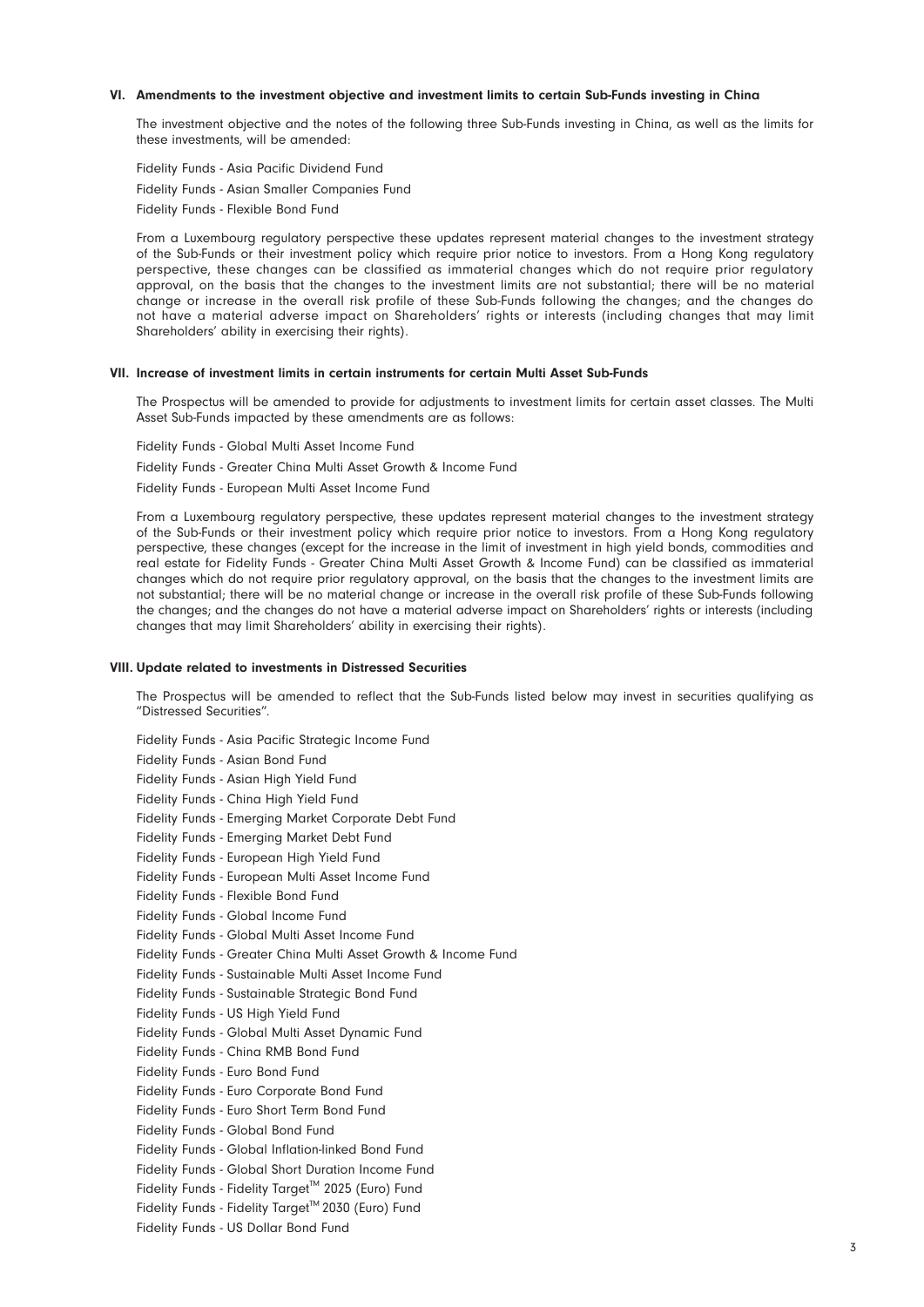### VI. Amendments to the investment objective and investment limits to certain Sub-Funds investing in China

The investment objective and the notes of the following three Sub-Funds investing in China, as well as the limits for these investments, will be amended:

Fidelity Funds - Asia Pacific Dividend Fund

Fidelity Funds - Asian Smaller Companies Fund

Fidelity Funds - Flexible Bond Fund

From a Luxembourg regulatory perspective these updates represent material changes to the investment strategy of the Sub-Funds or their investment policy which require prior notice to investors. From a Hong Kong regulatory perspective, these changes can be classified as immaterial changes which do not require prior regulatory approval, on the basis that the changes to the investment limits are not substantial; there will be no material change or increase in the overall risk profile of these Sub-Funds following the changes; and the changes do not have a material adverse impact on Shareholders' rights or interests (including changes that may limit Shareholders' ability in exercising their rights).

### VII. Increase of investment limits in certain instruments for certain Multi Asset Sub-Funds

The Prospectus will be amended to provide for adjustments to investment limits for certain asset classes. The Multi Asset Sub-Funds impacted by these amendments are as follows:

Fidelity Funds - Global Multi Asset Income Fund

Fidelity Funds - Greater China Multi Asset Growth & Income Fund

Fidelity Funds - European Multi Asset Income Fund

From a Luxembourg regulatory perspective, these updates represent material changes to the investment strategy of the Sub-Funds or their investment policy which require prior notice to investors. From a Hong Kong regulatory perspective, these changes (except for the increase in the limit of investment in high yield bonds, commodities and real estate for Fidelity Funds - Greater China Multi Asset Growth & Income Fund) can be classified as immaterial changes which do not require prior regulatory approval, on the basis that the changes to the investment limits are not substantial; there will be no material change or increase in the overall risk profile of these Sub-Funds following the changes; and the changes do not have a material adverse impact on Shareholders' rights or interests (including changes that may limit Shareholders' ability in exercising their rights).

### VIII. Update related to investments in Distressed Securities

The Prospectus will be amended to reflect that the Sub-Funds listed below may invest in securities qualifying as "Distressed Securities".

Fidelity Funds - Asia Pacific Strategic Income Fund

Fidelity Funds - Asian Bond Fund

Fidelity Funds - Asian High Yield Fund

Fidelity Funds - China High Yield Fund

Fidelity Funds - Emerging Market Corporate Debt Fund

Fidelity Funds - Emerging Market Debt Fund

Fidelity Funds - European High Yield Fund

Fidelity Funds - European Multi Asset Income Fund

Fidelity Funds - Flexible Bond Fund

Fidelity Funds - Global Income Fund

Fidelity Funds - Global Multi Asset Income Fund

Fidelity Funds - Greater China Multi Asset Growth & Income Fund

Fidelity Funds - Sustainable Multi Asset Income Fund

Fidelity Funds - Sustainable Strategic Bond Fund

Fidelity Funds - US High Yield Fund

Fidelity Funds - Global Multi Asset Dynamic Fund

Fidelity Funds - China RMB Bond Fund

Fidelity Funds - Euro Bond Fund

Fidelity Funds - Euro Corporate Bond Fund

Fidelity Funds - Euro Short Term Bond Fund

Fidelity Funds - Global Bond Fund

Fidelity Funds - Global Inflation-linked Bond Fund

Fidelity Funds - Global Short Duration Income Fund

Fidelity Funds - Fidelity Target™ 2025 (Euro) Fund

Fidelity Funds - Fidelity Target™ 2030 (Euro) Fund

Fidelity Funds - US Dollar Bond Fund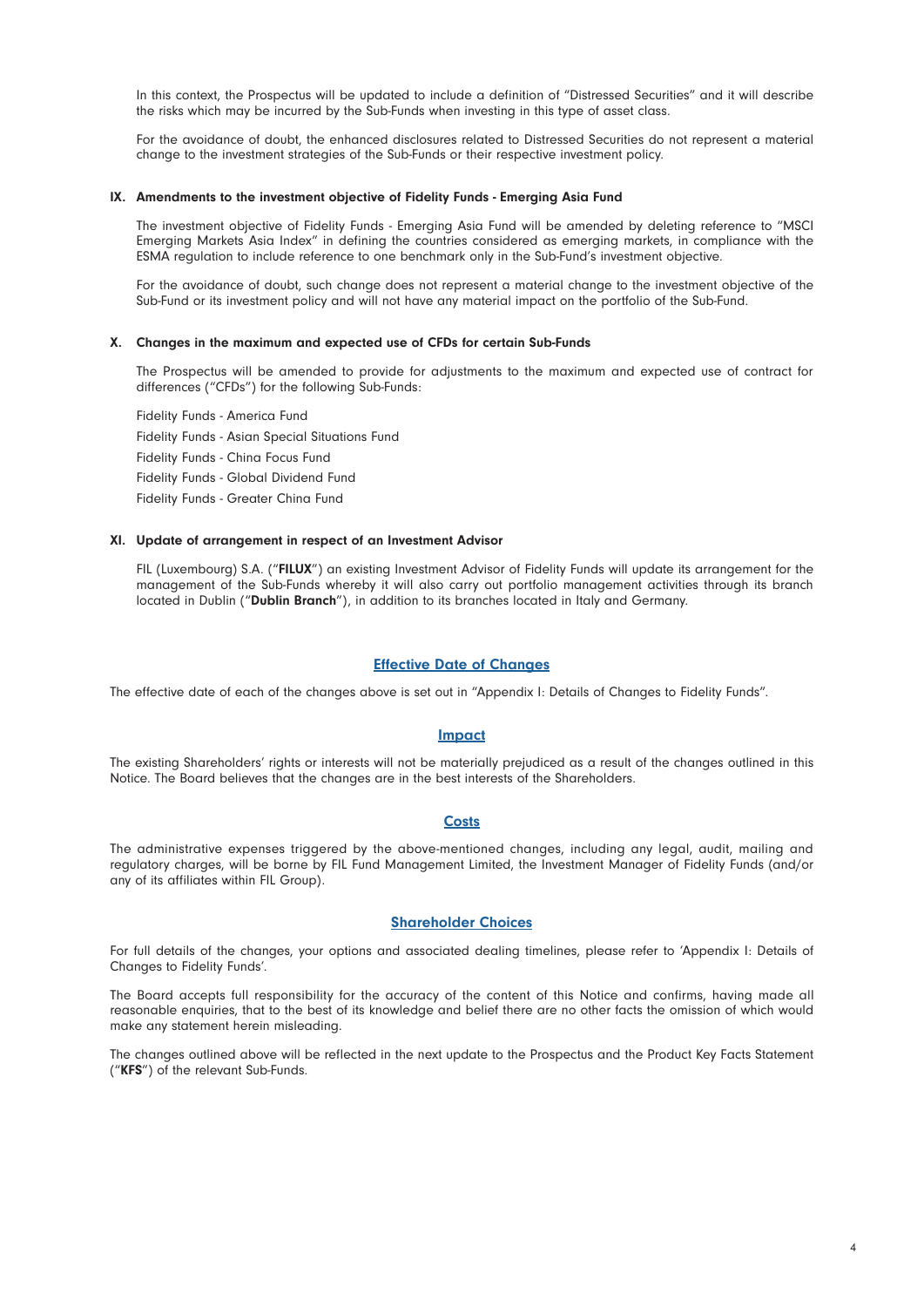In this context, the Prospectus will be updated to include a definition of "Distressed Securities" and it will describe the risks which may be incurred by the Sub-Funds when investing in this type of asset class.

For the avoidance of doubt, the enhanced disclosures related to Distressed Securities do not represent a material change to the investment strategies of the Sub-Funds or their respective investment policy.

### IX. Amendments to the investment objective of Fidelity Funds - Emerging Asia Fund

The investment objective of Fidelity Funds - Emerging Asia Fund will be amended by deleting reference to "MSCI Emerging Markets Asia Index" in defining the countries considered as emerging markets, in compliance with the ESMA regulation to include reference to one benchmark only in the Sub-Fund's investment objective.

For the avoidance of doubt, such change does not represent a material change to the investment objective of the Sub-Fund or its investment policy and will not have any material impact on the portfolio of the Sub-Fund.

### X. Changes in the maximum and expected use of CFDs for certain Sub-Funds

The Prospectus will be amended to provide for adjustments to the maximum and expected use of contract for differences ("CFDs") for the following Sub-Funds:

Fidelity Funds - America Fund

Fidelity Funds - Asian Special Situations Fund

Fidelity Funds - China Focus Fund

Fidelity Funds - Global Dividend Fund

Fidelity Funds - Greater China Fund

### XI. Update of arrangement in respect of an Investment Advisor

FIL (Luxembourg) S.A. ("**FILUX**") an existing Investment Advisor of Fidelity Funds will update its arrangement for the management of the Sub-Funds whereby it will also carry out portfolio management activities through its branch located in Dublin ("**Dublin Branch**"), in addition to its branches located in Italy and Germany.

## Effective Date of Changes

The effective date of each of the changes above is set out in "Appendix I: Details of Changes to Fidelity Funds".

## Impact

The existing Shareholders' rights or interests will not be materially prejudiced as a result of the changes outlined in this Notice. The Board believes that the changes are in the best interests of the Shareholders.

## Costs

The administrative expenses triggered by the above-mentioned changes, including any legal, audit, mailing and regulatory charges, will be borne by FIL Fund Management Limited, the Investment Manager of Fidelity Funds (and/or any of its affiliates within FIL Group).

## Shareholder Choices

For full details of the changes, your options and associated dealing timelines, please refer to 'Appendix I: Details of Changes to Fidelity Funds'.

The Board accepts full responsibility for the accuracy of the content of this Notice and confirms, having made all reasonable enquiries, that to the best of its knowledge and belief there are no other facts the omission of which would make any statement herein misleading.

The changes outlined above will be reflected in the next update to the Prospectus and the Product Key Facts Statement ("**KFS**") of the relevant Sub-Funds.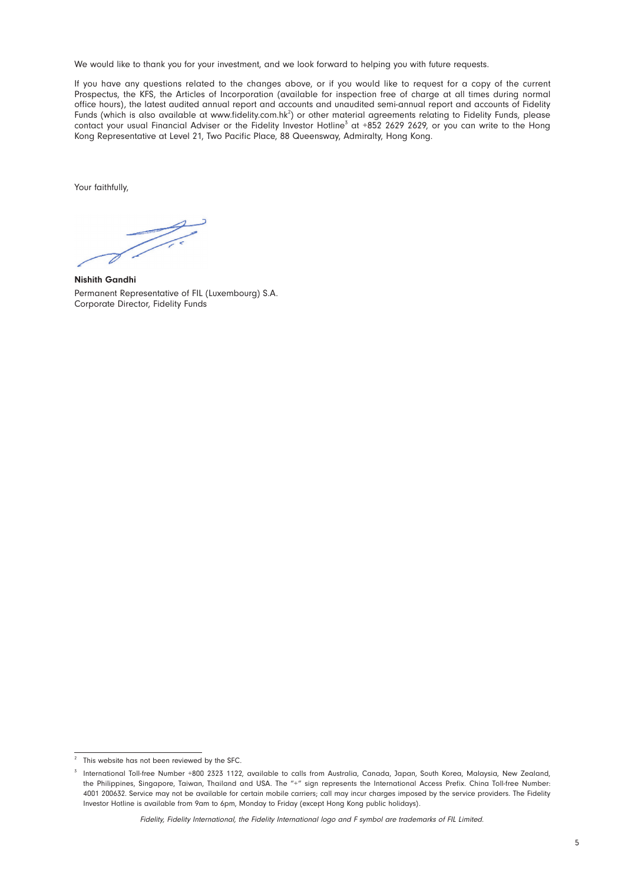We would like to thank you for your investment, and we look forward to helping you with future requests.

If you have any questions related to the changes above, or if you would like to request for a copy of the current Prospectus, the KFS, the Articles of Incorporation (available for inspection free of charge at all times during normal office hours), the latest audited annual report and accounts and unaudited semi-annual report and accounts of Fidelity Funds (which is also available at www.fidelity.com.hk[2]) or other material agreements relating to Fidelity Funds, please contact your usual Financial Adviser or the Fidelity Investor Hotline[3] at +852 2629 2629, or you can write to the Hong Kong Representative at Level 21, Two Pacific Place, 88 Queensway, Admiralty, Hong Kong.

Your faithfully,

**Nishith Gandhi**
Permanent Representative of FIL (Luxembourg) S.A.
Corporate Director, Fidelity Funds

---

[2] This website has not been reviewed by the SFC.

[3] International Toll-free Number +800 2323 1122, available to calls from Australia, Canada, Japan, South Korea, Malaysia, New Zealand, the Philippines, Singapore, Taiwan, Thailand and USA. The "+" sign represents the International Access Prefix. China Toll-free Number: 4001 200632. Service may not be available for certain mobile carriers; call may incur charges imposed by the service providers. The Fidelity Investor Hotline is available from 9am to 6pm, Monday to Friday (except Hong Kong public holidays).

*Fidelity, Fidelity International, the Fidelity International logo and F symbol are trademarks of FIL Limited.*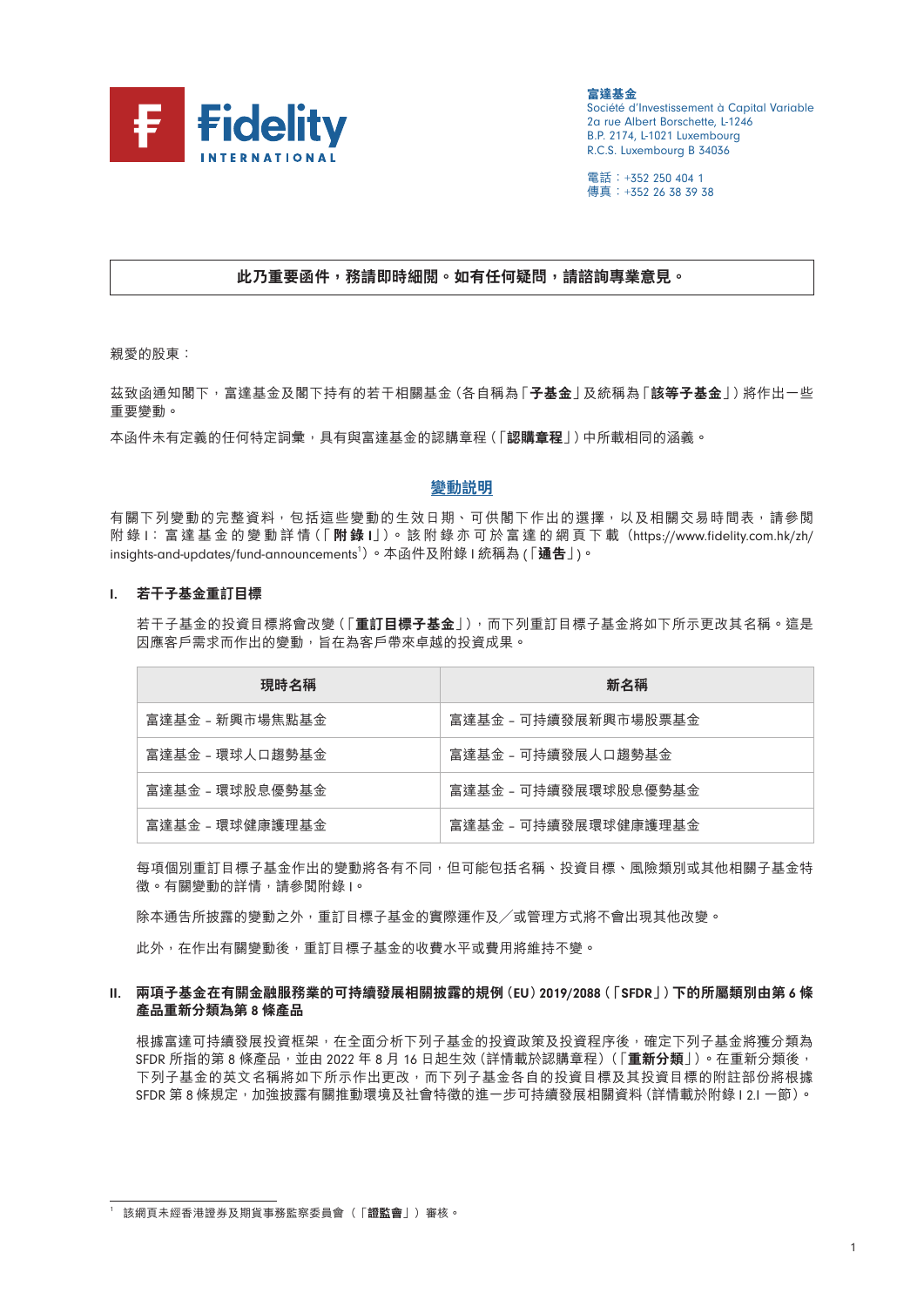Fidelity INTERNATIONAL

**富達基金**
Société d'Investissement à Capital Variable
2a rue Albert Borschette, L-1246
B.P. 2174, L-1021 Luxembourg
R.C.S. Luxembourg B 34036

電話：+352 250 404 1
傳真：+352 26 38 39 38

**此乃重要函件，務請即時細閱。如有任何疑問，請諮詢專業意見。**

親愛的股東：

茲致函通知閣下，富達基金及閣下持有的若干相關基金（各自稱為「**子基金**」及統稱為「**該等子基金**」）將作出一些重要變動。

本函件未有定義的任何特定詞彙，具有與富達基金的認購章程（「**認購章程**」）中所載相同的涵義。

## 變動說明

有關下列變動的完整資料，包括這些變動的生效日期、可供閣下作出的選擇，以及相關交易時間表，請參閱附錄 I：富達基金的變動詳情（「**附錄 I**」）。該附錄亦可於富達的網頁下載（https://www.fidelity.com.hk/zh/insights-and-updates/fund-announcements[1]）。本函件及附錄 I 統稱為（「**通告**」）。

### I. 若干子基金重訂目標

若干子基金的投資目標將會改變（「**重訂目標子基金**」），而下列重訂目標子基金將如下所示更改其名稱。這是因應客戶需求而作出的變動，旨在為客戶帶來卓越的投資成果。

| 現時名稱 | 新名稱 |
|---|---|
| 富達基金 – 新興市場焦點基金 | 富達基金 – 可持續發展新興市場股票基金 |
| 富達基金 – 環球人口趨勢基金 | 富達基金 – 可持續發展人口趨勢基金 |
| 富達基金 – 環球股息優勢基金 | 富達基金 – 可持續發展環球股息優勢基金 |
| 富達基金 – 環球健康護理基金 | 富達基金 – 可持續發展環球健康護理基金 |

每項個別重訂目標子基金作出的變動將各有不同，但可能包括名稱、投資目標、風險類別或其他相關子基金特徵。有關變動的詳情，請參閱附錄 I。

除本通告所披露的變動之外，重訂目標子基金的實際運作及／或管理方式將不會出現其他改變。

此外，在作出有關變動後，重訂目標子基金的收費水平或費用將維持不變。

### II. 兩項子基金在有關金融服務業的可持續發展相關披露的規例（EU）2019/2088（「SFDR」）下的所屬類別由第 6 條產品重新分類為第 8 條產品

根據富達可持續發展投資框架，在全面分析下列子基金的投資政策及投資程序後，確定下列子基金將獲分類為 SFDR 所指的第 8 條產品，並由 2022 年 8 月 16 日起生效（詳情載於認購章程）（「**重新分類**」）。在重新分類後，下列子基金的英文名稱將如下所示作出更改，而下列子基金各自的投資目標及其投資目標的附註部份將根據 SFDR 第 8 條規定，加強披露有關推動環境及社會特徵的進一步可持續發展相關資料（詳情載於附錄 I 2.I 一節）。

[1] 該網頁未經香港證券及期貨事務監察委員會（「**證監會**」）審核。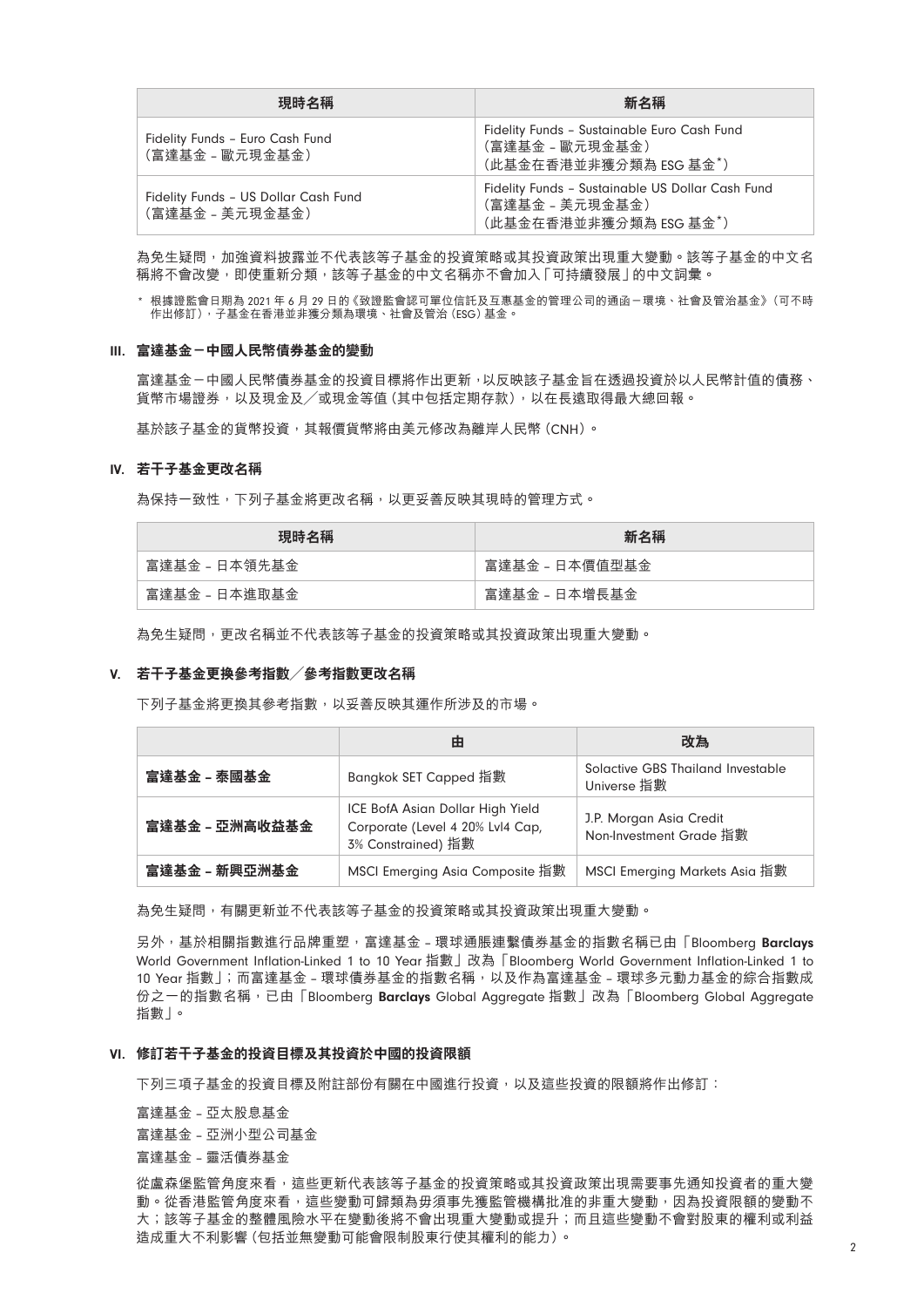| 現時名稱 | 新名稱 |
|---|---|
| Fidelity Funds – Euro Cash Fund<br>(富達基金 – 歐元現金基金) | Fidelity Funds – Sustainable Euro Cash Fund<br>(富達基金 – 歐元現金基金)<br>(此基金在香港並非獲分類為 ESG 基金*) |
| Fidelity Funds – US Dollar Cash Fund<br>(富達基金 – 美元現金基金) | Fidelity Funds – Sustainable US Dollar Cash Fund<br>(富達基金 – 美元現金基金)<br>(此基金在香港並非獲分類為 ESG 基金*) |

為免生疑問，加強資料披露並不代表該等子基金的投資策略或其投資政策出現重大變動。該等子基金的中文名稱將不會改變，即使重新分類，該等子基金的中文名稱亦不會加入「可持續發展」的中文詞彙。

\* 根據證監會日期為 2021 年 6 月 29 日的《致證監會認可單位信託及互惠基金的管理公司的通函－環境、社會及管治基金》(可不時作出修訂)，子基金在香港並非獲分類為環境、社會及管治 (ESG) 基金。

### III. 富達基金－中國人民幣債券基金的變動

富達基金－中國人民幣債券基金的投資目標將作出更新，以反映該子基金旨在透過投資於以人民幣計值的債務、貨幣市場證券，以及現金及／或現金等值 (其中包括定期存款)，以在長遠取得最大總回報。

基於該子基金的貨幣投資，其報價貨幣將由美元修改為離岸人民幣 (CNH)。

### IV. 若干子基金更改名稱

為保持一致性，下列子基金將更改名稱，以更妥善反映其現時的管理方式。

| 現時名稱 | 新名稱 |
|---|---|
| 富達基金 – 日本領先基金 | 富達基金 – 日本價值型基金 |
| 富達基金 – 日本進取基金 | 富達基金 – 日本增長基金 |

為免生疑問，更改名稱並不代表該等子基金的投資策略或其投資政策出現重大變動。

### V. 若干子基金更換參考指數／參考指數更改名稱

下列子基金將更換其參考指數，以妥善反映其運作所涉及的市場。

| | 由 | 改為 |
|---|---|---|
| **富達基金 – 泰國基金** | Bangkok SET Capped 指數 | Solactive GBS Thailand Investable Universe 指數 |
| **富達基金 – 亞洲高收益基金** | ICE BofA Asian Dollar High Yield Corporate (Level 4 20% Lvl4 Cap, 3% Constrained) 指數 | J.P. Morgan Asia Credit Non-Investment Grade 指數 |
| **富達基金 – 新興亞洲基金** | MSCI Emerging Asia Composite 指數 | MSCI Emerging Markets Asia 指數 |

為免生疑問，有關更新並不代表該等子基金的投資策略或其投資政策出現重大變動。

另外，基於相關指數進行品牌重塑，富達基金 – 環球通脹連繫債券基金的指數名稱已由「Bloomberg **Barclays** World Government Inflation-Linked 1 to 10 Year 指數」改為「Bloomberg World Government Inflation-Linked 1 to 10 Year 指數」；而富達基金 – 環球債券基金的指數名稱，以及作為富達基金 – 環球多元動力基金的綜合指數成份之一的指數名稱，已由「Bloomberg **Barclays** Global Aggregate 指數」改為「Bloomberg Global Aggregate 指數」。

### VI. 修訂若干子基金的投資目標及其投資於中國的投資限額

下列三項子基金的投資目標及附註部份有關在中國進行投資，以及這些投資的限額將作出修訂：

富達基金 – 亞太股息基金

富達基金 – 亞洲小型公司基金

富達基金 – 靈活債券基金

從盧森堡監管角度來看，這些更新代表該等子基金的投資策略或其投資政策出現需要事先通知投資者的重大變動。從香港監管角度來看，這些變動可歸類為毋須事先獲監管機構批准的非重大變動，因為投資限額的變動不大；該等子基金的整體風險水平在變動後將不會出現重大變動或提升；而且這些變動不會對股東的權利或利益造成重大不利影響 (包括並無變動可能會限制股東行使其權利的能力)。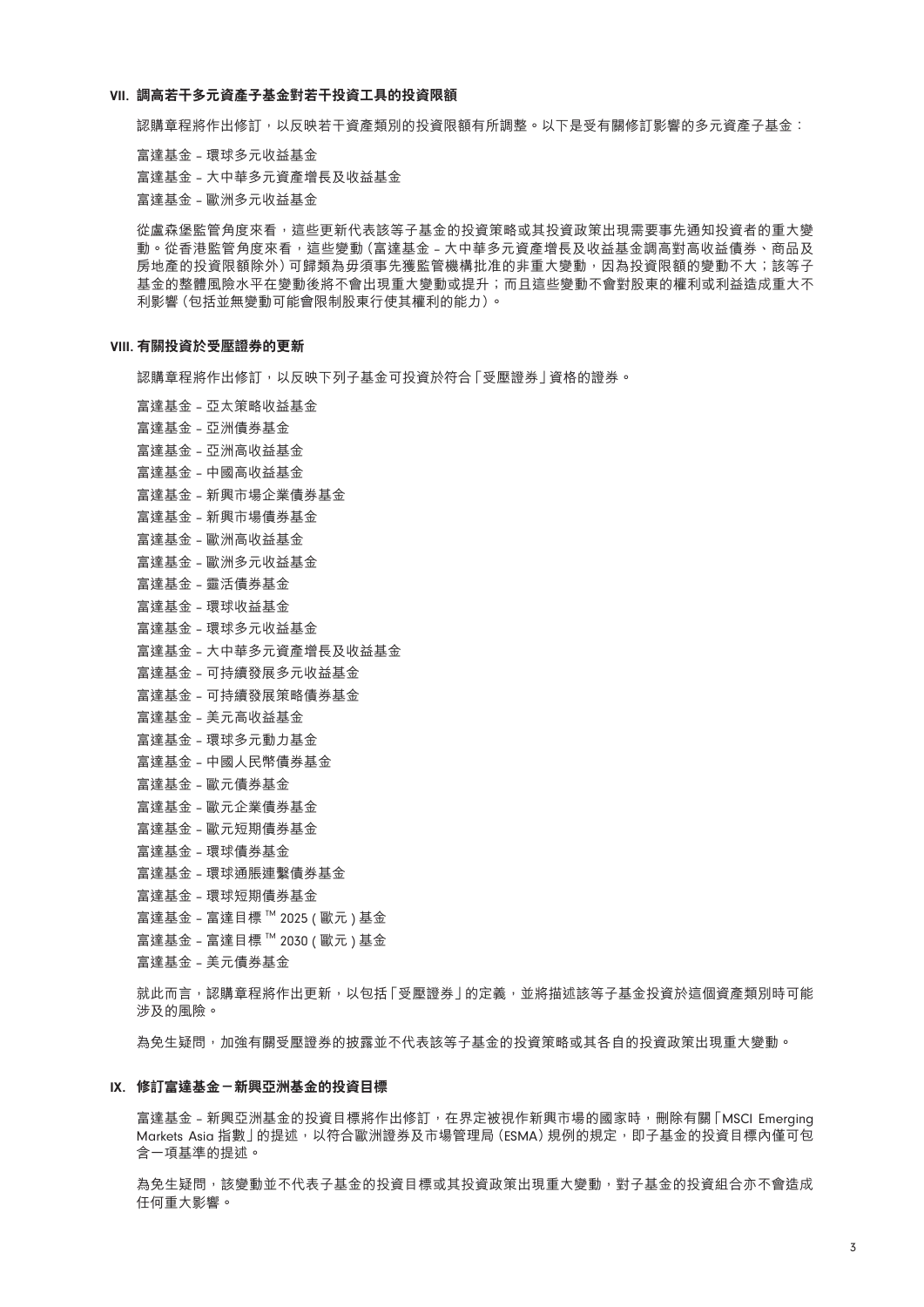## VII. 調高若干多元資產子基金對若干投資工具的投資限額

認購章程將作出修訂，以反映若干資產類別的投資限額有所調整。以下是受有關修訂影響的多元資產子基金：

富達基金 – 環球多元收益基金

富達基金 – 大中華多元資產增長及收益基金

富達基金 – 歐洲多元收益基金

從盧森堡監管角度來看，這些更新代表該等子基金的投資策略或其投資政策出現需要事先通知投資者的重大變動。從香港監管角度來看，這些變動（富達基金 – 大中華多元資產增長及收益基金調高對高收益債券、商品及房地產的投資限額除外）可歸類為毋須事先獲監管機構批准的非重大變動，因為投資限額的變動不大；該等子基金的整體風險水平在變動後將不會出現重大變動或提升；而且這些變動不會對股東的權利或利益造成重大不利影響（包括並無變動可能會限制股東行使其權利的能力）。

## VIII. 有關投資於受壓證券的更新

認購章程將作出修訂，以反映下列子基金可投資於符合「受壓證券」資格的證券。

富達基金 – 亞太策略收益基金

富達基金 – 亞洲債券基金

富達基金 – 亞洲高收益基金

富達基金 – 中國高收益基金

富達基金 – 新興市場企業債券基金

富達基金 – 新興市場債券基金

富達基金 – 歐洲高收益基金

富達基金 – 歐洲多元收益基金

富達基金 – 靈活債券基金

富達基金 – 環球收益基金

富達基金 – 環球多元收益基金

富達基金 – 大中華多元資產增長及收益基金

富達基金 – 可持續發展多元收益基金

富達基金 – 可持續發展策略債券基金

富達基金 – 美元高收益基金

富達基金 – 環球多元動力基金

富達基金 – 中國人民幣債券基金

富達基金 – 歐元債券基金

富達基金 – 歐元企業債券基金

富達基金 – 歐元短期債券基金

富達基金 – 環球債券基金

富達基金 – 環球通脹連繫債券基金

富達基金 – 環球短期債券基金

富達基金 – 富達目標™ 2025（歐元）基金

富達基金 – 富達目標™ 2030（歐元）基金

富達基金 – 美元債券基金

就此而言，認購章程將作出更新，以包括「受壓證券」的定義，並將描述該等子基金投資於這個資產類別時可能涉及的風險。

為免生疑問，加強有關受壓證券的披露並不代表該等子基金的投資策略或其各自的投資政策出現重大變動。

## IX. 修訂富達基金－新興亞洲基金的投資目標

富達基金 – 新興亞洲基金的投資目標將作出修訂，在界定被視作新興市場的國家時，刪除有關「MSCI Emerging Markets Asia 指數」的提述，以符合歐洲證券及市場管理局（ESMA）規例的規定，即子基金的投資目標內僅可包含一項基準的提述。

為免生疑問，該變動並不代表子基金的投資目標或其投資政策出現重大變動，對子基金的投資組合亦不會造成任何重大影響。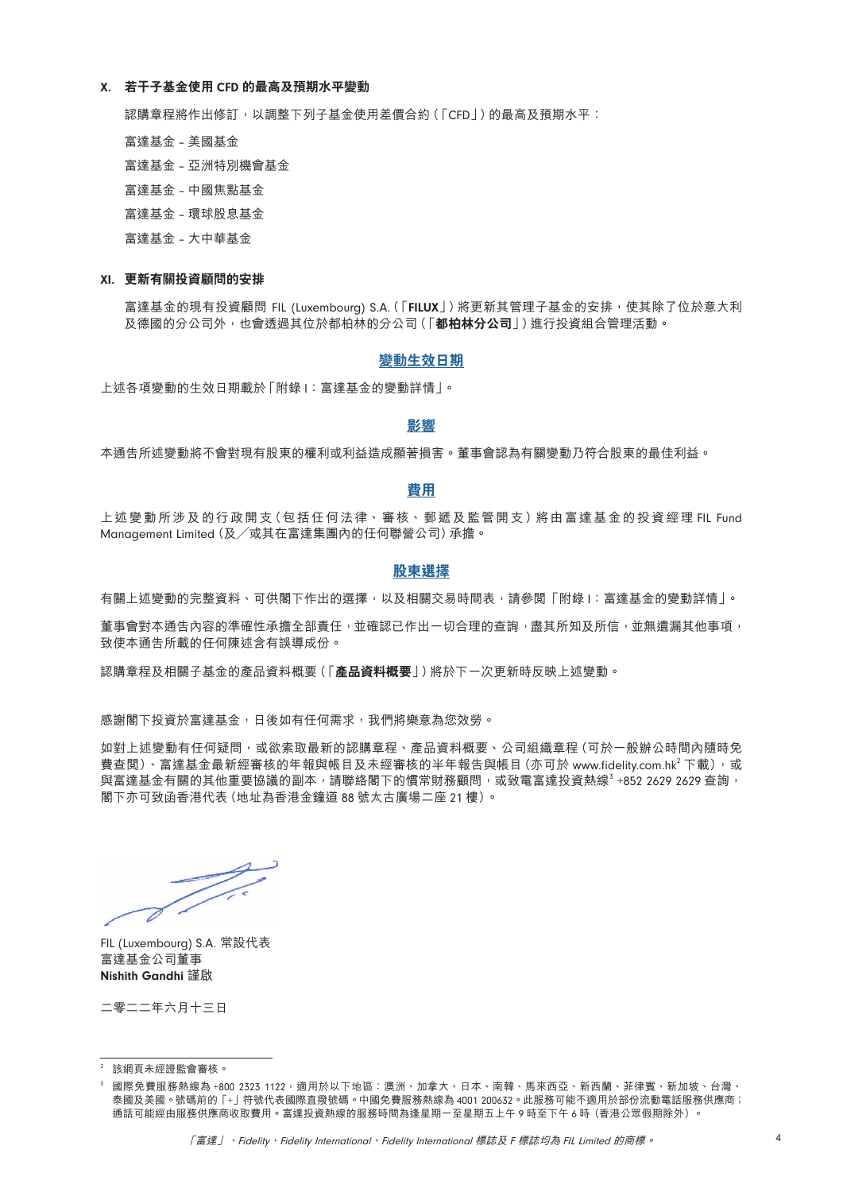### X. 若干子基金使用 CFD 的最高及預期水平變動

認購章程將作出修訂，以調整下列子基金使用差價合約（「CFD」）的最高及預期水平：

富達基金 – 美國基金

富達基金 – 亞洲特別機會基金

富達基金 – 中國焦點基金

富達基金 – 環球股息基金

富達基金 – 大中華基金

### XI. 更新有關投資顧問的安排

富達基金的現有投資顧問 FIL (Luxembourg) S.A.（「**FILUX**」）將更新其管理子基金的安排，使其除了位於意大利及德國的分公司外，也會透過其位於都柏林的分公司（「**都柏林分公司**」）進行投資組合管理活動。

## 變動生效日期

上述各項變動的生效日期載於「附錄 I：富達基金的變動詳情」。

## 影響

本通告所述變動將不會對現有股東的權利或利益造成顯著損害。董事會認為有關變動乃符合股東的最佳利益。

## 費用

上述變動所涉及的行政開支（包括任何法律、審核、郵遞及監管開支）將由富達基金的投資經理 FIL Fund Management Limited（及／或其在富達集團內的任何聯營公司）承擔。

## 股東選擇

有關上述變動的完整資料、可供閣下作出的選擇，以及相關交易時間表，請參閱「附錄 I：富達基金的變動詳情」。

董事會對本通告內容的準確性承擔全部責任，並確認已作出一切合理的查詢，盡其所知及所信，並無遺漏其他事項，致使本通告所載的任何陳述含有誤導成份。

認購章程及相關子基金的產品資料概要（「**產品資料概要**」）將於下一次更新時反映上述變動。

感謝閣下投資於富達基金，日後如有任何需求，我們將樂意為您效勞。

如對上述變動有任何疑問，或欲索取最新的認購章程、產品資料概要、公司組織章程（可於一般辦公時間內隨時免費查閱）、富達基金最新經審核的年報與帳目及未經審核的半年報告與帳目（亦可於 www.fidelity.com.hk[2] 下載），或與富達基金有關的其他重要協議的副本，請聯絡閣下的慣常財務顧問，或致電富達投資熱線[3] +852 2629 2629 查詢，閣下亦可致函香港代表（地址為香港金鐘道 88 號太古廣場二座 21 樓）。

FIL (Luxembourg) S.A. 常設代表
富達基金公司董事
**Nishith Gandhi** 謹啟

二零二二年六月十三日

---

[2] 該網頁未經證監會審核。

[3] 國際免費服務熱線為 +800 2323 1122，適用於以下地區：澳洲、加拿大、日本、南韓、馬來西亞、新西蘭、菲律賓、新加坡、台灣、泰國及美國。號碼前的「+」符號代表國際直撥號碼。中國免費服務熱線為 4001 200632。此服務可能不適用於部份流動電話服務供應商；通話可能經由服務供應商收取費用。富達投資熱線的服務時間為逢星期一至星期五上午 9 時至下午 6 時（香港公眾假期除外）。

*「富達」、Fidelity、Fidelity International、Fidelity International 標誌及 F 標誌均為 FIL Limited 的商標。*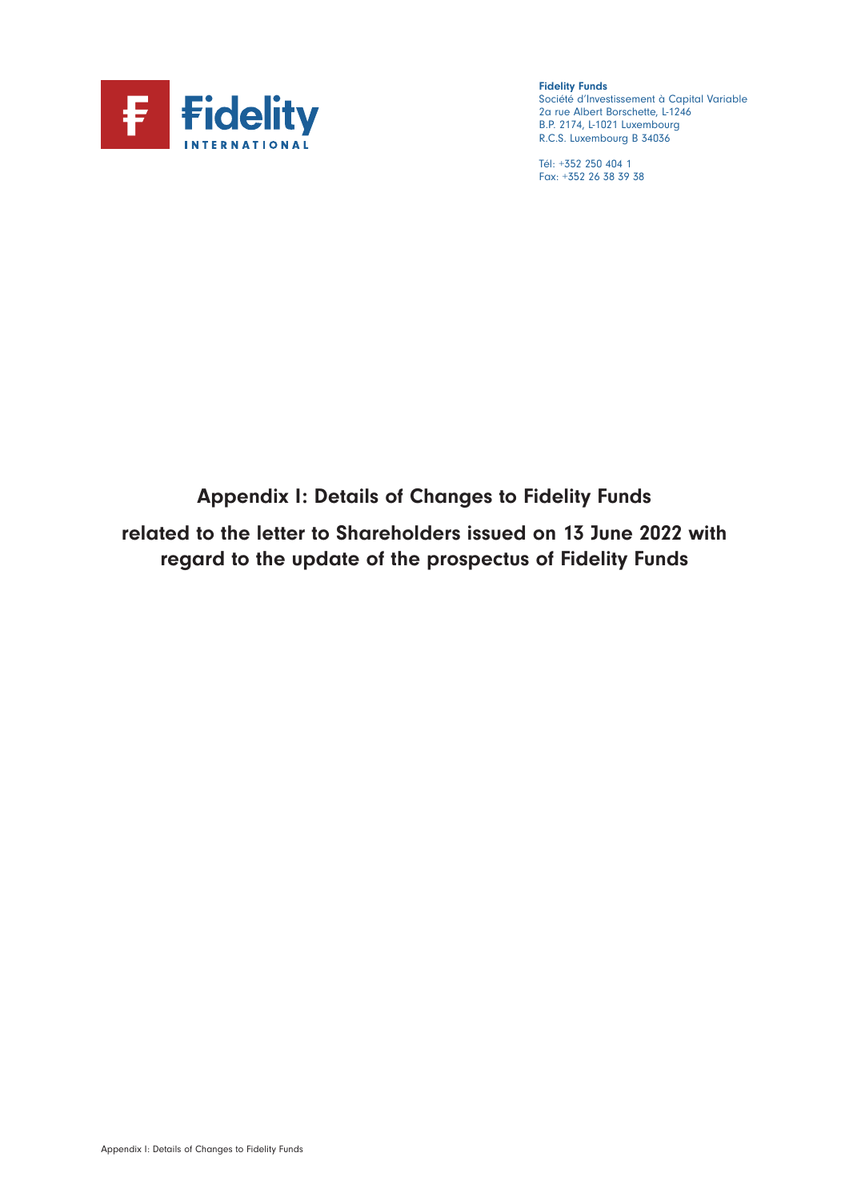**Fidelity Funds**
Société d'Investissement à Capital Variable
2a rue Albert Borschette, L-1246
B.P. 2174, L-1021 Luxembourg
R.C.S. Luxembourg B 34036

Tél: +352 250 404 1
Fax: +352 26 38 39 38

# Appendix I: Details of Changes to Fidelity Funds

## related to the letter to Shareholders issued on 13 June 2022 with regard to the update of the prospectus of Fidelity Funds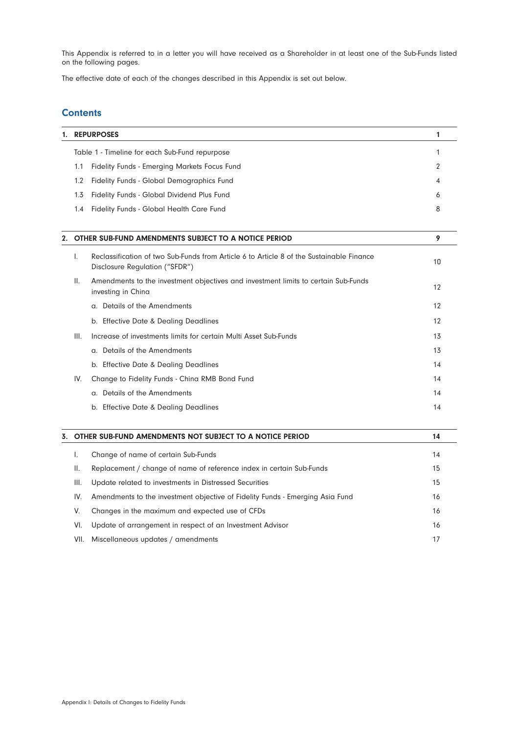This Appendix is referred to in a letter you will have received as a Shareholder in at least one of the Sub-Funds listed on the following pages.

The effective date of each of the changes described in this Appendix is set out below.

## Contents

| | | Page |
|---|---|---|
| **1.** | **REPURPOSES** | **1** |
| | Table 1 - Timeline for each Sub-Fund repurpose | 1 |
| 1.1 | Fidelity Funds - Emerging Markets Focus Fund | 2 |
| 1.2 | Fidelity Funds - Global Demographics Fund | 4 |
| 1.3 | Fidelity Funds - Global Dividend Plus Fund | 6 |
| 1.4 | Fidelity Funds - Global Health Care Fund | 8 |
| **2.** | **OTHER SUB-FUND AMENDMENTS SUBJECT TO A NOTICE PERIOD** | **9** |
| I. | Reclassification of two Sub-Funds from Article 6 to Article 8 of the Sustainable Finance Disclosure Regulation ("SFDR") | 10 |
| II. | Amendments to the investment objectives and investment limits to certain Sub-Funds investing in China | 12 |
| | a. Details of the Amendments | 12 |
| | b. Effective Date & Dealing Deadlines | 12 |
| III. | Increase of investments limits for certain Multi Asset Sub-Funds | 13 |
| | a. Details of the Amendments | 13 |
| | b. Effective Date & Dealing Deadlines | 14 |
| IV. | Change to Fidelity Funds - China RMB Bond Fund | 14 |
| | a. Details of the Amendments | 14 |
| | b. Effective Date & Dealing Deadlines | 14 |
| **3.** | **OTHER SUB-FUND AMENDMENTS NOT SUBJECT TO A NOTICE PERIOD** | **14** |
| I. | Change of name of certain Sub-Funds | 14 |
| II. | Replacement / change of name of reference index in certain Sub-Funds | 15 |
| III. | Update related to investments in Distressed Securities | 15 |
| IV. | Amendments to the investment objective of Fidelity Funds - Emerging Asia Fund | 16 |
| V. | Changes in the maximum and expected use of CFDs | 16 |
| VI. | Update of arrangement in respect of an Investment Advisor | 16 |
| VII. | Miscellaneous updates / amendments | 17 |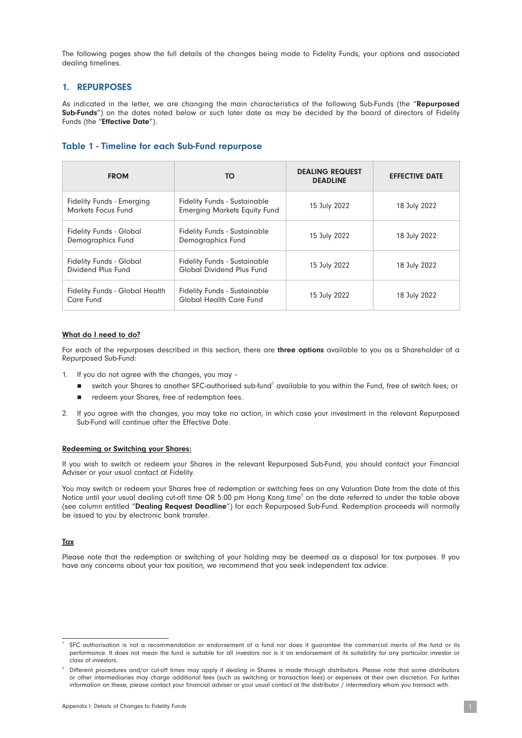The following pages show the full details of the changes being made to Fidelity Funds, your options and associated dealing timelines.

## 1. REPURPOSES

As indicated in the letter, we are changing the main characteristics of the following Sub-Funds (the "**Repurposed Sub-Funds**") on the dates noted below or such later date as may be decided by the board of directors of Fidelity Funds (the "**Effective Date**").

### Table 1 - Timeline for each Sub-Fund repurpose

| FROM | TO | DEALING REQUEST DEADLINE | EFFECTIVE DATE |
| --- | --- | --- | --- |
| Fidelity Funds - Emerging Markets Focus Fund | Fidelity Funds - Sustainable Emerging Markets Equity Fund | 15 July 2022 | 18 July 2022 |
| Fidelity Funds - Global Demographics Fund | Fidelity Funds - Sustainable Demographics Fund | 15 July 2022 | 18 July 2022 |
| Fidelity Funds - Global Dividend Plus Fund | Fidelity Funds - Sustainable Global Dividend Plus Fund | 15 July 2022 | 18 July 2022 |
| Fidelity Funds - Global Health Care Fund | Fidelity Funds - Sustainable Global Health Care Fund | 15 July 2022 | 18 July 2022 |

**What do I need to do?**

For each of the repurposes described in this section, there are **three options** available to you as a Shareholder of a Repurposed Sub-Fund:

1. If you do not agree with the changes, you may –
   - switch your Shares to another SFC-authorised sub-fund[1] available to you within the Fund, free of switch fees; or
   - redeem your Shares, free of redemption fees.
2. If you agree with the changes, you may take no action, in which case your investment in the relevant Repurposed Sub-Fund will continue after the Effective Date.

**Redeeming or Switching your Shares:**

If you wish to switch or redeem your Shares in the relevant Repurposed Sub-Fund, you should contact your Financial Adviser or your usual contact at Fidelity.

You may switch or redeem your Shares free of redemption or switching fees on any Valuation Date from the date of this Notice until your usual dealing cut-off time OR 5:00 pm Hong Kong time[2] on the date referred to under the table above (see column entitled "**Dealing Request Deadline**") for each Repurposed Sub-Fund. Redemption proceeds will normally be issued to you by electronic bank transfer.

**Tax**

Please note that the redemption or switching of your holding may be deemed as a disposal for tax purposes. If you have any concerns about your tax position, we recommend that you seek independent tax advice.

---

[1] SFC authorisation is not a recommendation or endorsement of a fund nor does it guarantee the commercial merits of the fund or its performance. It does not mean the fund is suitable for all investors nor is it an endorsement of its suitability for any particular investor or class of investors.

[2] Different procedures and/or cut-off times may apply if dealing in Shares is made through distributors. Please note that some distributors or other intermediaries may charge additional fees (such as switching or transaction fees) or expenses at their own discretion. For further information on these, please contact your financial adviser or your usual contact at the distributor / intermediary whom you transact with.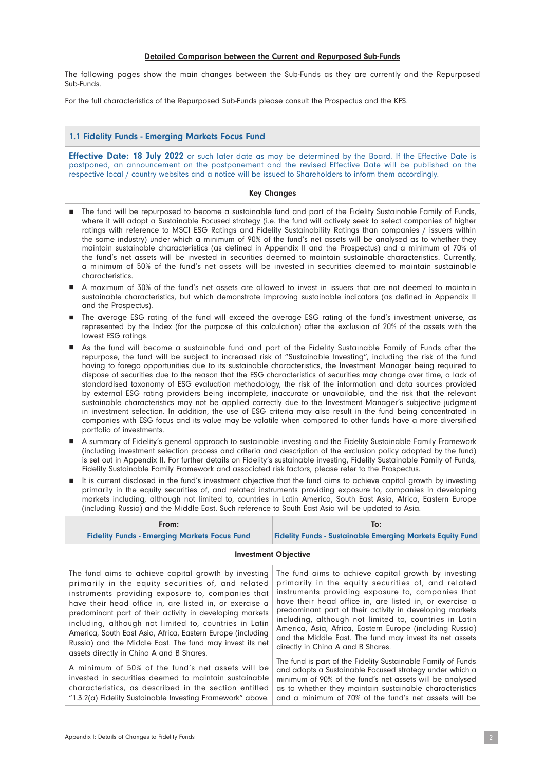**Detailed Comparison between the Current and Repurposed Sub-Funds**

The following pages show the main changes between the Sub-Funds as they are currently and the Repurposed Sub-Funds.

For the full characteristics of the Repurposed Sub-Funds please consult the Prospectus and the KFS.

## 1.1 Fidelity Funds - Emerging Markets Focus Fund

**Effective Date: 18 July 2022** or such later date as may be determined by the Board. If the Effective Date is postponed, an announcement on the postponement and the revised Effective Date will be published on the respective local / country websites and a notice will be issued to Shareholders to inform them accordingly.

### Key Changes

- The fund will be repurposed to become a sustainable fund and part of the Fidelity Sustainable Family of Funds, where it will adopt a Sustainable Focused strategy (i.e. the fund will actively seek to select companies of higher ratings with reference to MSCI ESG Ratings and Fidelity Sustainability Ratings than companies / issuers within the same industry) under which a minimum of 90% of the fund's net assets will be analysed as to whether they maintain sustainable characteristics (as defined in Appendix II and the Prospectus) and a minimum of 70% of the fund's net assets will be invested in securities deemed to maintain sustainable characteristics. Currently, a minimum of 50% of the fund's net assets will be invested in securities deemed to maintain sustainable characteristics.
- A maximum of 30% of the fund's net assets are allowed to invest in issuers that are not deemed to maintain sustainable characteristics, but which demonstrate improving sustainable indicators (as defined in Appendix II and the Prospectus).
- The average ESG rating of the fund will exceed the average ESG rating of the fund's investment universe, as represented by the Index (for the purpose of this calculation) after the exclusion of 20% of the assets with the lowest ESG ratings.
- As the fund will become a sustainable fund and part of the Fidelity Sustainable Family of Funds after the repurpose, the fund will be subject to increased risk of "Sustainable Investing", including the risk of the fund having to forego opportunities due to its sustainable characteristics, the Investment Manager being required to dispose of securities due to the reason that the ESG characteristics of securities may change over time, a lack of standardised taxonomy of ESG evaluation methodology, the risk of the information and data sources provided by external ESG rating providers being incomplete, inaccurate or unavailable, and the risk that the relevant sustainable characteristics may not be applied correctly due to the Investment Manager's subjective judgment in investment selection. In addition, the use of ESG criteria may also result in the fund being concentrated in companies with ESG focus and its value may be volatile when compared to other funds have a more diversified portfolio of investments.
- A summary of Fidelity's general approach to sustainable investing and the Fidelity Sustainable Family Framework (including investment selection process and criteria and description of the exclusion policy adopted by the fund) is set out in Appendix II. For further details on Fidelity's sustainable investing, Fidelity Sustainable Family of Funds, Fidelity Sustainable Family Framework and associated risk factors, please refer to the Prospectus.
- It is current disclosed in the fund's investment objective that the fund aims to achieve capital growth by investing primarily in the equity securities of, and related instruments providing exposure to, companies in developing markets including, although not limited to, countries in Latin America, South East Asia, Africa, Eastern Europe (including Russia) and the Middle East. Such reference to South East Asia will be updated to Asia.

| From: **Fidelity Funds - Emerging Markets Focus Fund** | To: **Fidelity Funds - Sustainable Emerging Markets Equity Fund** |
|---|---|
| **Investment Objective** | |
| The fund aims to achieve capital growth by investing primarily in the equity securities of, and related instruments providing exposure to, companies that have their head office in, are listed in, or exercise a predominant part of their activity in developing markets including, although not limited to, countries in Latin America, South East Asia, Africa, Eastern Europe (including Russia) and the Middle East. The fund may invest its net assets directly in China A and B Shares.<br><br>A minimum of 50% of the fund's net assets will be invested in securities deemed to maintain sustainable characteristics, as described in the section entitled "1.3.2(a) Fidelity Sustainable Investing Framework" above. | The fund aims to achieve capital growth by investing primarily in the equity securities of, and related instruments providing exposure to, companies that have their head office in, are listed in, or exercise a predominant part of their activity in developing markets including, although not limited to, countries in Latin America, Asia, Africa, Eastern Europe (including Russia) and the Middle East. The fund may invest its net assets directly in China A and B Shares.<br><br>The fund is part of the Fidelity Sustainable Family of Funds and adopts a Sustainable Focused strategy under which a minimum of 90% of the fund's net assets will be analysed as to whether they maintain sustainable characteristics and a minimum of 70% of the fund's net assets will be |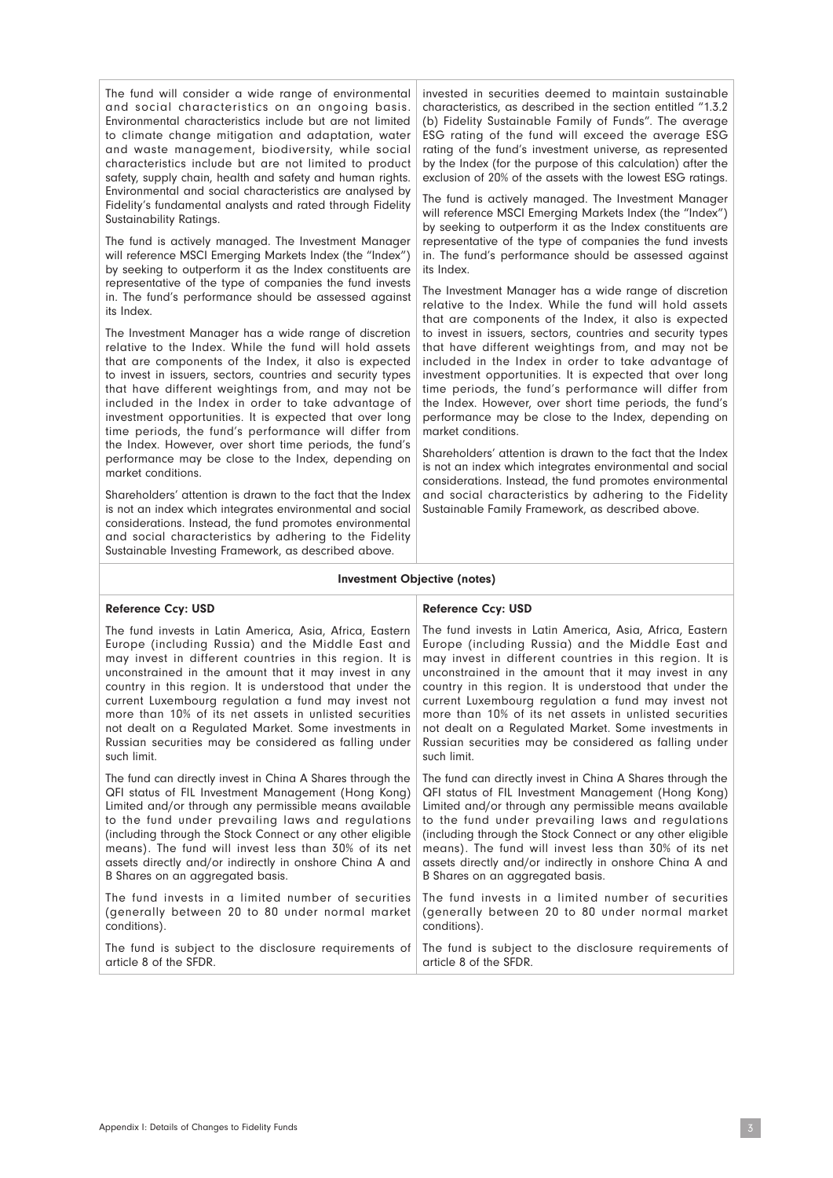| | |
|---|---|
| The fund will consider a wide range of environmental and social characteristics on an ongoing basis. Environmental characteristics include but are not limited to climate change mitigation and adaptation, water and waste management, biodiversity, while social characteristics include but are not limited to product safety, supply chain, health and safety and human rights. Environmental and social characteristics are analysed by Fidelity's fundamental analysts and rated through Fidelity Sustainability Ratings.<br><br>The fund is actively managed. The Investment Manager will reference MSCI Emerging Markets Index (the "Index") by seeking to outperform it as the Index constituents are representative of the type of companies the fund invests in. The fund's performance should be assessed against its Index.<br><br>The Investment Manager has a wide range of discretion relative to the Index. While the fund will hold assets that are components of the Index, it also is expected to invest in issuers, sectors, countries and security types that have different weightings from, and may not be included in the Index in order to take advantage of investment opportunities. It is expected that over long time periods, the fund's performance will differ from the Index. However, over short time periods, the fund's performance may be close to the Index, depending on market conditions.<br><br>Shareholders' attention is drawn to the fact that the Index is not an index which integrates environmental and social considerations. Instead, the fund promotes environmental and social characteristics by adhering to the Fidelity Sustainable Investing Framework, as described above. | invested in securities deemed to maintain sustainable characteristics, as described in the section entitled "1.3.2 (b) Fidelity Sustainable Family of Funds". The average ESG rating of the fund will exceed the average ESG rating of the fund's investment universe, as represented by the Index (for the purpose of this calculation) after the exclusion of 20% of the assets with the lowest ESG ratings.<br><br>The fund is actively managed. The Investment Manager will reference MSCI Emerging Markets Index (the "Index") by seeking to outperform it as the Index constituents are representative of the type of companies the fund invests in. The fund's performance should be assessed against its Index.<br><br>The Investment Manager has a wide range of discretion relative to the Index. While the fund will hold assets that are components of the Index, it also is expected to invest in issuers, sectors, countries and security types that have different weightings from, and may not be included in the Index in order to take advantage of investment opportunities. It is expected that over long time periods, the fund's performance will differ from the Index. However, over short time periods, the fund's performance may be close to the Index, depending on market conditions.<br><br>Shareholders' attention is drawn to the fact that the Index is not an index which integrates environmental and social considerations. Instead, the fund promotes environmental and social characteristics by adhering to the Fidelity Sustainable Family Framework, as described above. |
| **Investment Objective (notes)** | |
| **Reference Ccy: USD**<br><br>The fund invests in Latin America, Asia, Africa, Eastern Europe (including Russia) and the Middle East and may invest in different countries in this region. It is unconstrained in the amount that it may invest in any country in this region. It is understood that under the current Luxembourg regulation a fund may invest not more than 10% of its net assets in unlisted securities not dealt on a Regulated Market. Some investments in Russian securities may be considered as falling under such limit.<br><br>The fund can directly invest in China A Shares through the QFI status of FIL Investment Management (Hong Kong) Limited and/or through any permissible means available to the fund under prevailing laws and regulations (including through the Stock Connect or any other eligible means). The fund will invest less than 30% of its net assets directly and/or indirectly in onshore China A and B Shares on an aggregated basis.<br><br>The fund invests in a limited number of securities (generally between 20 to 80 under normal market conditions).<br><br>The fund is subject to the disclosure requirements of article 8 of the SFDR. | **Reference Ccy: USD**<br><br>The fund invests in Latin America, Asia, Africa, Eastern Europe (including Russia) and the Middle East and may invest in different countries in this region. It is unconstrained in the amount that it may invest in any country in this region. It is understood that under the current Luxembourg regulation a fund may invest not more than 10% of its net assets in unlisted securities not dealt on a Regulated Market. Some investments in Russian securities may be considered as falling under such limit.<br><br>The fund can directly invest in China A Shares through the QFI status of FIL Investment Management (Hong Kong) Limited and/or through any permissible means available to the fund under prevailing laws and regulations (including through the Stock Connect or any other eligible means). The fund will invest less than 30% of its net assets directly and/or indirectly in onshore China A and B Shares on an aggregated basis.<br><br>The fund invests in a limited number of securities (generally between 20 to 80 under normal market conditions).<br><br>The fund is subject to the disclosure requirements of article 8 of the SFDR. |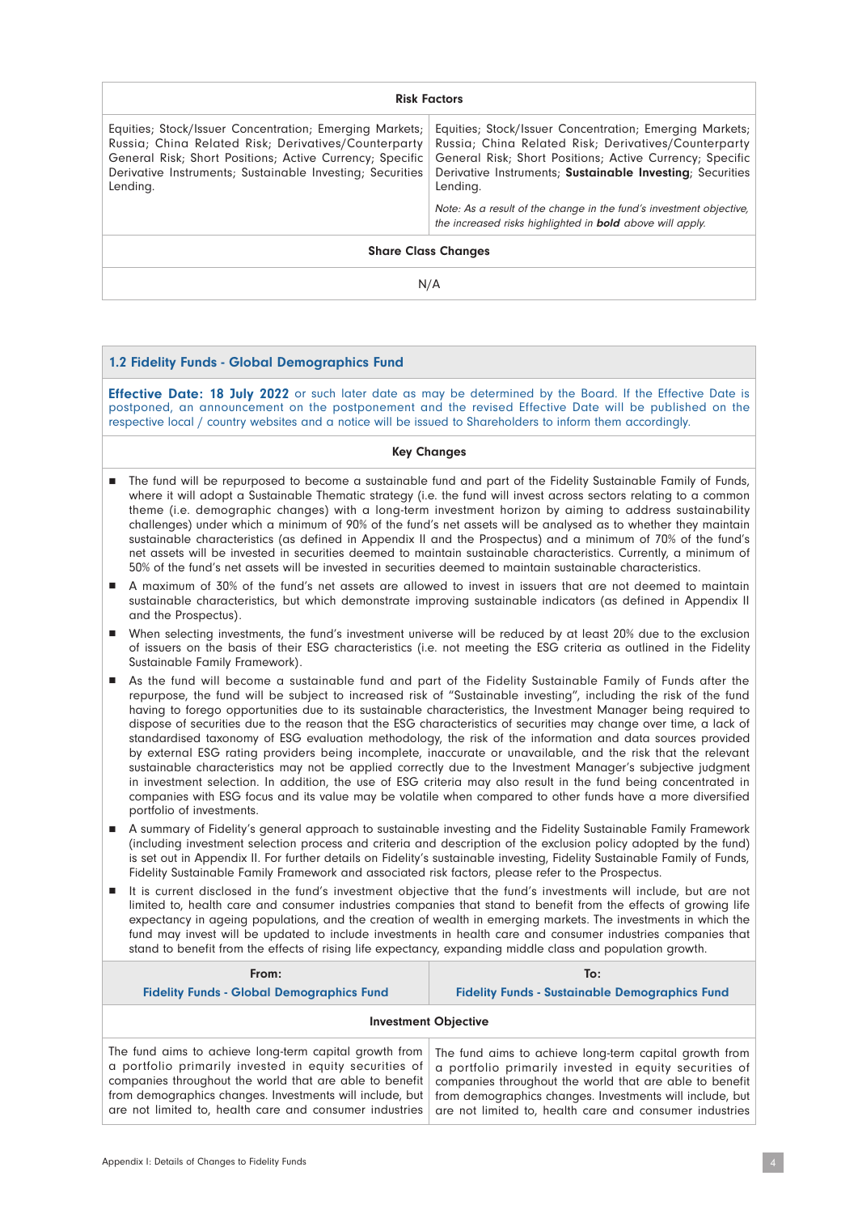| Risk Factors | |
|---|---|
| Equities; Stock/Issuer Concentration; Emerging Markets; Russia; China Related Risk; Derivatives/Counterparty General Risk; Short Positions; Active Currency; Specific Derivative Instruments; Sustainable Investing; Securities Lending. | Equities; Stock/Issuer Concentration; Emerging Markets; Russia; China Related Risk; Derivatives/Counterparty General Risk; Short Positions; Active Currency; Specific Derivative Instruments; **Sustainable Investing**; Securities Lending.<br><br>*Note: As a result of the change in the fund's investment objective, the increased risks highlighted in **bold** above will apply.* |
| **Share Class Changes** | |
| N/A | |

## 1.2 Fidelity Funds - Global Demographics Fund

**Effective Date: 18 July 2022** or such later date as may be determined by the Board. If the Effective Date is postponed, an announcement on the postponement and the revised Effective Date will be published on the respective local / country websites and a notice will be issued to Shareholders to inform them accordingly.

**Key Changes**

- The fund will be repurposed to become a sustainable fund and part of the Fidelity Sustainable Family of Funds, where it will adopt a Sustainable Thematic strategy (i.e. the fund will invest across sectors relating to a common theme (i.e. demographic changes) with a long-term investment horizon by aiming to address sustainability challenges) under which a minimum of 90% of the fund's net assets will be analysed as to whether they maintain sustainable characteristics (as defined in Appendix II and the Prospectus) and a minimum of 70% of the fund's net assets will be invested in securities deemed to maintain sustainable characteristics. Currently, a minimum of 50% of the fund's net assets will be invested in securities deemed to maintain sustainable characteristics.
- A maximum of 30% of the fund's net assets are allowed to invest in issuers that are not deemed to maintain sustainable characteristics, but which demonstrate improving sustainable indicators (as defined in Appendix II and the Prospectus).
- When selecting investments, the fund's investment universe will be reduced by at least 20% due to the exclusion of issuers on the basis of their ESG characteristics (i.e. not meeting the ESG criteria as outlined in the Fidelity Sustainable Family Framework).
- As the fund will become a sustainable fund and part of the Fidelity Sustainable Family of Funds after the repurpose, the fund will be subject to increased risk of "Sustainable investing", including the risk of the fund having to forego opportunities due to its sustainable characteristics, the Investment Manager being required to dispose of securities due to the reason that the ESG characteristics of securities may change over time, a lack of standardised taxonomy of ESG evaluation methodology, the risk of the information and data sources provided by external ESG rating providers being incomplete, inaccurate or unavailable, and the risk that the relevant sustainable characteristics may not be applied correctly due to the Investment Manager's subjective judgment in investment selection. In addition, the use of ESG criteria may also result in the fund being concentrated in companies with ESG focus and its value may be volatile when compared to other funds have a more diversified portfolio of investments.
- A summary of Fidelity's general approach to sustainable investing and the Fidelity Sustainable Family Framework (including investment selection process and criteria and description of the exclusion policy adopted by the fund) is set out in Appendix II. For further details on Fidelity's sustainable investing, Fidelity Sustainable Family of Funds, Fidelity Sustainable Family Framework and associated risk factors, please refer to the Prospectus.
- It is current disclosed in the fund's investment objective that the fund's investments will include, but are not limited to, health care and consumer industries companies that stand to benefit from the effects of growing life expectancy in ageing populations, and the creation of wealth in emerging markets. The investments in which the fund may invest will be updated to include investments in health care and consumer industries companies that stand to benefit from the effects of rising life expectancy, expanding middle class and population growth.

| From:<br>Fidelity Funds - Global Demographics Fund | To:<br>Fidelity Funds - Sustainable Demographics Fund |
|---|---|
| **Investment Objective** | |
| The fund aims to achieve long-term capital growth from a portfolio primarily invested in equity securities of companies throughout the world that are able to benefit from demographics changes. Investments will include, but are not limited to, health care and consumer industries | The fund aims to achieve long-term capital growth from a portfolio primarily invested in equity securities of companies throughout the world that are able to benefit from demographics changes. Investments will include, but are not limited to, health care and consumer industries |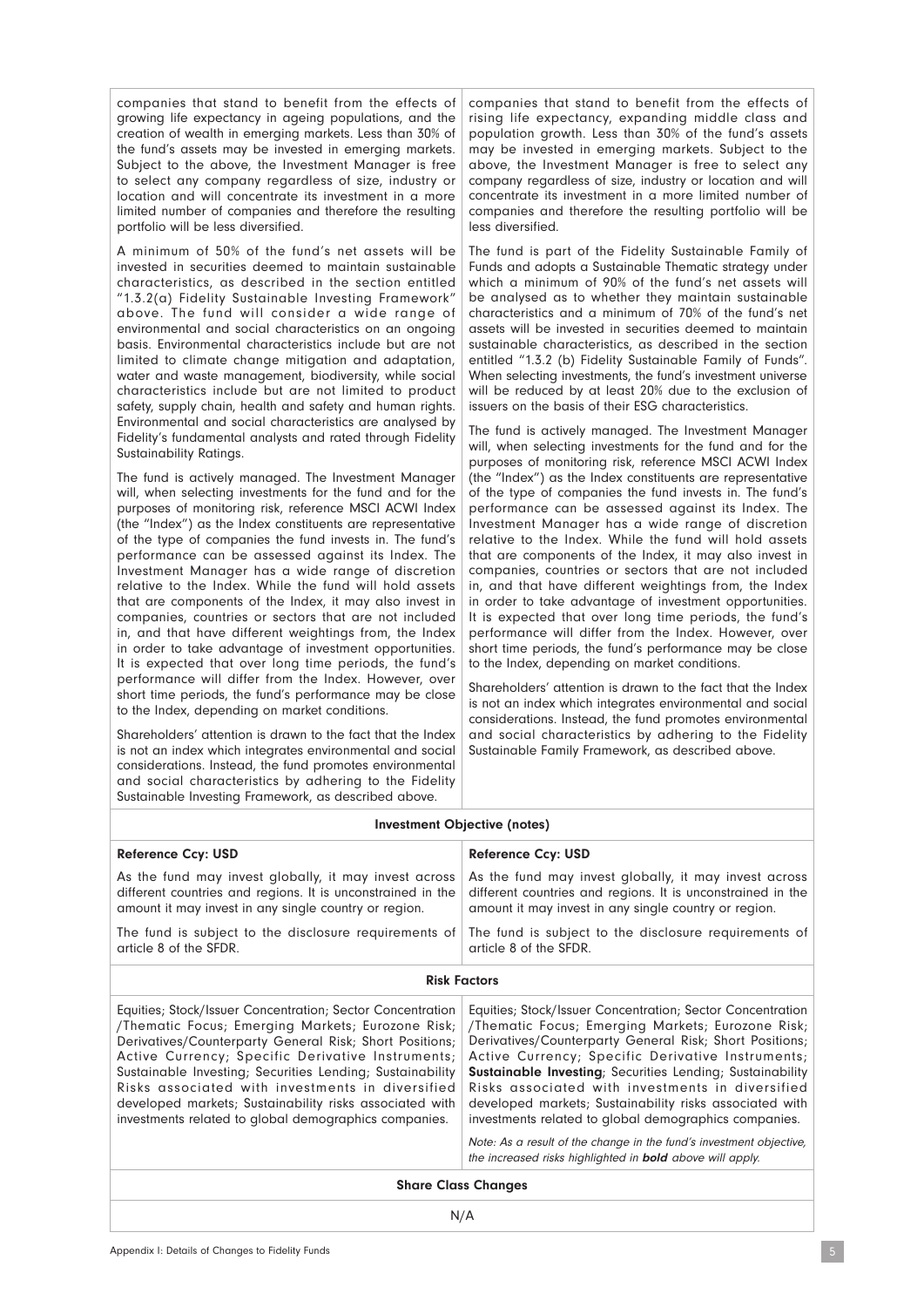| | |
|---|---|
| companies that stand to benefit from the effects of growing life expectancy in ageing populations, and the creation of wealth in emerging markets. Less than 30% of the fund's assets may be invested in emerging markets. Subject to the above, the Investment Manager is free to select any company regardless of size, industry or location and will concentrate its investment in a more limited number of companies and therefore the resulting portfolio will be less diversified.<br><br>A minimum of 50% of the fund's net assets will be invested in securities deemed to maintain sustainable characteristics, as described in the section entitled "1.3.2(a) Fidelity Sustainable Investing Framework" above. The fund will consider a wide range of environmental and social characteristics on an ongoing basis. Environmental characteristics include but are not limited to climate change mitigation and adaptation, water and waste management, biodiversity, while social characteristics include but are not limited to product safety, supply chain, health and safety and human rights. Environmental and social characteristics are analysed by Fidelity's fundamental analysts and rated through Fidelity Sustainability Ratings.<br><br>The fund is actively managed. The Investment Manager will, when selecting investments for the fund and for the purposes of monitoring risk, reference MSCI ACWI Index (the "Index") as the Index constituents are representative of the type of companies the fund invests in. The fund's performance can be assessed against its Index. The Investment Manager has a wide range of discretion relative to the Index. While the fund will hold assets that are components of the Index, it may also invest in companies, countries or sectors that are not included in, and that have different weightings from, the Index in order to take advantage of investment opportunities. It is expected that over long time periods, the fund's performance will differ from the Index. However, over short time periods, the fund's performance may be close to the Index, depending on market conditions.<br><br>Shareholders' attention is drawn to the fact that the Index is not an index which integrates environmental and social considerations. Instead, the fund promotes environmental and social characteristics by adhering to the Fidelity Sustainable Investing Framework, as described above. | companies that stand to benefit from the effects of rising life expectancy, expanding middle class and population growth. Less than 30% of the fund's assets may be invested in emerging markets. Subject to the above, the Investment Manager is free to select any company regardless of size, industry or location and will concentrate its investment in a more limited number of companies and therefore the resulting portfolio will be less diversified.<br><br>The fund is part of the Fidelity Sustainable Family of Funds and adopts a Sustainable Thematic strategy under which a minimum of 90% of the fund's net assets will be analysed as to whether they maintain sustainable characteristics and a minimum of 70% of the fund's net assets will be invested in securities deemed to maintain sustainable characteristics, as described in the section entitled "1.3.2 (b) Fidelity Sustainable Family of Funds". When selecting investments, the fund's investment universe will be reduced by at least 20% due to the exclusion of issuers on the basis of their ESG characteristics.<br><br>The fund is actively managed. The Investment Manager will, when selecting investments for the fund and for the purposes of monitoring risk, reference MSCI ACWI Index (the "Index") as the Index constituents are representative of the type of companies the fund invests in. The fund's performance can be assessed against its Index. The Investment Manager has a wide range of discretion relative to the Index. While the fund will hold assets that are components of the Index, it may also invest in companies, countries or sectors that are not included in, and that have different weightings from, the Index in order to take advantage of investment opportunities. It is expected that over long time periods, the fund's performance will differ from the Index. However, over short time periods, the fund's performance may be close to the Index, depending on market conditions.<br><br>Shareholders' attention is drawn to the fact that the Index is not an index which integrates environmental and social considerations. Instead, the fund promotes environmental and social characteristics by adhering to the Fidelity Sustainable Family Framework, as described above. |
| **Investment Objective (notes)** | |
| **Reference Ccy: USD**<br><br>As the fund may invest globally, it may invest across different countries and regions. It is unconstrained in the amount it may invest in any single country or region.<br><br>The fund is subject to the disclosure requirements of article 8 of the SFDR. | **Reference Ccy: USD**<br><br>As the fund may invest globally, it may invest across different countries and regions. It is unconstrained in the amount it may invest in any single country or region.<br><br>The fund is subject to the disclosure requirements of article 8 of the SFDR. |
| **Risk Factors** | |
| Equities; Stock/Issuer Concentration; Sector Concentration /Thematic Focus; Emerging Markets; Eurozone Risk; Derivatives/Counterparty General Risk; Short Positions; Active Currency; Specific Derivative Instruments; Sustainable Investing; Securities Lending; Sustainability Risks associated with investments in diversified developed markets; Sustainability risks associated with investments related to global demographics companies. | Equities; Stock/Issuer Concentration; Sector Concentration /Thematic Focus; Emerging Markets; Eurozone Risk; Derivatives/Counterparty General Risk; Short Positions; Active Currency; Specific Derivative Instruments; **Sustainable Investing**; Securities Lending; Sustainability Risks associated with investments in diversified developed markets; Sustainability risks associated with investments related to global demographics companies.<br><br>*Note: As a result of the change in the fund's investment objective, the increased risks highlighted in **bold** above will apply.* |
| **Share Class Changes** | |
| N/A | |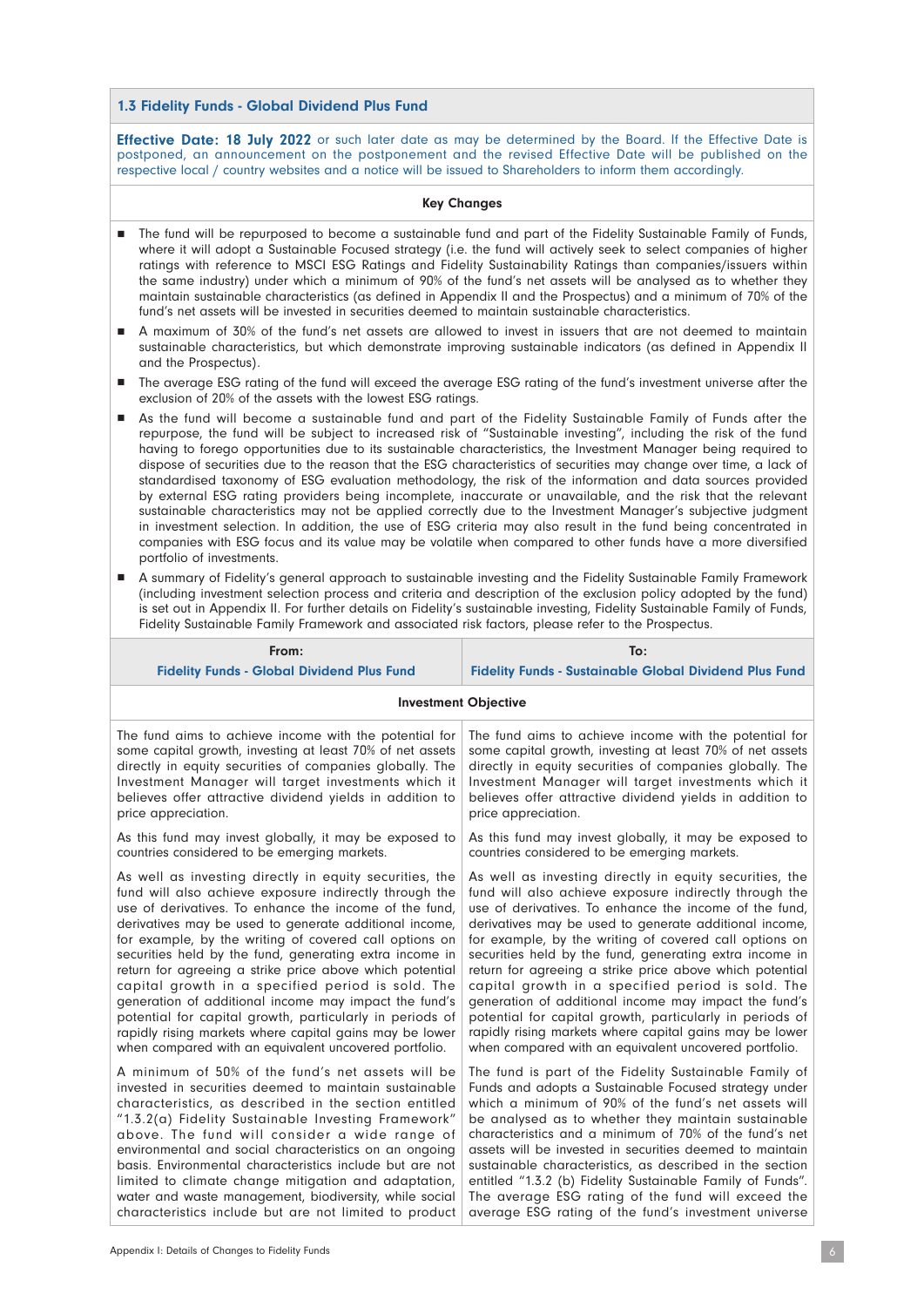## 1.3 Fidelity Funds - Global Dividend Plus Fund

**Effective Date: 18 July 2022** or such later date as may be determined by the Board. If the Effective Date is postponed, an announcement on the postponement and the revised Effective Date will be published on the respective local / country websites and a notice will be issued to Shareholders to inform them accordingly.

**Key Changes**

- The fund will be repurposed to become a sustainable fund and part of the Fidelity Sustainable Family of Funds, where it will adopt a Sustainable Focused strategy (i.e. the fund will actively seek to select companies of higher ratings with reference to MSCI ESG Ratings and Fidelity Sustainability Ratings than companies/issuers within the same industry) under which a minimum of 90% of the fund's net assets will be analysed as to whether they maintain sustainable characteristics (as defined in Appendix II and the Prospectus) and a minimum of 70% of the fund's net assets will be invested in securities deemed to maintain sustainable characteristics.
- A maximum of 30% of the fund's net assets are allowed to invest in issuers that are not deemed to maintain sustainable characteristics, but which demonstrate improving sustainable indicators (as defined in Appendix II and the Prospectus).
- The average ESG rating of the fund will exceed the average ESG rating of the fund's investment universe after the exclusion of 20% of the assets with the lowest ESG ratings.
- As the fund will become a sustainable fund and part of the Fidelity Sustainable Family of Funds after the repurpose, the fund will be subject to increased risk of "Sustainable investing", including the risk of the fund having to forego opportunities due to its sustainable characteristics, the Investment Manager being required to dispose of securities due to the reason that the ESG characteristics of securities may change over time, a lack of standardised taxonomy of ESG evaluation methodology, the risk of the information and data sources provided by external ESG rating providers being incomplete, inaccurate or unavailable, and the risk that the relevant sustainable characteristics may not be applied correctly due to the Investment Manager's subjective judgment in investment selection. In addition, the use of ESG criteria may also result in the fund being concentrated in companies with ESG focus and its value may be volatile when compared to other funds have a more diversified portfolio of investments.
- A summary of Fidelity's general approach to sustainable investing and the Fidelity Sustainable Family Framework (including investment selection process and criteria and description of the exclusion policy adopted by the fund) is set out in Appendix II. For further details on Fidelity's sustainable investing, Fidelity Sustainable Family of Funds, Fidelity Sustainable Family Framework and associated risk factors, please refer to the Prospectus.

| From: Fidelity Funds - Global Dividend Plus Fund | To: Fidelity Funds - Sustainable Global Dividend Plus Fund |
|---|---|
| **Investment Objective** | |
| The fund aims to achieve income with the potential for some capital growth, investing at least 70% of net assets directly in equity securities of companies globally. The Investment Manager will target investments which it believes offer attractive dividend yields in addition to price appreciation. | The fund aims to achieve income with the potential for some capital growth, investing at least 70% of net assets directly in equity securities of companies globally. The Investment Manager will target investments which it believes offer attractive dividend yields in addition to price appreciation. |
| As this fund may invest globally, it may be exposed to countries considered to be emerging markets. | As this fund may invest globally, it may be exposed to countries considered to be emerging markets. |
| As well as investing directly in equity securities, the fund will also achieve exposure indirectly through the use of derivatives. To enhance the income of the fund, derivatives may be used to generate additional income, for example, by the writing of covered call options on securities held by the fund, generating extra income in return for agreeing a strike price above which potential capital growth in a specified period is sold. The generation of additional income may impact the fund's potential for capital growth, particularly in periods of rapidly rising markets where capital gains may be lower when compared with an equivalent uncovered portfolio. | As well as investing directly in equity securities, the fund will also achieve exposure indirectly through the use of derivatives. To enhance the income of the fund, derivatives may be used to generate additional income, for example, by the writing of covered call options on securities held by the fund, generating extra income in return for agreeing a strike price above which potential capital growth in a specified period is sold. The generation of additional income may impact the fund's potential for capital growth, particularly in periods of rapidly rising markets where capital gains may be lower when compared with an equivalent uncovered portfolio. |
| A minimum of 50% of the fund's net assets will be invested in securities deemed to maintain sustainable characteristics, as described in the section entitled "1.3.2(a) Fidelity Sustainable Investing Framework" above. The fund will consider a wide range of environmental and social characteristics on an ongoing basis. Environmental characteristics include but are not limited to climate change mitigation and adaptation, water and waste management, biodiversity, while social characteristics include but are not limited to product | The fund is part of the Fidelity Sustainable Family of Funds and adopts a Sustainable Focused strategy under which a minimum of 90% of the fund's net assets will be analysed as to whether they maintain sustainable characteristics and a minimum of 70% of the fund's net assets will be invested in securities deemed to maintain sustainable characteristics, as described in the section entitled "1.3.2 (b) Fidelity Sustainable Family of Funds". The average ESG rating of the fund will exceed the average ESG rating of the fund's investment universe |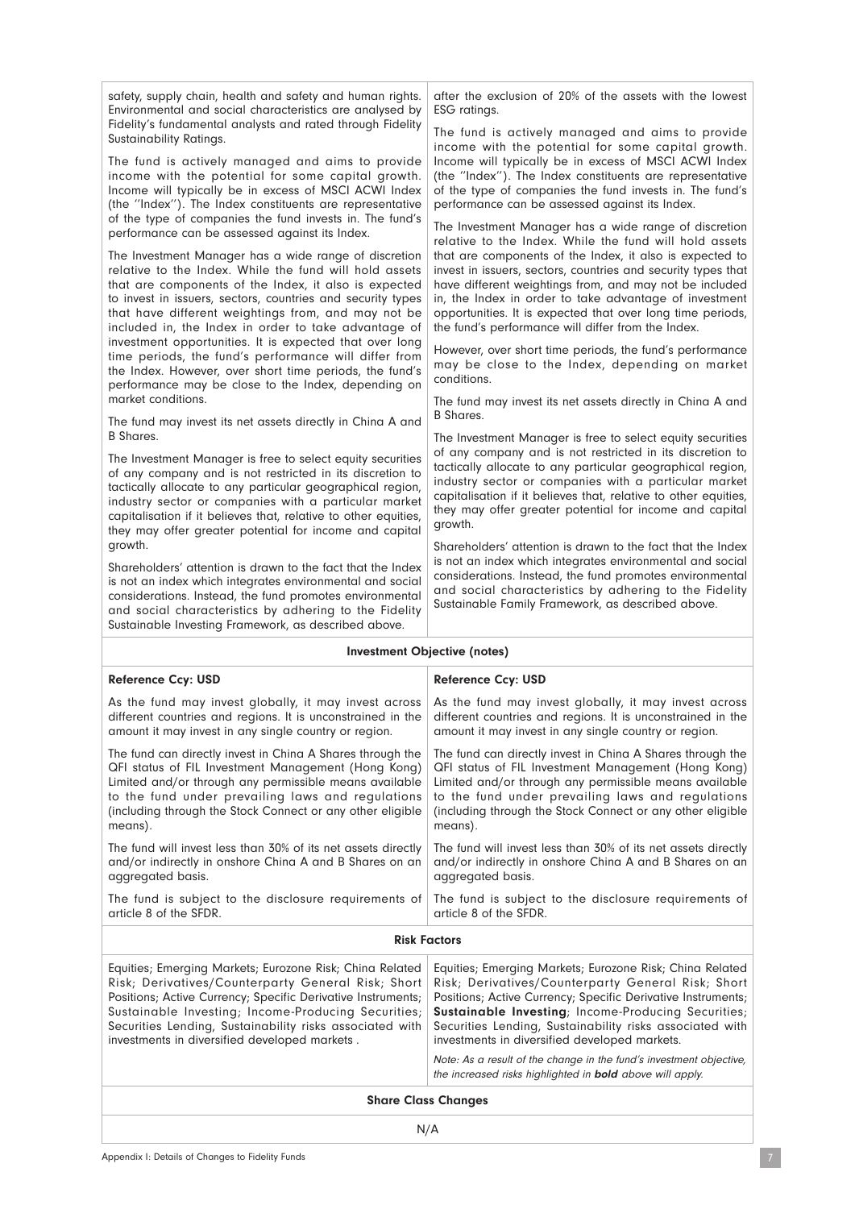| | |
|---|---|
| safety, supply chain, health and safety and human rights. Environmental and social characteristics are analysed by Fidelity's fundamental analysts and rated through Fidelity Sustainability Ratings.<br><br>The fund is actively managed and aims to provide income with the potential for some capital growth. Income will typically be in excess of MSCI ACWI Index (the ''Index''). The Index constituents are representative of the type of companies the fund invests in. The fund's performance can be assessed against its Index.<br><br>The Investment Manager has a wide range of discretion relative to the Index. While the fund will hold assets that are components of the Index, it also is expected to invest in issuers, sectors, countries and security types that have different weightings from, and may not be included in, the Index in order to take advantage of investment opportunities. It is expected that over long time periods, the fund's performance will differ from the Index. However, over short time periods, the fund's performance may be close to the Index, depending on market conditions.<br><br>The fund may invest its net assets directly in China A and B Shares.<br><br>The Investment Manager is free to select equity securities of any company and is not restricted in its discretion to tactically allocate to any particular geographical region, industry sector or companies with a particular market capitalisation if it believes that, relative to other equities, they may offer greater potential for income and capital growth.<br><br>Shareholders' attention is drawn to the fact that the Index is not an index which integrates environmental and social considerations. Instead, the fund promotes environmental and social characteristics by adhering to the Fidelity Sustainable Investing Framework, as described above. | after the exclusion of 20% of the assets with the lowest ESG ratings.<br><br>The fund is actively managed and aims to provide income with the potential for some capital growth. Income will typically be in excess of MSCI ACWI Index (the ''Index''). The Index constituents are representative of the type of companies the fund invests in. The fund's performance can be assessed against its Index.<br><br>The Investment Manager has a wide range of discretion relative to the Index. While the fund will hold assets that are components of the Index, it also is expected to invest in issuers, sectors, countries and security types that have different weightings from, and may not be included in, the Index in order to take advantage of investment opportunities. It is expected that over long time periods, the fund's performance will differ from the Index.<br><br>However, over short time periods, the fund's performance may be close to the Index, depending on market conditions.<br><br>The fund may invest its net assets directly in China A and B Shares.<br><br>The Investment Manager is free to select equity securities of any company and is not restricted in its discretion to tactically allocate to any particular geographical region, industry sector or companies with a particular market capitalisation if it believes that, relative to other equities, they may offer greater potential for income and capital growth.<br><br>Shareholders' attention is drawn to the fact that the Index is not an index which integrates environmental and social considerations. Instead, the fund promotes environmental and social characteristics by adhering to the Fidelity Sustainable Family Framework, as described above. |
| **Investment Objective (notes)** | |
| **Reference Ccy: USD**<br><br>As the fund may invest globally, it may invest across different countries and regions. It is unconstrained in the amount it may invest in any single country or region.<br><br>The fund can directly invest in China A Shares through the QFI status of FIL Investment Management (Hong Kong) Limited and/or through any permissible means available to the fund under prevailing laws and regulations (including through the Stock Connect or any other eligible means).<br><br>The fund will invest less than 30% of its net assets directly and/or indirectly in onshore China A and B Shares on an aggregated basis.<br><br>The fund is subject to the disclosure requirements of article 8 of the SFDR. | **Reference Ccy: USD**<br><br>As the fund may invest globally, it may invest across different countries and regions. It is unconstrained in the amount it may invest in any single country or region.<br><br>The fund can directly invest in China A Shares through the QFI status of FIL Investment Management (Hong Kong) Limited and/or through any permissible means available to the fund under prevailing laws and regulations (including through the Stock Connect or any other eligible means).<br><br>The fund will invest less than 30% of its net assets directly and/or indirectly in onshore China A and B Shares on an aggregated basis.<br><br>The fund is subject to the disclosure requirements of article 8 of the SFDR. |
| **Risk Factors** | |
| Equities; Emerging Markets; Eurozone Risk; China Related Risk; Derivatives/Counterparty General Risk; Short Positions; Active Currency; Specific Derivative Instruments; Sustainable Investing; Income-Producing Securities; Securities Lending, Sustainability risks associated with investments in diversified developed markets . | Equities; Emerging Markets; Eurozone Risk; China Related Risk; Derivatives/Counterparty General Risk; Short Positions; Active Currency; Specific Derivative Instruments; **Sustainable Investing**; Income-Producing Securities; Securities Lending, Sustainability risks associated with investments in diversified developed markets.<br><br>*Note: As a result of the change in the fund's investment objective, the increased risks highlighted in **bold** above will apply.* |
| **Share Class Changes** | |
| N/A | |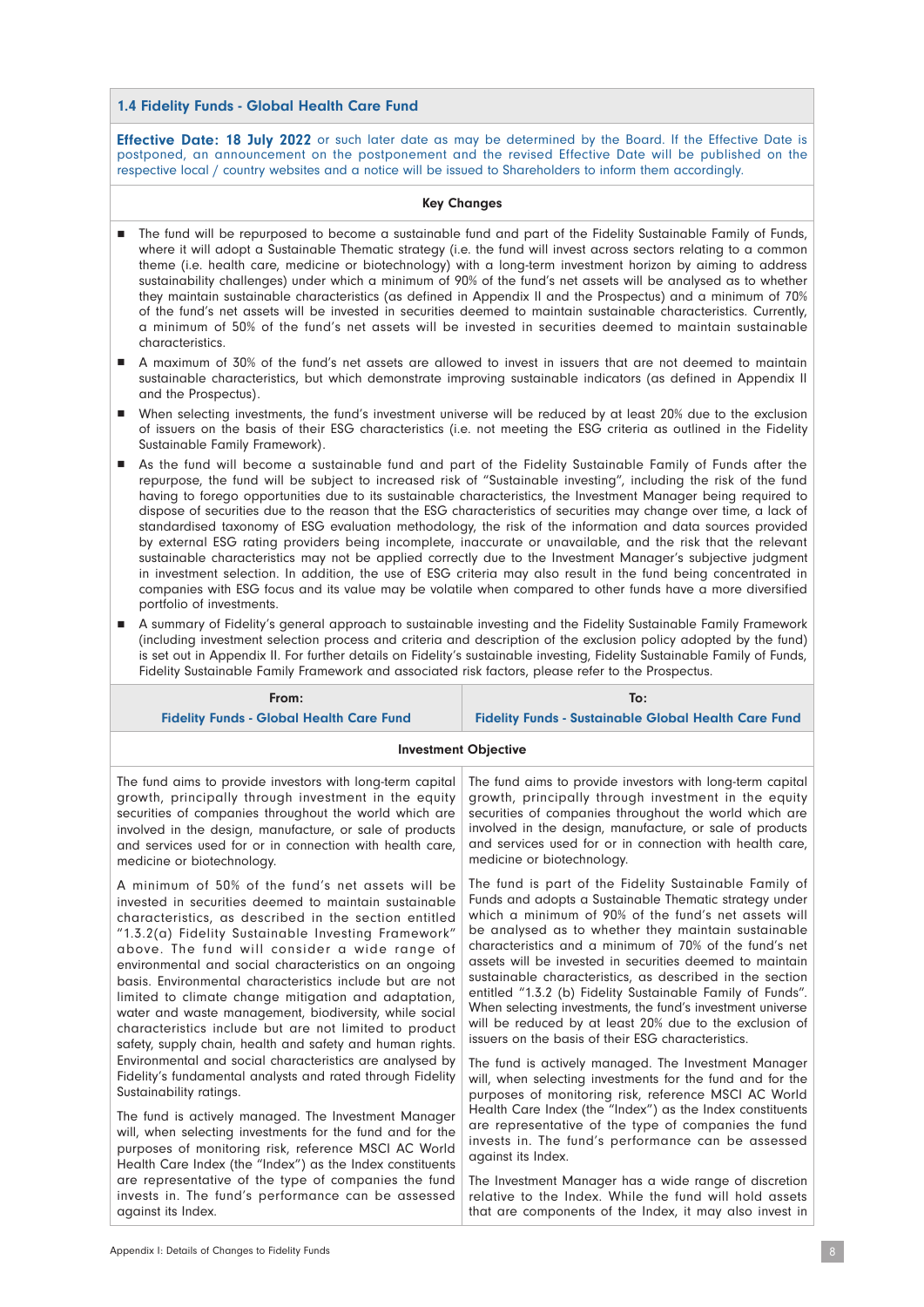### 1.4 Fidelity Funds - Global Health Care Fund

**Effective Date: 18 July 2022** or such later date as may be determined by the Board. If the Effective Date is postponed, an announcement on the postponement and the revised Effective Date will be published on the respective local / country websites and a notice will be issued to Shareholders to inform them accordingly.

**Key Changes**

- The fund will be repurposed to become a sustainable fund and part of the Fidelity Sustainable Family of Funds, where it will adopt a Sustainable Thematic strategy (i.e. the fund will invest across sectors relating to a common theme (i.e. health care, medicine or biotechnology) with a long-term investment horizon by aiming to address sustainability challenges) under which a minimum of 90% of the fund's net assets will be analysed as to whether they maintain sustainable characteristics (as defined in Appendix II and the Prospectus) and a minimum of 70% of the fund's net assets will be invested in securities deemed to maintain sustainable characteristics. Currently, a minimum of 50% of the fund's net assets will be invested in securities deemed to maintain sustainable characteristics.
- A maximum of 30% of the fund's net assets are allowed to invest in issuers that are not deemed to maintain sustainable characteristics, but which demonstrate improving sustainable indicators (as defined in Appendix II and the Prospectus).
- When selecting investments, the fund's investment universe will be reduced by at least 20% due to the exclusion of issuers on the basis of their ESG characteristics (i.e. not meeting the ESG criteria as outlined in the Fidelity Sustainable Family Framework).
- As the fund will become a sustainable fund and part of the Fidelity Sustainable Family of Funds after the repurpose, the fund will be subject to increased risk of "Sustainable investing", including the risk of the fund having to forego opportunities due to its sustainable characteristics, the Investment Manager being required to dispose of securities due to the reason that the ESG characteristics of securities may change over time, a lack of standardised taxonomy of ESG evaluation methodology, the risk of the information and data sources provided by external ESG rating providers being incomplete, inaccurate or unavailable, and the risk that the relevant sustainable characteristics may not be applied correctly due to the Investment Manager's subjective judgment in investment selection. In addition, the use of ESG criteria may also result in the fund being concentrated in companies with ESG focus and its value may be volatile when compared to other funds have a more diversified portfolio of investments.
- A summary of Fidelity's general approach to sustainable investing and the Fidelity Sustainable Family Framework (including investment selection process and criteria and description of the exclusion policy adopted by the fund) is set out in Appendix II. For further details on Fidelity's sustainable investing, Fidelity Sustainable Family of Funds, Fidelity Sustainable Family Framework and associated risk factors, please refer to the Prospectus.

| From: Fidelity Funds - Global Health Care Fund | To: Fidelity Funds - Sustainable Global Health Care Fund |
|---|---|
| **Investment Objective** | |
| The fund aims to provide investors with long-term capital growth, principally through investment in the equity securities of companies throughout the world which are involved in the design, manufacture, or sale of products and services used for or in connection with health care, medicine or biotechnology. | The fund aims to provide investors with long-term capital growth, principally through investment in the equity securities of companies throughout the world which are involved in the design, manufacture, or sale of products and services used for or in connection with health care, medicine or biotechnology. |
| A minimum of 50% of the fund's net assets will be invested in securities deemed to maintain sustainable characteristics, as described in the section entitled "1.3.2(a) Fidelity Sustainable Investing Framework" above. The fund will consider a wide range of environmental and social characteristics on an ongoing basis. Environmental characteristics include but are not limited to climate change mitigation and adaptation, water and waste management, biodiversity, while social characteristics include but are not limited to product safety, supply chain, health and safety and human rights. Environmental and social characteristics are analysed by Fidelity's fundamental analysts and rated through Fidelity Sustainability ratings. | The fund is part of the Fidelity Sustainable Family of Funds and adopts a Sustainable Thematic strategy under which a minimum of 90% of the fund's net assets will be analysed as to whether they maintain sustainable characteristics and a minimum of 70% of the fund's net assets will be invested in securities deemed to maintain sustainable characteristics, as described in the section entitled "1.3.2 (b) Fidelity Sustainable Family of Funds". When selecting investments, the fund's investment universe will be reduced by at least 20% due to the exclusion of issuers on the basis of their ESG characteristics. |
| The fund is actively managed. The Investment Manager will, when selecting investments for the fund and for the purposes of monitoring risk, reference MSCI AC World Health Care Index (the "Index") as the Index constituents are representative of the type of companies the fund invests in. The fund's performance can be assessed against its Index. | The fund is actively managed. The Investment Manager will, when selecting investments for the fund and for the purposes of monitoring risk, reference MSCI AC World Health Care Index (the "Index") as the Index constituents are representative of the type of companies the fund invests in. The fund's performance can be assessed against its Index. |
| | The Investment Manager has a wide range of discretion relative to the Index. While the fund will hold assets that are components of the Index, it may also invest in |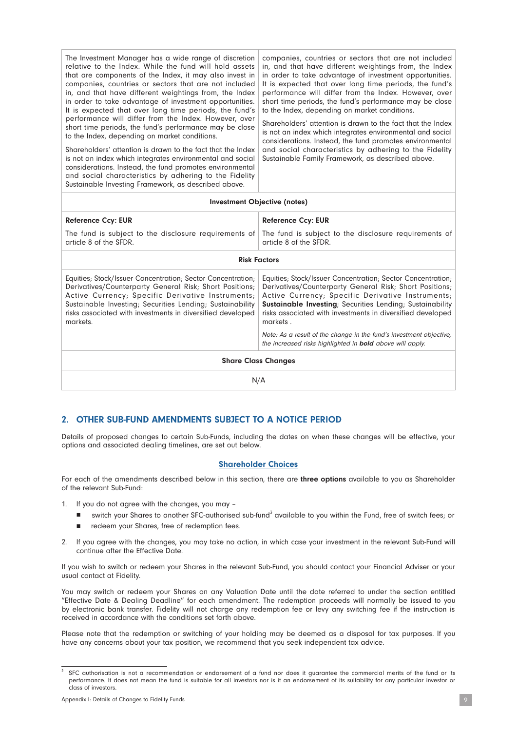| | |
|---|---|
| The Investment Manager has a wide range of discretion relative to the Index. While the fund will hold assets that are components of the Index, it may also invest in companies, countries or sectors that are not included in, and that have different weightings from, the Index in order to take advantage of investment opportunities. It is expected that over long time periods, the fund's performance will differ from the Index. However, over short time periods, the fund's performance may be close to the Index, depending on market conditions.<br><br>Shareholders' attention is drawn to the fact that the Index is not an index which integrates environmental and social considerations. Instead, the fund promotes environmental and social characteristics by adhering to the Fidelity Sustainable Investing Framework, as described above. | companies, countries or sectors that are not included in, and that have different weightings from, the Index in order to take advantage of investment opportunities. It is expected that over long time periods, the fund's performance will differ from the Index. However, over short time periods, the fund's performance may be close to the Index, depending on market conditions.<br><br>Shareholders' attention is drawn to the fact that the Index is not an index which integrates environmental and social considerations. Instead, the fund promotes environmental and social characteristics by adhering to the Fidelity Sustainable Family Framework, as described above. |
| **Investment Objective (notes)** | |
| **Reference Ccy: EUR**<br><br>The fund is subject to the disclosure requirements of article 8 of the SFDR. | **Reference Ccy: EUR**<br><br>The fund is subject to the disclosure requirements of article 8 of the SFDR. |
| **Risk Factors** | |
| Equities; Stock/Issuer Concentration; Sector Concentration; Derivatives/Counterparty General Risk; Short Positions; Active Currency; Specific Derivative Instruments; Sustainable Investing; Securities Lending; Sustainability risks associated with investments in diversified developed markets. | Equities; Stock/Issuer Concentration; Sector Concentration; Derivatives/Counterparty General Risk; Short Positions; Active Currency; Specific Derivative Instruments; **Sustainable Investing**; Securities Lending; Sustainability risks associated with investments in diversified developed markets .<br><br>*Note: As a result of the change in the fund's investment objective, the increased risks highlighted in **bold** above will apply.* |
| **Share Class Changes** | |
| N/A | |

## 2. OTHER SUB-FUND AMENDMENTS SUBJECT TO A NOTICE PERIOD

Details of proposed changes to certain Sub-Funds, including the dates on when these changes will be effective, your options and associated dealing timelines, are set out below.

**Shareholder Choices**

For each of the amendments described below in this section, there are **three options** available to you as Shareholder of the relevant Sub-Fund:

1. If you do not agree with the changes, you may –
   - switch your Shares to another SFC-authorised sub-fund[3] available to you within the Fund, free of switch fees; or
   - redeem your Shares, free of redemption fees.
2. If you agree with the changes, you may take no action, in which case your investment in the relevant Sub-Fund will continue after the Effective Date.

If you wish to switch or redeem your Shares in the relevant Sub-Fund, you should contact your Financial Adviser or your usual contact at Fidelity.

You may switch or redeem your Shares on any Valuation Date until the date referred to under the section entitled "Effective Date & Dealing Deadline" for each amendment. The redemption proceeds will normally be issued to you by electronic bank transfer. Fidelity will not charge any redemption fee or levy any switching fee if the instruction is received in accordance with the conditions set forth above.

Please note that the redemption or switching of your holding may be deemed as a disposal for tax purposes. If you have any concerns about your tax position, we recommend that you seek independent tax advice.

[3] SFC authorisation is not a recommendation or endorsement of a fund nor does it guarantee the commercial merits of the fund or its performance. It does not mean the fund is suitable for all investors nor is it an endorsement of its suitability for any particular investor or class of investors.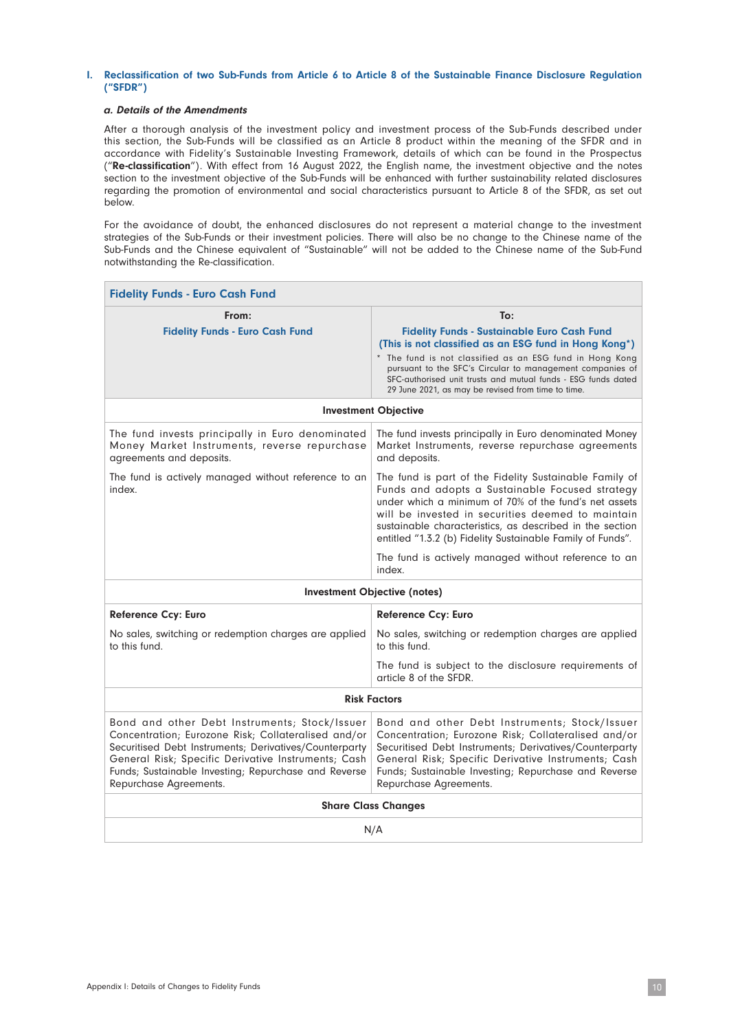### I. Reclassification of two Sub-Funds from Article 6 to Article 8 of the Sustainable Finance Disclosure Regulation ("SFDR")

#### *a. Details of the Amendments*

After a thorough analysis of the investment policy and investment process of the Sub-Funds described under this section, the Sub-Funds will be classified as an Article 8 product within the meaning of the SFDR and in accordance with Fidelity's Sustainable Investing Framework, details of which can be found in the Prospectus ("**Re-classification**"). With effect from 16 August 2022, the English name, the investment objective and the notes section to the investment objective of the Sub-Funds will be enhanced with further sustainability related disclosures regarding the promotion of environmental and social characteristics pursuant to Article 8 of the SFDR, as set out below.

For the avoidance of doubt, the enhanced disclosures do not represent a material change to the investment strategies of the Sub-Funds or their investment policies. There will also be no change to the Chinese name of the Sub-Funds and the Chinese equivalent of "Sustainable" will not be added to the Chinese name of the Sub-Fund notwithstanding the Re-classification.

| **Fidelity Funds - Euro Cash Fund** | |
|---|---|
| **From:**<br>**Fidelity Funds - Euro Cash Fund** | **To:**<br>**Fidelity Funds - Sustainable Euro Cash Fund**<br>**(This is not classified as an ESG fund in Hong Kong*)**<br>* The fund is not classified as an ESG fund in Hong Kong pursuant to the SFC's Circular to management companies of SFC-authorised unit trusts and mutual funds - ESG funds dated 29 June 2021, as may be revised from time to time. |
| **Investment Objective** | |
| The fund invests principally in Euro denominated Money Market Instruments, reverse repurchase agreements and deposits.<br><br>The fund is actively managed without reference to an index. | The fund invests principally in Euro denominated Money Market Instruments, reverse repurchase agreements and deposits.<br><br>The fund is part of the Fidelity Sustainable Family of Funds and adopts a Sustainable Focused strategy under which a minimum of 70% of the fund's net assets will be invested in securities deemed to maintain sustainable characteristics, as described in the section entitled "1.3.2 (b) Fidelity Sustainable Family of Funds".<br><br>The fund is actively managed without reference to an index. |
| **Investment Objective (notes)** | |
| **Reference Ccy: Euro**<br><br>No sales, switching or redemption charges are applied to this fund. | **Reference Ccy: Euro**<br><br>No sales, switching or redemption charges are applied to this fund.<br><br>The fund is subject to the disclosure requirements of article 8 of the SFDR. |
| **Risk Factors** | |
| Bond and other Debt Instruments; Stock/Issuer Concentration; Eurozone Risk; Collateralised and/or Securitised Debt Instruments; Derivatives/Counterparty General Risk; Specific Derivative Instruments; Cash Funds; Sustainable Investing; Repurchase and Reverse Repurchase Agreements. | Bond and other Debt Instruments; Stock/Issuer Concentration; Eurozone Risk; Collateralised and/or Securitised Debt Instruments; Derivatives/Counterparty General Risk; Specific Derivative Instruments; Cash Funds; Sustainable Investing; Repurchase and Reverse Repurchase Agreements. |
| **Share Class Changes** | |
| N/A | |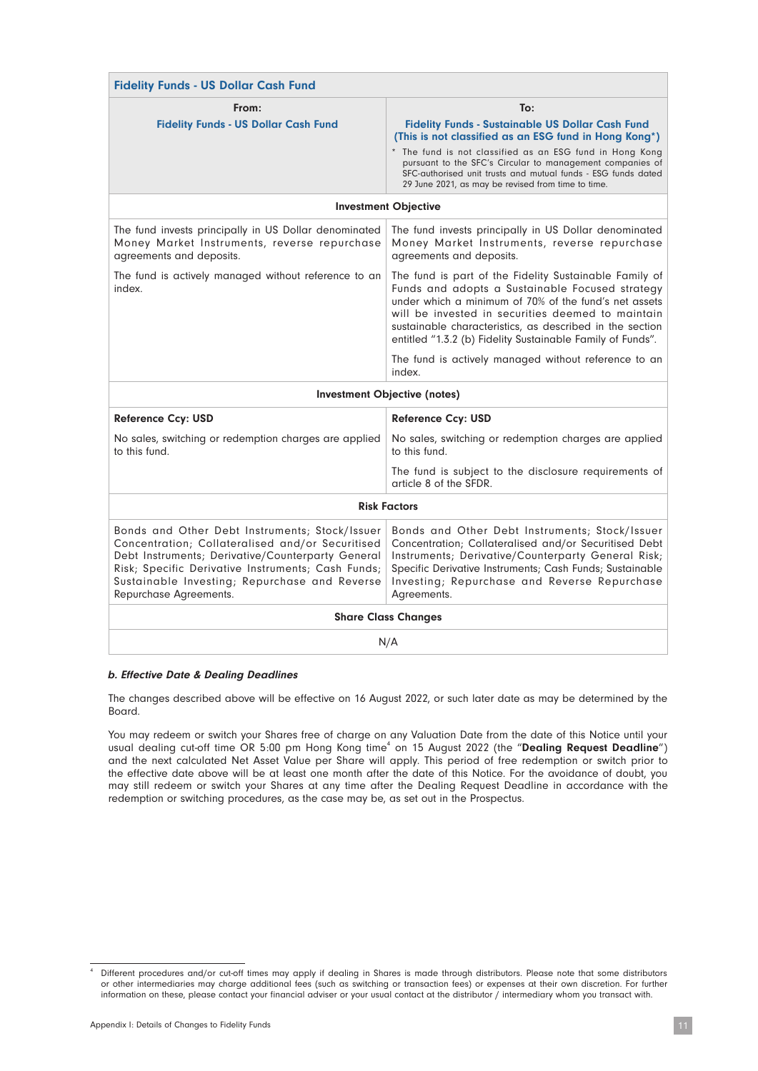| Fidelity Funds - US Dollar Cash Fund | |
|---|---|
| **From:**<br>**Fidelity Funds - US Dollar Cash Fund** | **To:**<br>**Fidelity Funds - Sustainable US Dollar Cash Fund (This is not classified as an ESG fund in Hong Kong*)**<br>* The fund is not classified as an ESG fund in Hong Kong pursuant to the SFC's Circular to management companies of SFC-authorised unit trusts and mutual funds - ESG funds dated 29 June 2021, as may be revised from time to time. |
| **Investment Objective** | |
| The fund invests principally in US Dollar denominated Money Market Instruments, reverse repurchase agreements and deposits.<br><br>The fund is actively managed without reference to an index. | The fund invests principally in US Dollar denominated Money Market Instruments, reverse repurchase agreements and deposits.<br><br>The fund is part of the Fidelity Sustainable Family of Funds and adopts a Sustainable Focused strategy under which a minimum of 70% of the fund's net assets will be invested in securities deemed to maintain sustainable characteristics, as described in the section entitled "1.3.2 (b) Fidelity Sustainable Family of Funds".<br><br>The fund is actively managed without reference to an index. |
| **Investment Objective (notes)** | |
| **Reference Ccy: USD**<br><br>No sales, switching or redemption charges are applied to this fund. | **Reference Ccy: USD**<br><br>No sales, switching or redemption charges are applied to this fund.<br><br>The fund is subject to the disclosure requirements of article 8 of the SFDR. |
| **Risk Factors** | |
| Bonds and Other Debt Instruments; Stock/Issuer Concentration; Collateralised and/or Securitised Debt Instruments; Derivative/Counterparty General Risk; Specific Derivative Instruments; Cash Funds; Sustainable Investing; Repurchase and Reverse Repurchase Agreements. | Bonds and Other Debt Instruments; Stock/Issuer Concentration; Collateralised and/or Securitised Debt Instruments; Derivative/Counterparty General Risk; Specific Derivative Instruments; Cash Funds; Sustainable Investing; Repurchase and Reverse Repurchase Agreements. |
| **Share Class Changes** | |
| N/A | |

### *b. Effective Date & Dealing Deadlines*

The changes described above will be effective on 16 August 2022, or such later date as may be determined by the Board.

You may redeem or switch your Shares free of charge on any Valuation Date from the date of this Notice until your usual dealing cut-off time OR 5:00 pm Hong Kong time[4] on 15 August 2022 (the "**Dealing Request Deadline**") and the next calculated Net Asset Value per Share will apply. This period of free redemption or switch prior to the effective date above will be at least one month after the date of this Notice. For the avoidance of doubt, you may still redeem or switch your Shares at any time after the Dealing Request Deadline in accordance with the redemption or switching procedures, as the case may be, as set out in the Prospectus.

[4] Different procedures and/or cut-off times may apply if dealing in Shares is made through distributors. Please note that some distributors or other intermediaries may charge additional fees (such as switching or transaction fees) or expenses at their own discretion. For further information on these, please contact your financial adviser or your usual contact at the distributor / intermediary whom you transact with.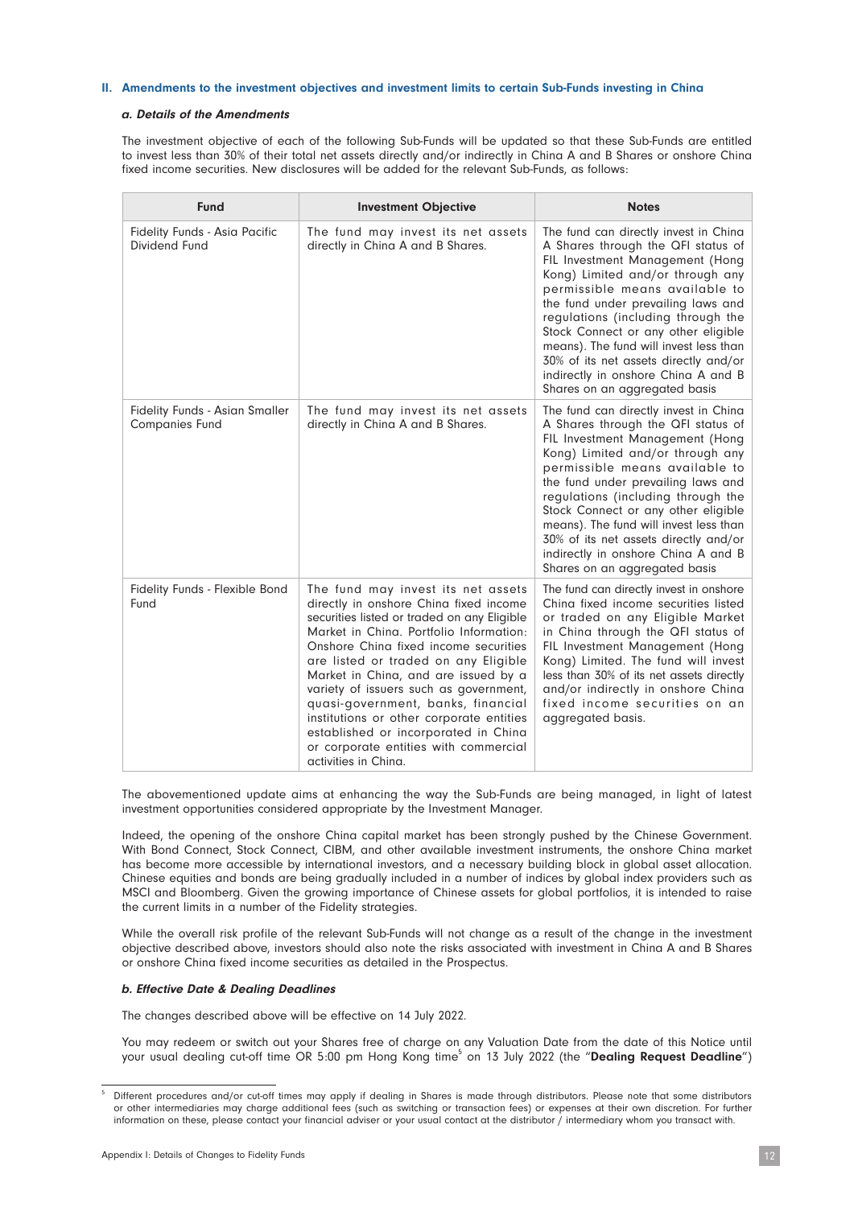## II. Amendments to the investment objectives and investment limits to certain Sub-Funds investing in China

### *a. Details of the Amendments*

The investment objective of each of the following Sub-Funds will be updated so that these Sub-Funds are entitled to invest less than 30% of their total net assets directly and/or indirectly in China A and B Shares or onshore China fixed income securities. New disclosures will be added for the relevant Sub-Funds, as follows:

| Fund | Investment Objective | Notes |
|---|---|---|
| Fidelity Funds - Asia Pacific Dividend Fund | The fund may invest its net assets directly in China A and B Shares. | The fund can directly invest in China A Shares through the QFI status of FIL Investment Management (Hong Kong) Limited and/or through any permissible means available to the fund under prevailing laws and regulations (including through the Stock Connect or any other eligible means). The fund will invest less than 30% of its net assets directly and/or indirectly in onshore China A and B Shares on an aggregated basis |
| Fidelity Funds - Asian Smaller Companies Fund | The fund may invest its net assets directly in China A and B Shares. | The fund can directly invest in China A Shares through the QFI status of FIL Investment Management (Hong Kong) Limited and/or through any permissible means available to the fund under prevailing laws and regulations (including through the Stock Connect or any other eligible means). The fund will invest less than 30% of its net assets directly and/or indirectly in onshore China A and B Shares on an aggregated basis |
| Fidelity Funds - Flexible Bond Fund | The fund may invest its net assets directly in onshore China fixed income securities listed or traded on any Eligible Market in China. Portfolio Information: Onshore China fixed income securities are listed or traded on any Eligible Market in China, and are issued by a variety of issuers such as government, quasi-government, banks, financial institutions or other corporate entities established or incorporated in China or corporate entities with commercial activities in China. | The fund can directly invest in onshore China fixed income securities listed or traded on any Eligible Market in China through the QFI status of FIL Investment Management (Hong Kong) Limited. The fund will invest less than 30% of its net assets directly and/or indirectly in onshore China fixed income securities on an aggregated basis. |

The abovementioned update aims at enhancing the way the Sub-Funds are being managed, in light of latest investment opportunities considered appropriate by the Investment Manager.

Indeed, the opening of the onshore China capital market has been strongly pushed by the Chinese Government. With Bond Connect, Stock Connect, CIBM, and other available investment instruments, the onshore China market has become more accessible by international investors, and a necessary building block in global asset allocation. Chinese equities and bonds are being gradually included in a number of indices by global index providers such as MSCI and Bloomberg. Given the growing importance of Chinese assets for global portfolios, it is intended to raise the current limits in a number of the Fidelity strategies.

While the overall risk profile of the relevant Sub-Funds will not change as a result of the change in the investment objective described above, investors should also note the risks associated with investment in China A and B Shares or onshore China fixed income securities as detailed in the Prospectus.

### *b. Effective Date & Dealing Deadlines*

The changes described above will be effective on 14 July 2022.

You may redeem or switch out your Shares free of charge on any Valuation Date from the date of this Notice until your usual dealing cut-off time OR 5:00 pm Hong Kong time[5] on 13 July 2022 (the "**Dealing Request Deadline**")

[5] Different procedures and/or cut-off times may apply if dealing in Shares is made through distributors. Please note that some distributors or other intermediaries may charge additional fees (such as switching or transaction fees) or expenses at their own discretion. For further information on these, please contact your financial adviser or your usual contact at the distributor / intermediary whom you transact with.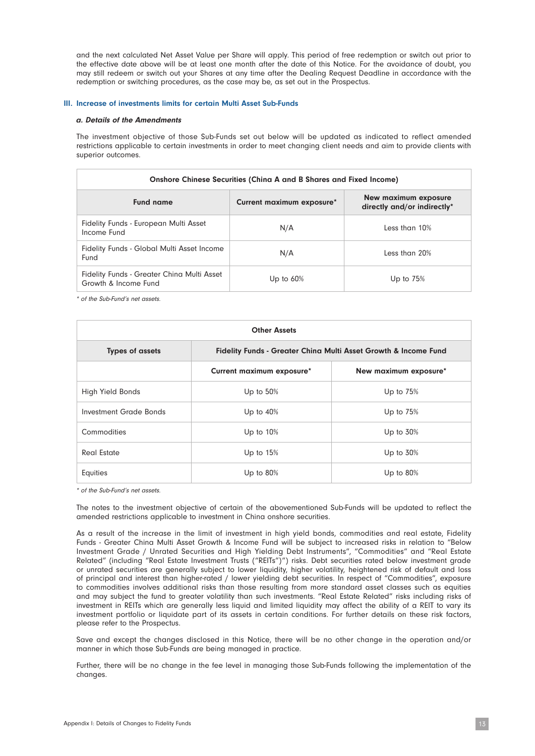and the next calculated Net Asset Value per Share will apply. This period of free redemption or switch out prior to the effective date above will be at least one month after the date of this Notice. For the avoidance of doubt, you may still redeem or switch out your Shares at any time after the Dealing Request Deadline in accordance with the redemption or switching procedures, as the case may be, as set out in the Prospectus.

### III. Increase of investments limits for certain Multi Asset Sub-Funds

#### *a. Details of the Amendments*

The investment objective of those Sub-Funds set out below will be updated as indicated to reflect amended restrictions applicable to certain investments in order to meet changing client needs and aim to provide clients with superior outcomes.

| Onshore Chinese Securities (China A and B Shares and Fixed Income) | | |
|---|---|---|
| **Fund name** | **Current maximum exposure*** | **New maximum exposure directly and/or indirectly*** |
| Fidelity Funds - European Multi Asset Income Fund | N/A | Less than 10% |
| Fidelity Funds - Global Multi Asset Income Fund | N/A | Less than 20% |
| Fidelity Funds - Greater China Multi Asset Growth & Income Fund | Up to 60% | Up to 75% |

*\* of the Sub-Fund's net assets.*

| Other Assets | | |
|---|---|---|
| **Types of assets** | **Fidelity Funds - Greater China Multi Asset Growth & Income Fund** | |
| | **Current maximum exposure*** | **New maximum exposure*** |
| High Yield Bonds | Up to 50% | Up to 75% |
| Investment Grade Bonds | Up to 40% | Up to 75% |
| Commodities | Up to 10% | Up to 30% |
| Real Estate | Up to 15% | Up to 30% |
| Equities | Up to 80% | Up to 80% |

*\* of the Sub-Fund's net assets.*

The notes to the investment objective of certain of the abovementioned Sub-Funds will be updated to reflect the amended restrictions applicable to investment in China onshore securities.

As a result of the increase in the limit of investment in high yield bonds, commodities and real estate, Fidelity Funds - Greater China Multi Asset Growth & Income Fund will be subject to increased risks in relation to "Below Investment Grade / Unrated Securities and High Yielding Debt Instruments", "Commodities" and "Real Estate Related" (including "Real Estate Investment Trusts ("REITs")") risks. Debt securities rated below investment grade or unrated securities are generally subject to lower liquidity, higher volatility, heightened risk of default and loss of principal and interest than higher-rated / lower yielding debt securities. In respect of "Commodities", exposure to commodities involves additional risks than those resulting from more standard asset classes such as equities and may subject the fund to greater volatility than such investments. "Real Estate Related" risks including risks of investment in REITs which are generally less liquid and limited liquidity may affect the ability of a REIT to vary its investment portfolio or liquidate part of its assets in certain conditions. For further details on these risk factors, please refer to the Prospectus.

Save and except the changes disclosed in this Notice, there will be no other change in the operation and/or manner in which those Sub-Funds are being managed in practice.

Further, there will be no change in the fee level in managing those Sub-Funds following the implementation of the changes.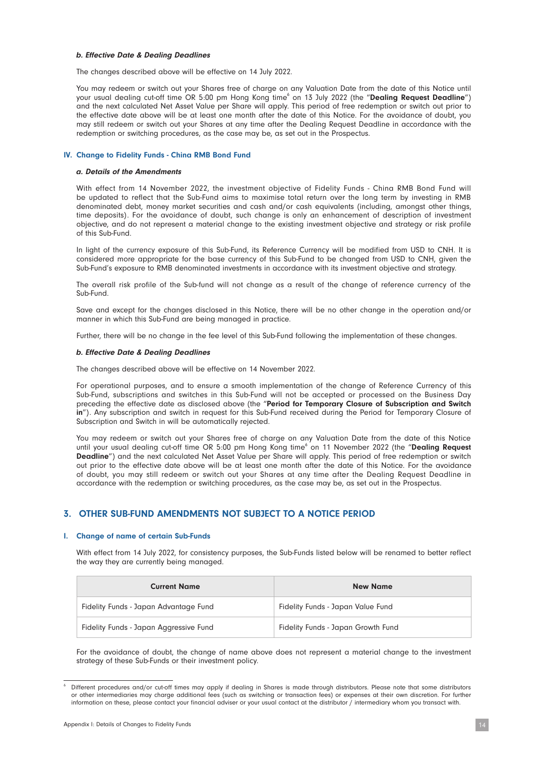#### *b. Effective Date & Dealing Deadlines*

The changes described above will be effective on 14 July 2022.

You may redeem or switch out your Shares free of charge on any Valuation Date from the date of this Notice until your usual dealing cut-off time OR 5:00 pm Hong Kong time[6] on 13 July 2022 (the "**Dealing Request Deadline**") and the next calculated Net Asset Value per Share will apply. This period of free redemption or switch out prior to the effective date above will be at least one month after the date of this Notice. For the avoidance of doubt, you may still redeem or switch out your Shares at any time after the Dealing Request Deadline in accordance with the redemption or switching procedures, as the case may be, as set out in the Prospectus.

### IV. Change to Fidelity Funds - China RMB Bond Fund

#### *a. Details of the Amendments*

With effect from 14 November 2022, the investment objective of Fidelity Funds - China RMB Bond Fund will be updated to reflect that the Sub-Fund aims to maximise total return over the long term by investing in RMB denominated debt, money market securities and cash and/or cash equivalents (including, amongst other things, time deposits). For the avoidance of doubt, such change is only an enhancement of description of investment objective, and do not represent a material change to the existing investment objective and strategy or risk profile of this Sub-Fund.

In light of the currency exposure of this Sub-Fund, its Reference Currency will be modified from USD to CNH. It is considered more appropriate for the base currency of this Sub-Fund to be changed from USD to CNH, given the Sub-Fund's exposure to RMB denominated investments in accordance with its investment objective and strategy.

The overall risk profile of the Sub-fund will not change as a result of the change of reference currency of the Sub-Fund.

Save and except for the changes disclosed in this Notice, there will be no other change in the operation and/or manner in which this Sub-Fund are being managed in practice.

Further, there will be no change in the fee level of this Sub-Fund following the implementation of these changes.

#### *b. Effective Date & Dealing Deadlines*

The changes described above will be effective on 14 November 2022.

For operational purposes, and to ensure a smooth implementation of the change of Reference Currency of this Sub-Fund, subscriptions and switches in this Sub-Fund will not be accepted or processed on the Business Day preceding the effective date as disclosed above (the "**Period for Temporary Closure of Subscription and Switch in**"). Any subscription and switch in request for this Sub-Fund received during the Period for Temporary Closure of Subscription and Switch in will be automatically rejected.

You may redeem or switch out your Shares free of charge on any Valuation Date from the date of this Notice until your usual dealing cut-off time OR 5:00 pm Hong Kong time[6] on 11 November 2022 (the "**Dealing Request Deadline**") and the next calculated Net Asset Value per Share will apply. This period of free redemption or switch out prior to the effective date above will be at least one month after the date of this Notice. For the avoidance of doubt, you may still redeem or switch out your Shares at any time after the Dealing Request Deadline in accordance with the redemption or switching procedures, as the case may be, as set out in the Prospectus.

## 3. OTHER SUB-FUND AMENDMENTS NOT SUBJECT TO A NOTICE PERIOD

### I. Change of name of certain Sub-Funds

With effect from 14 July 2022, for consistency purposes, the Sub-Funds listed below will be renamed to better reflect the way they are currently being managed.

| Current Name | New Name |
|---|---|
| Fidelity Funds - Japan Advantage Fund | Fidelity Funds - Japan Value Fund |
| Fidelity Funds - Japan Aggressive Fund | Fidelity Funds - Japan Growth Fund |

For the avoidance of doubt, the change of name above does not represent a material change to the investment strategy of these Sub-Funds or their investment policy.

[6] Different procedures and/or cut-off times may apply if dealing in Shares is made through distributors. Please note that some distributors or other intermediaries may charge additional fees (such as switching or transaction fees) or expenses at their own discretion. For further information on these, please contact your financial adviser or your usual contact at the distributor / intermediary whom you transact with.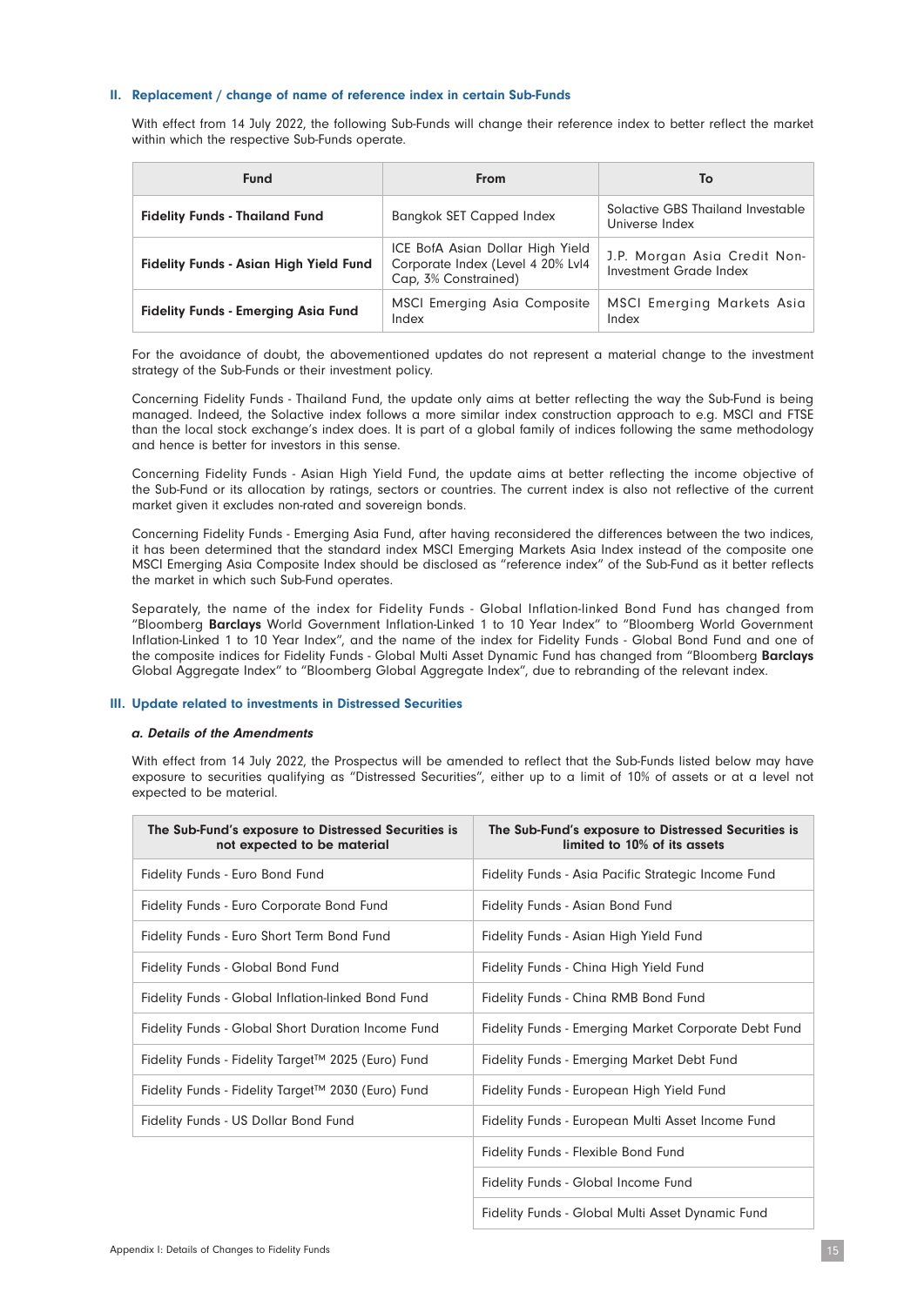## II. Replacement / change of name of reference index in certain Sub-Funds

With effect from 14 July 2022, the following Sub-Funds will change their reference index to better reflect the market within which the respective Sub-Funds operate.

| Fund | From | To |
|---|---|---|
| **Fidelity Funds - Thailand Fund** | Bangkok SET Capped Index | Solactive GBS Thailand Investable Universe Index |
| **Fidelity Funds - Asian High Yield Fund** | ICE BofA Asian Dollar High Yield Corporate Index (Level 4 20% Lvl4 Cap, 3% Constrained) | J.P. Morgan Asia Credit Non-Investment Grade Index |
| **Fidelity Funds - Emerging Asia Fund** | MSCI Emerging Asia Composite Index | MSCI Emerging Markets Asia Index |

For the avoidance of doubt, the abovementioned updates do not represent a material change to the investment strategy of the Sub-Funds or their investment policy.

Concerning Fidelity Funds - Thailand Fund, the update only aims at better reflecting the way the Sub-Fund is being managed. Indeed, the Solactive index follows a more similar index construction approach to e.g. MSCI and FTSE than the local stock exchange's index does. It is part of a global family of indices following the same methodology and hence is better for investors in this sense.

Concerning Fidelity Funds - Asian High Yield Fund, the update aims at better reflecting the income objective of the Sub-Fund or its allocation by ratings, sectors or countries. The current index is also not reflective of the current market given it excludes non-rated and sovereign bonds.

Concerning Fidelity Funds - Emerging Asia Fund, after having reconsidered the differences between the two indices, it has been determined that the standard index MSCI Emerging Markets Asia Index instead of the composite one MSCI Emerging Asia Composite Index should be disclosed as "reference index" of the Sub-Fund as it better reflects the market in which such Sub-Fund operates.

Separately, the name of the index for Fidelity Funds - Global Inflation-linked Bond Fund has changed from "Bloomberg **Barclays** World Government Inflation-Linked 1 to 10 Year Index" to "Bloomberg World Government Inflation-Linked 1 to 10 Year Index", and the name of the index for Fidelity Funds - Global Bond Fund and one of the composite indices for Fidelity Funds - Global Multi Asset Dynamic Fund has changed from "Bloomberg **Barclays** Global Aggregate Index" to "Bloomberg Global Aggregate Index", due to rebranding of the relevant index.

## III. Update related to investments in Distressed Securities

### *a. Details of the Amendments*

With effect from 14 July 2022, the Prospectus will be amended to reflect that the Sub-Funds listed below may have exposure to securities qualifying as "Distressed Securities", either up to a limit of 10% of assets or at a level not expected to be material.

| The Sub-Fund's exposure to Distressed Securities is not expected to be material | The Sub-Fund's exposure to Distressed Securities is limited to 10% of its assets |
|---|---|
| Fidelity Funds - Euro Bond Fund | Fidelity Funds - Asia Pacific Strategic Income Fund |
| Fidelity Funds - Euro Corporate Bond Fund | Fidelity Funds - Asian Bond Fund |
| Fidelity Funds - Euro Short Term Bond Fund | Fidelity Funds - Asian High Yield Fund |
| Fidelity Funds - Global Bond Fund | Fidelity Funds - China High Yield Fund |
| Fidelity Funds - Global Inflation-linked Bond Fund | Fidelity Funds - China RMB Bond Fund |
| Fidelity Funds - Global Short Duration Income Fund | Fidelity Funds - Emerging Market Corporate Debt Fund |
| Fidelity Funds - Fidelity Target™ 2025 (Euro) Fund | Fidelity Funds - Emerging Market Debt Fund |
| Fidelity Funds - Fidelity Target™ 2030 (Euro) Fund | Fidelity Funds - European High Yield Fund |
| Fidelity Funds - US Dollar Bond Fund | Fidelity Funds - European Multi Asset Income Fund |
| | Fidelity Funds - Flexible Bond Fund |
| | Fidelity Funds - Global Income Fund |
| | Fidelity Funds - Global Multi Asset Dynamic Fund |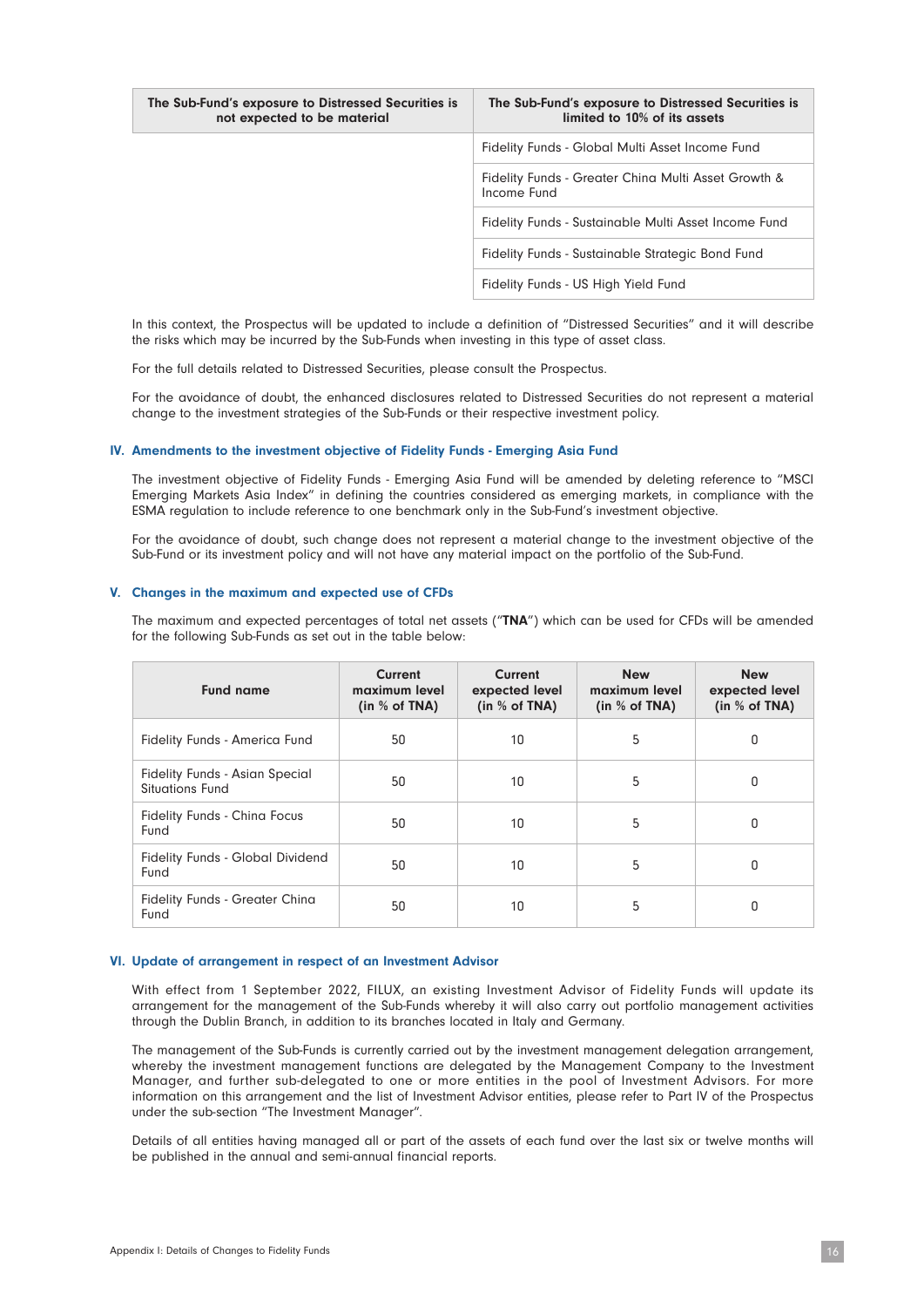| The Sub-Fund's exposure to Distressed Securities is not expected to be material | The Sub-Fund's exposure to Distressed Securities is limited to 10% of its assets |
|---|---|
| | Fidelity Funds - Global Multi Asset Income Fund |
| | Fidelity Funds - Greater China Multi Asset Growth & Income Fund |
| | Fidelity Funds - Sustainable Multi Asset Income Fund |
| | Fidelity Funds - Sustainable Strategic Bond Fund |
| | Fidelity Funds - US High Yield Fund |

In this context, the Prospectus will be updated to include a definition of "Distressed Securities" and it will describe the risks which may be incurred by the Sub-Funds when investing in this type of asset class.

For the full details related to Distressed Securities, please consult the Prospectus.

For the avoidance of doubt, the enhanced disclosures related to Distressed Securities do not represent a material change to the investment strategies of the Sub-Funds or their respective investment policy.

### IV. Amendments to the investment objective of Fidelity Funds - Emerging Asia Fund

The investment objective of Fidelity Funds - Emerging Asia Fund will be amended by deleting reference to "MSCI Emerging Markets Asia Index" in defining the countries considered as emerging markets, in compliance with the ESMA regulation to include reference to one benchmark only in the Sub-Fund's investment objective.

For the avoidance of doubt, such change does not represent a material change to the investment objective of the Sub-Fund or its investment policy and will not have any material impact on the portfolio of the Sub-Fund.

### V. Changes in the maximum and expected use of CFDs

The maximum and expected percentages of total net assets ("**TNA**") which can be used for CFDs will be amended for the following Sub-Funds as set out in the table below:

| Fund name | Current maximum level (in % of TNA) | Current expected level (in % of TNA) | New maximum level (in % of TNA) | New expected level (in % of TNA) |
|---|---|---|---|---|
| Fidelity Funds - America Fund | 50 | 10 | 5 | 0 |
| Fidelity Funds - Asian Special Situations Fund | 50 | 10 | 5 | 0 |
| Fidelity Funds - China Focus Fund | 50 | 10 | 5 | 0 |
| Fidelity Funds - Global Dividend Fund | 50 | 10 | 5 | 0 |
| Fidelity Funds - Greater China Fund | 50 | 10 | 5 | 0 |

### VI. Update of arrangement in respect of an Investment Advisor

With effect from 1 September 2022, FILUX, an existing Investment Advisor of Fidelity Funds will update its arrangement for the management of the Sub-Funds whereby it will also carry out portfolio management activities through the Dublin Branch, in addition to its branches located in Italy and Germany.

The management of the Sub-Funds is currently carried out by the investment management delegation arrangement, whereby the investment management functions are delegated by the Management Company to the Investment Manager, and further sub-delegated to one or more entities in the pool of Investment Advisors. For more information on this arrangement and the list of Investment Advisor entities, please refer to Part IV of the Prospectus under the sub-section "The Investment Manager".

Details of all entities having managed all or part of the assets of each fund over the last six or twelve months will be published in the annual and semi-annual financial reports.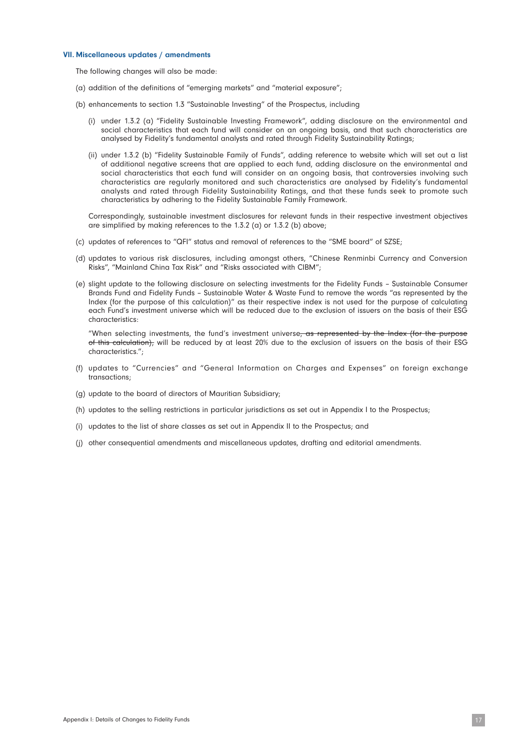### VII. Miscellaneous updates / amendments

The following changes will also be made:

(a) addition of the definitions of "emerging markets" and "material exposure";

(b) enhancements to section 1.3 "Sustainable Investing" of the Prospectus, including

   (i) under 1.3.2 (a) "Fidelity Sustainable Investing Framework", adding disclosure on the environmental and social characteristics that each fund will consider on an ongoing basis, and that such characteristics are analysed by Fidelity's fundamental analysts and rated through Fidelity Sustainability Ratings;

   (ii) under 1.3.2 (b) "Fidelity Sustainable Family of Funds", adding reference to website which will set out a list of additional negative screens that are applied to each fund, adding disclosure on the environmental and social characteristics that each fund will consider on an ongoing basis, that controversies involving such characteristics are regularly monitored and such characteristics are analysed by Fidelity's fundamental analysts and rated through Fidelity Sustainability Ratings, and that these funds seek to promote such characteristics by adhering to the Fidelity Sustainable Family Framework.

   Correspondingly, sustainable investment disclosures for relevant funds in their respective investment objectives are simplified by making references to the 1.3.2 (a) or 1.3.2 (b) above;

(c) updates of references to "QFI" status and removal of references to the "SME board" of SZSE;

(d) updates to various risk disclosures, including amongst others, "Chinese Renminbi Currency and Conversion Risks", "Mainland China Tax Risk" and "Risks associated with CIBM";

(e) slight update to the following disclosure on selecting investments for the Fidelity Funds – Sustainable Consumer Brands Fund and Fidelity Funds – Sustainable Water & Waste Fund to remove the words "as represented by the Index (for the purpose of this calculation)" as their respective index is not used for the purpose of calculating each Fund's investment universe which will be reduced due to the exclusion of issuers on the basis of their ESG characteristics:

   "When selecting investments, the fund's investment universe~~, as represented by the Index (for the purpose of this calculation),~~ will be reduced by at least 20% due to the exclusion of issuers on the basis of their ESG characteristics.";

(f) updates to "Currencies" and "General Information on Charges and Expenses" on foreign exchange transactions;

(g) update to the board of directors of Mauritian Subsidiary;

(h) updates to the selling restrictions in particular jurisdictions as set out in Appendix I to the Prospectus;

(i) updates to the list of share classes as set out in Appendix II to the Prospectus; and

(j) other consequential amendments and miscellaneous updates, drafting and editorial amendments.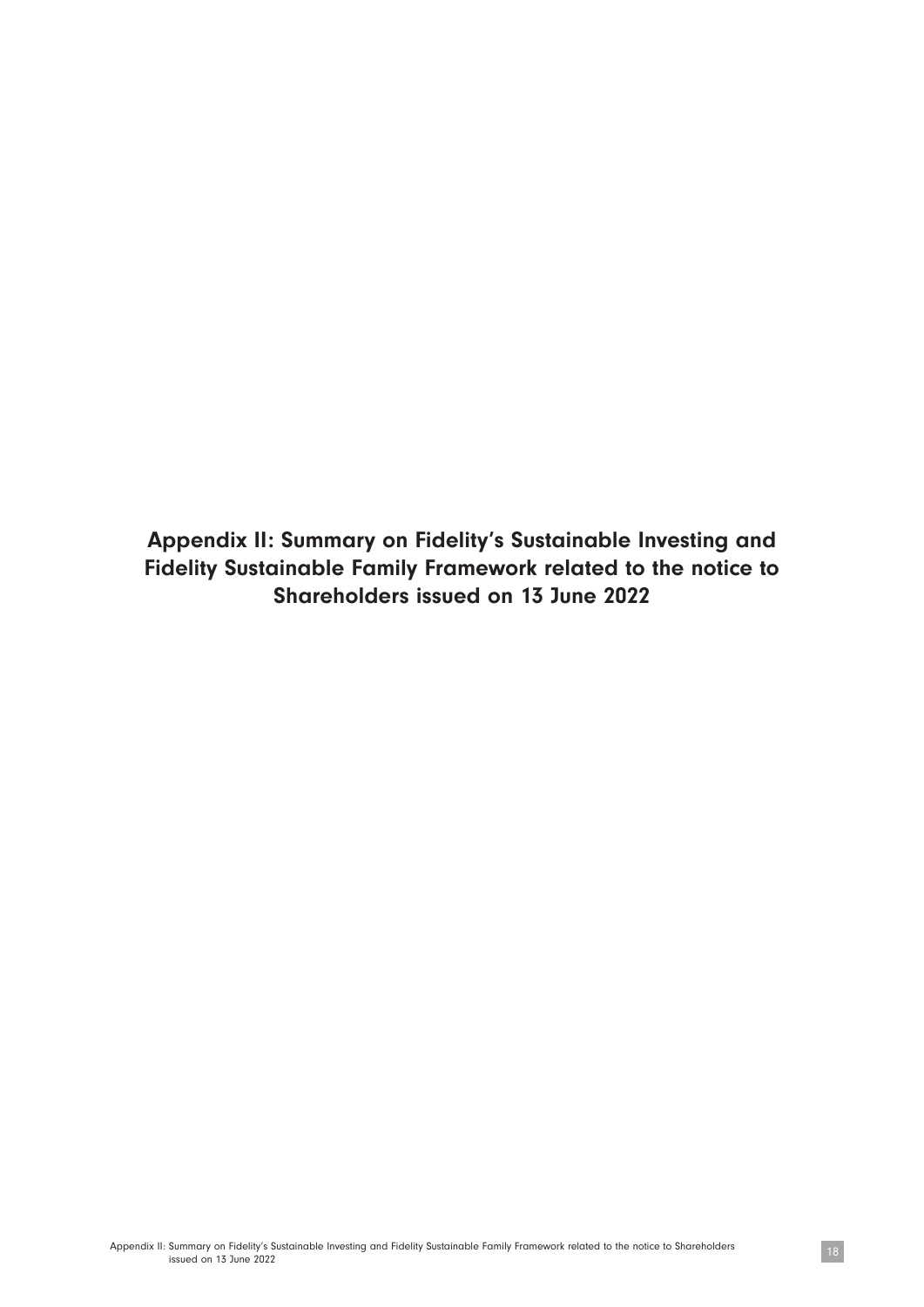# Appendix II: Summary on Fidelity's Sustainable Investing and Fidelity Sustainable Family Framework related to the notice to Shareholders issued on 13 June 2022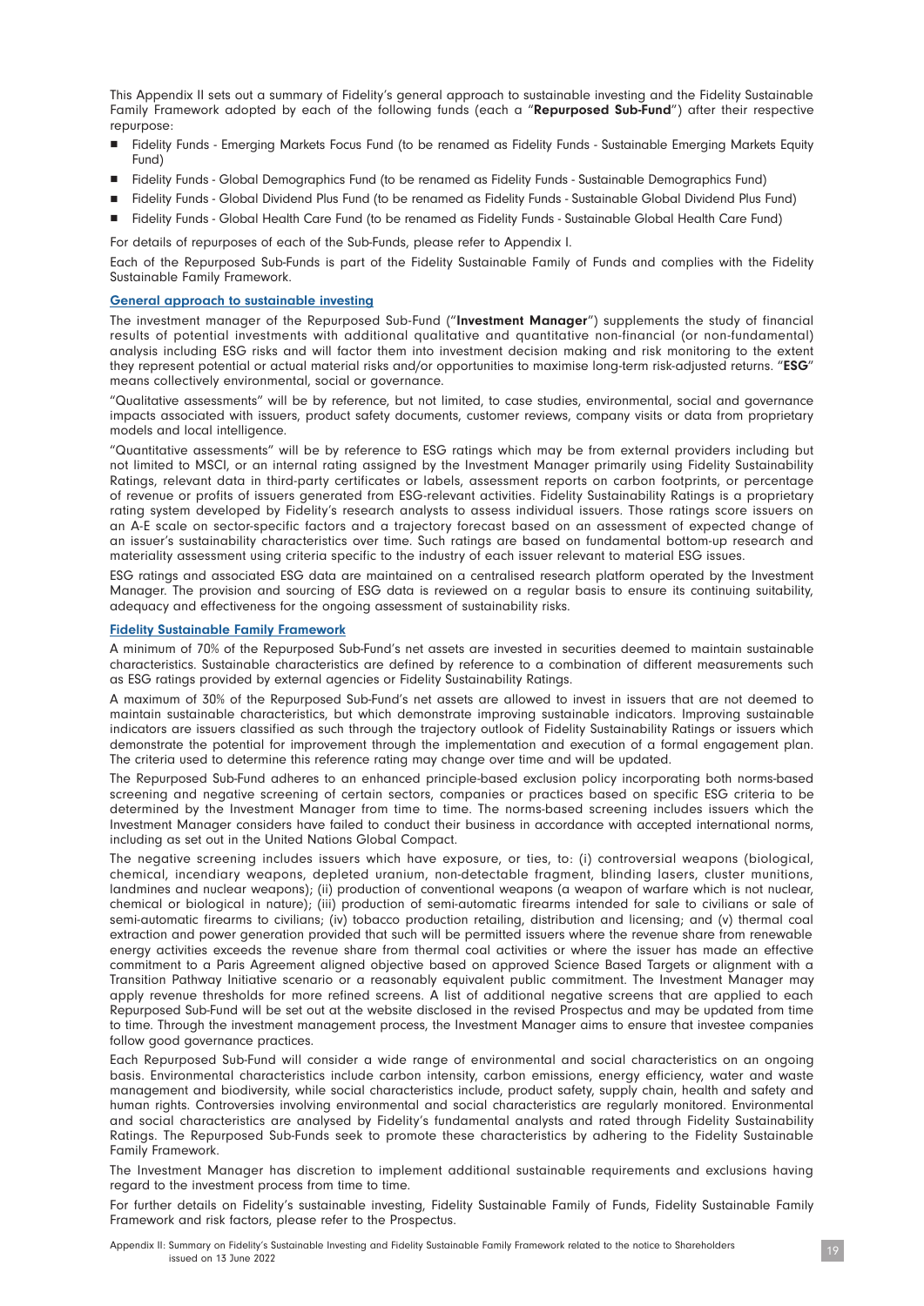This Appendix II sets out a summary of Fidelity's general approach to sustainable investing and the Fidelity Sustainable Family Framework adopted by each of the following funds (each a "**Repurposed Sub-Fund**") after their respective repurpose:

- Fidelity Funds - Emerging Markets Focus Fund (to be renamed as Fidelity Funds - Sustainable Emerging Markets Equity Fund)
- Fidelity Funds - Global Demographics Fund (to be renamed as Fidelity Funds - Sustainable Demographics Fund)
- Fidelity Funds - Global Dividend Plus Fund (to be renamed as Fidelity Funds - Sustainable Global Dividend Plus Fund)
- Fidelity Funds - Global Health Care Fund (to be renamed as Fidelity Funds - Sustainable Global Health Care Fund)

For details of repurposes of each of the Sub-Funds, please refer to Appendix I.

Each of the Repurposed Sub-Funds is part of the Fidelity Sustainable Family of Funds and complies with the Fidelity Sustainable Family Framework.

## General approach to sustainable investing

The investment manager of the Repurposed Sub-Fund ("**Investment Manager**") supplements the study of financial results of potential investments with additional qualitative and quantitative non-financial (or non-fundamental) analysis including ESG risks and will factor them into investment decision making and risk monitoring to the extent they represent potential or actual material risks and/or opportunities to maximise long-term risk-adjusted returns. "**ESG**" means collectively environmental, social or governance.

"Qualitative assessments" will be by reference, but not limited, to case studies, environmental, social and governance impacts associated with issuers, product safety documents, customer reviews, company visits or data from proprietary models and local intelligence.

"Quantitative assessments" will be by reference to ESG ratings which may be from external providers including but not limited to MSCI, or an internal rating assigned by the Investment Manager primarily using Fidelity Sustainability Ratings, relevant data in third-party certificates or labels, assessment reports on carbon footprints, or percentage of revenue or profits of issuers generated from ESG-relevant activities. Fidelity Sustainability Ratings is a proprietary rating system developed by Fidelity's research analysts to assess individual issuers. Those ratings score issuers on an A-E scale on sector-specific factors and a trajectory forecast based on an assessment of expected change of an issuer's sustainability characteristics over time. Such ratings are based on fundamental bottom-up research and materiality assessment using criteria specific to the industry of each issuer relevant to material ESG issues.

ESG ratings and associated ESG data are maintained on a centralised research platform operated by the Investment Manager. The provision and sourcing of ESG data is reviewed on a regular basis to ensure its continuing suitability, adequacy and effectiveness for the ongoing assessment of sustainability risks.

## Fidelity Sustainable Family Framework

A minimum of 70% of the Repurposed Sub-Fund's net assets are invested in securities deemed to maintain sustainable characteristics. Sustainable characteristics are defined by reference to a combination of different measurements such as ESG ratings provided by external agencies or Fidelity Sustainability Ratings.

A maximum of 30% of the Repurposed Sub-Fund's net assets are allowed to invest in issuers that are not deemed to maintain sustainable characteristics, but which demonstrate improving sustainable indicators. Improving sustainable indicators are issuers classified as such through the trajectory outlook of Fidelity Sustainability Ratings or issuers which demonstrate the potential for improvement through the implementation and execution of a formal engagement plan. The criteria used to determine this reference rating may change over time and will be updated.

The Repurposed Sub-Fund adheres to an enhanced principle-based exclusion policy incorporating both norms-based screening and negative screening of certain sectors, companies or practices based on specific ESG criteria to be determined by the Investment Manager from time to time. The norms-based screening includes issuers which the Investment Manager considers have failed to conduct their business in accordance with accepted international norms, including as set out in the United Nations Global Compact.

The negative screening includes issuers which have exposure, or ties, to: (i) controversial weapons (biological, chemical, incendiary weapons, depleted uranium, non-detectable fragment, blinding lasers, cluster munitions, landmines and nuclear weapons); (ii) production of conventional weapons (a weapon of warfare which is not nuclear, chemical or biological in nature); (iii) production of semi-automatic firearms intended for sale to civilians or sale of semi-automatic firearms to civilians; (iv) tobacco production retailing, distribution and licensing; and (v) thermal coal extraction and power generation provided that such will be permitted issuers where the revenue share from renewable energy activities exceeds the revenue share from thermal coal activities or where the issuer has made an effective commitment to a Paris Agreement aligned objective based on approved Science Based Targets or alignment with a Transition Pathway Initiative scenario or a reasonably equivalent public commitment. The Investment Manager may apply revenue thresholds for more refined screens. A list of additional negative screens that are applied to each Repurposed Sub-Fund will be set out at the website disclosed in the revised Prospectus and may be updated from time to time. Through the investment management process, the Investment Manager aims to ensure that investee companies follow good governance practices.

Each Repurposed Sub-Fund will consider a wide range of environmental and social characteristics on an ongoing basis. Environmental characteristics include carbon intensity, carbon emissions, energy efficiency, water and waste management and biodiversity, while social characteristics include, product safety, supply chain, health and safety and human rights. Controversies involving environmental and social characteristics are regularly monitored. Environmental and social characteristics are analysed by Fidelity's fundamental analysts and rated through Fidelity Sustainability Ratings. The Repurposed Sub-Funds seek to promote these characteristics by adhering to the Fidelity Sustainable Family Framework.

The Investment Manager has discretion to implement additional sustainable requirements and exclusions having regard to the investment process from time to time.

For further details on Fidelity's sustainable investing, Fidelity Sustainable Family of Funds, Fidelity Sustainable Family Framework and risk factors, please refer to the Prospectus.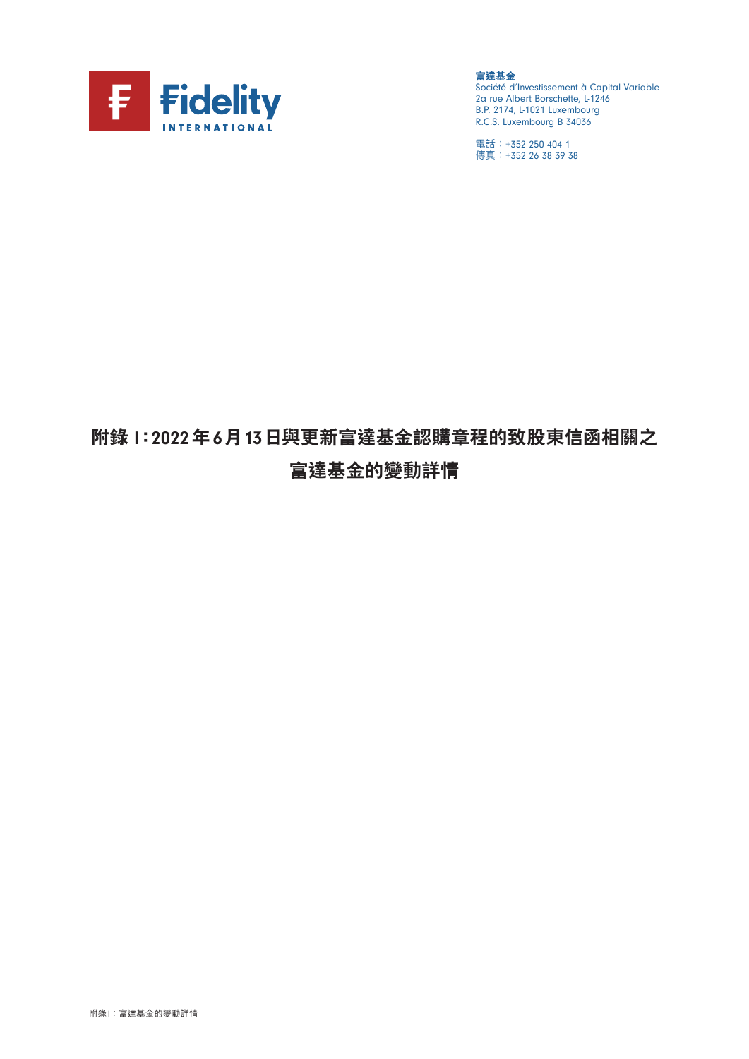富達基金
Société d'Investissement à Capital Variable
2a rue Albert Borschette, L-1246
B.P. 2174, L-1021 Luxembourg
R.C.S. Luxembourg B 34036

電話：+352 250 404 1
傳真：+352 26 38 39 38

# 附錄 I：2022 年 6 月 13 日與更新富達基金認購章程的致股東信函相關之富達基金的變動詳情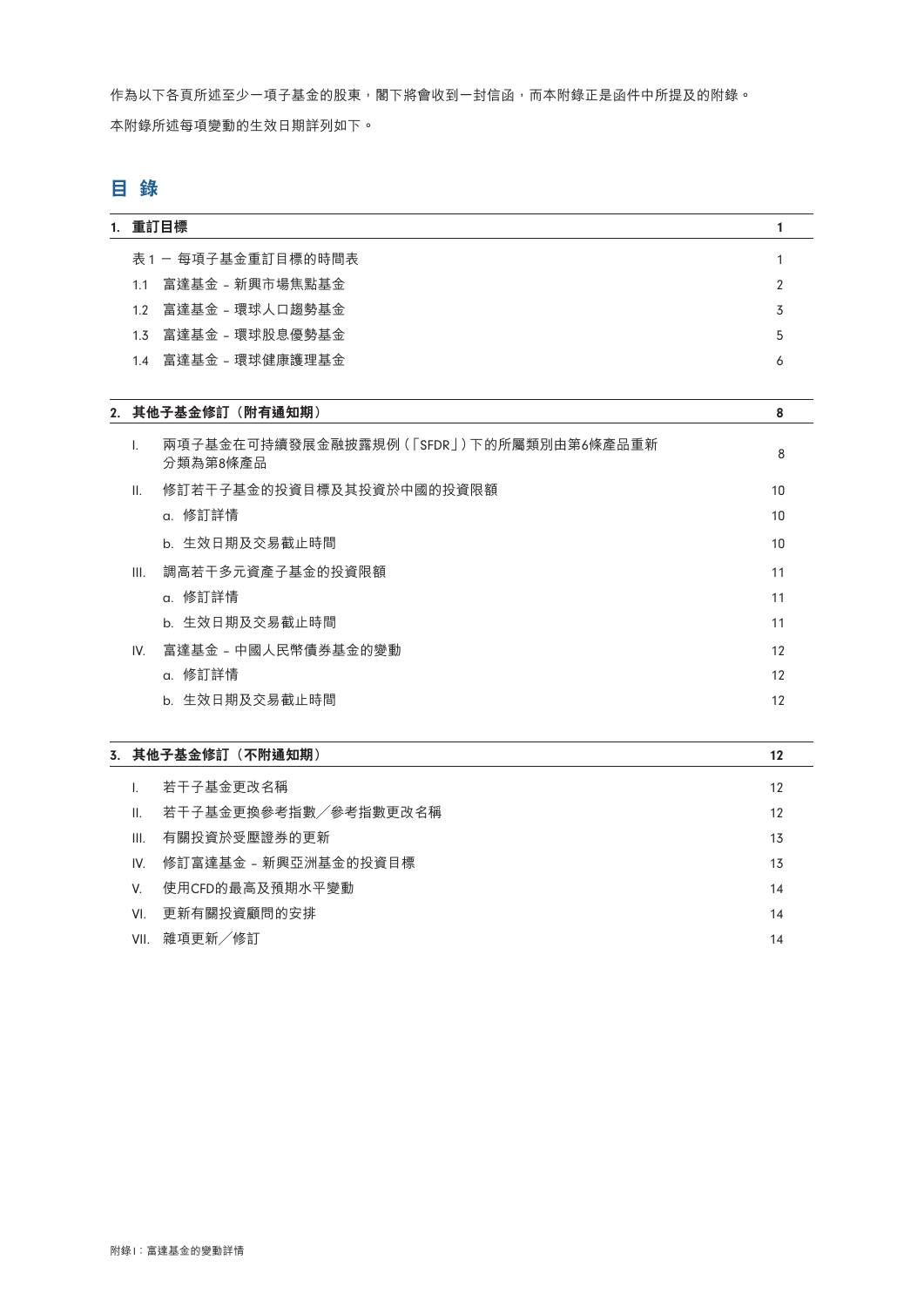作為以下各頁所述至少一項子基金的股東，閣下將會收到一封信函，而本附錄正是函件中所提及的附錄。

本附錄所述每項變動的生效日期詳列如下。

# 目 錄

| | | |
|---|---|---|
| **1.** | **重訂目標** | **1** |
| | 表 1 — 每項子基金重訂目標的時間表 | 1 |
| 1.1 | 富達基金 – 新興市場焦點基金 | 2 |
| 1.2 | 富達基金 – 環球人口趨勢基金 | 3 |
| 1.3 | 富達基金 – 環球股息優勢基金 | 5 |
| 1.4 | 富達基金 – 環球健康護理基金 | 6 |
| **2.** | **其他子基金修訂（附有通知期）** | **8** |
| I. | 兩項子基金在可持續發展金融披露規例（「SFDR」）下的所屬類別由第6條產品重新分類為第8條產品 | 8 |
| II. | 修訂若干子基金的投資目標及其投資於中國的投資限額 | 10 |
| | a. 修訂詳情 | 10 |
| | b. 生效日期及交易截止時間 | 10 |
| III. | 調高若干多元資產子基金的投資限額 | 11 |
| | a. 修訂詳情 | 11 |
| | b. 生效日期及交易截止時間 | 11 |
| IV. | 富達基金 – 中國人民幣債券基金的變動 | 12 |
| | a. 修訂詳情 | 12 |
| | b. 生效日期及交易截止時間 | 12 |
| **3.** | **其他子基金修訂（不附通知期）** | **12** |
| I. | 若干子基金更改名稱 | 12 |
| II. | 若干子基金更換參考指數╱參考指數更改名稱 | 12 |
| III. | 有關投資於受壓證券的更新 | 13 |
| IV. | 修訂富達基金 – 新興亞洲基金的投資目標 | 13 |
| V. | 使用CFD的最高及預期水平變動 | 14 |
| VI. | 更新有關投資顧問的安排 | 14 |
| VII. | 雜項更新╱修訂 | 14 |

附錄 I：富達基金的變動詳情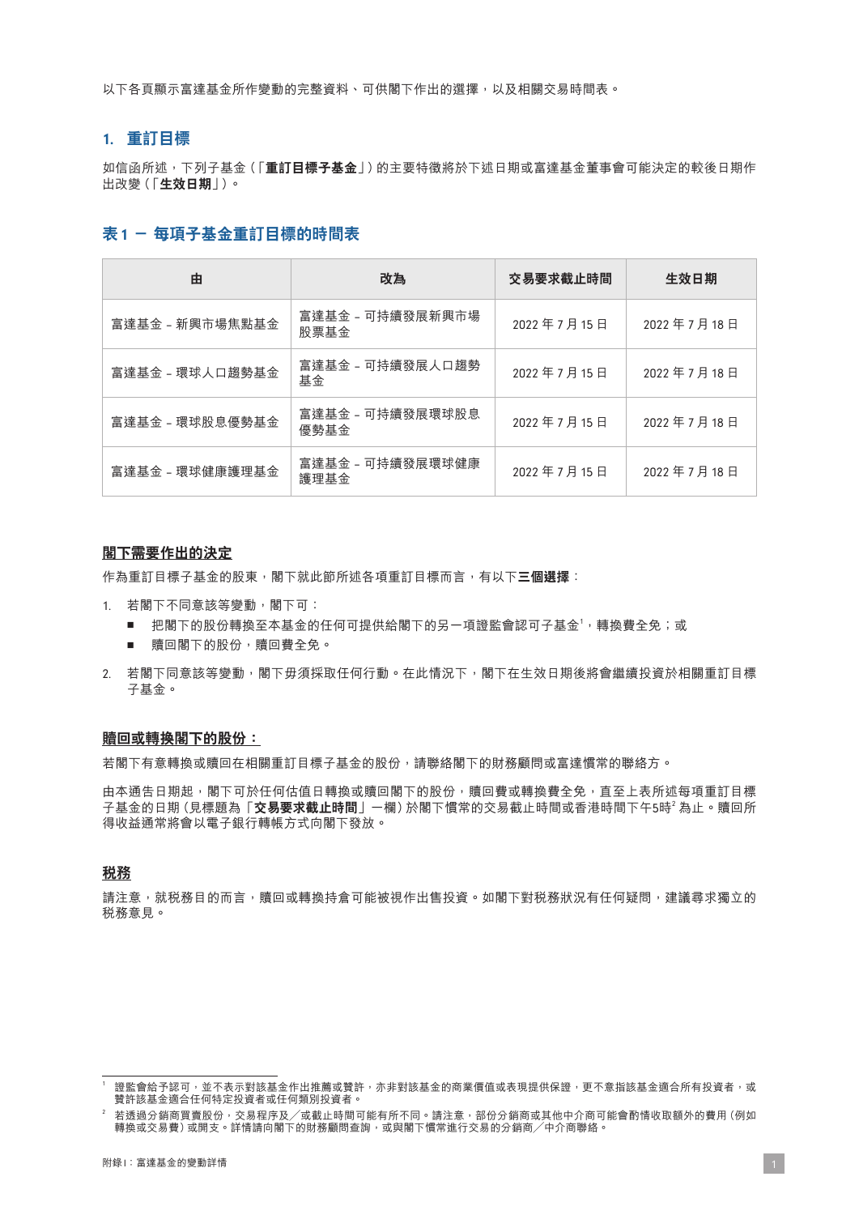以下各頁顯示富達基金所作變動的完整資料、可供閣下作出的選擇，以及相關交易時間表。

## 1. 重訂目標

如信函所述，下列子基金（「**重訂目標子基金**」）的主要特徵將於下述日期或富達基金董事會可能決定的較後日期作出改變（「**生效日期**」）。

### 表 1 – 每項子基金重訂目標的時間表

| 由 | 改為 | 交易要求截止時間 | 生效日期 |
|---|---|---|---|
| 富達基金 – 新興市場焦點基金 | 富達基金 – 可持續發展新興市場股票基金 | 2022 年 7 月 15 日 | 2022 年 7 月 18 日 |
| 富達基金 – 環球人口趨勢基金 | 富達基金 – 可持續發展人口趨勢基金 | 2022 年 7 月 15 日 | 2022 年 7 月 18 日 |
| 富達基金 – 環球股息優勢基金 | 富達基金 – 可持續發展環球股息優勢基金 | 2022 年 7 月 15 日 | 2022 年 7 月 18 日 |
| 富達基金 – 環球健康護理基金 | 富達基金 – 可持續發展環球健康護理基金 | 2022 年 7 月 15 日 | 2022 年 7 月 18 日 |

### 閣下需要作出的決定

作為重訂目標子基金的股東，閣下就此節所述各項重訂目標而言，有以下**三個選擇**：

1. 若閣下不同意該等變動，閣下可：
   - 把閣下的股份轉換至本基金的任何可提供給閣下的另一項證監會認可子基金[1]，轉換費全免；或
   - 贖回閣下的股份，贖回費全免。
2. 若閣下同意該等變動，閣下毋須採取任何行動。在此情況下，閣下在生效日期後將會繼續投資於相關重訂目標子基金。

### 贖回或轉換閣下的股份：

若閣下有意轉換或贖回在相關重訂目標子基金的股份，請聯絡閣下的財務顧問或富達慣常的聯絡方。

由本通告日期起，閣下可於任何估值日轉換或贖回閣下的股份，贖回費或轉換費全免，直至上表所述每項重訂目標子基金的日期（見標題為「**交易要求截止時間**」一欄）於閣下慣常的交易截止時間或香港時間下午5時[2] 為止。贖回所得收益通常將會以電子銀行轉帳方式向閣下發放。

### 稅務

請注意，就稅務目的而言，贖回或轉換持倉可能被視作出售投資。如閣下對稅務狀況有任何疑問，建議尋求獨立的稅務意見。

---

[1] 證監會給予認可，並不表示對該基金作出推薦或贊許，亦非對該基金的商業價值或表現提供保證，更不意指該基金適合所有投資者，或贊許該基金適合任何特定投資者或任何類別投資者。

[2] 若透過分銷商買賣股份，交易程序及／或截止時間可能有所不同。請注意，部份分銷商或其他中介商可能會酌情收取額外的費用（例如轉換或交易費）或開支。詳情請向閣下的財務顧問查詢，或與閣下慣常進行交易的分銷商／中介商聯絡。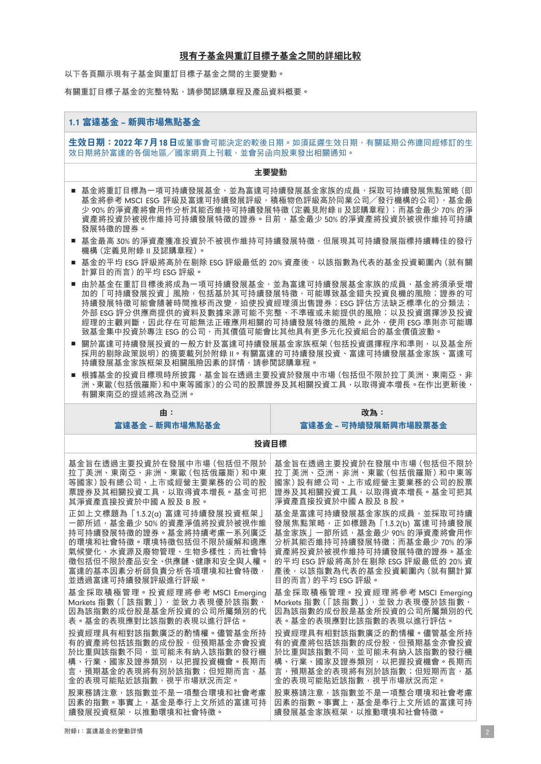## 現有子基金與重訂目標子基金之間的詳細比較

以下各頁顯示現有子基金與重訂目標子基金之間的主要變動。

有關重訂目標子基金的完整特點，請參閱認購章程及產品資料概要。

### 1.1 富達基金 – 新興市場焦點基金

**生效日期：2022年7月18日**或董事會可能決定的較後日期。如須延遲生效日期，有關延期公佈連同經修訂的生效日期將於富達的各個地區／國家網頁上刊載，並會另函向股東發出相關通知。

**主要變動**

- 基金將重訂目標為一項可持續發展基金，並為富達可持續發展基金家族的成員，採取可持續發展焦點策略（即基金將參考 MSCI ESG 評級及富達可持續發展評級，積極物色評級高於同業公司／發行機構的公司），基金最少 90% 的淨資產將會用作分析其能否維持可持續發展特徵（定義見附錄 II 及認購章程）；而基金最少 70% 的淨資產將投資於被視作維持可持續發展特徵的證券。目前，基金最少 50% 的淨資產將投資於被視作維持可持續發展特徵的證券。
- 基金最高 30% 的淨資產獲准投資於不被視作維持可持續發展特徵，但展現其可持續發展指標持續轉佳的發行機構（定義見附錄 II 及認購章程）。
- 基金的平均 ESG 評級將高於在剔除 ESG 評級最低的 20% 資產後，以該指數為代表的基金投資範圍內（就有關計算目的而言）的平均 ESG 評級。
- 由於基金在重訂目標後將成為一項可持續發展基金，並為富達可持續發展基金家族的成員，基金將須承受增加的「可持續發展投資」風險，包括基於其可持續發展特徵，可能導致基金錯失投資良機的風險；證券的可持續發展特徵可能會隨著時間推移而改變，迫使投資經理須出售證券；ESG 評估方法缺乏標準化的分類法；外部 ESG 評分供應商提供的資料及數據來源可能不完整、不準確或未能提供的風險；以及投資選擇涉及投資經理的主觀判斷，因此存在可能無法正確應用相關的可持續發展特徵的風險。此外，使用 ESG 準則亦可能導致基金集中投資於專注 ESG 的公司，而其價值可能會比其他具有更多元化投資組合的基金價值波動。
- 關於富達可持續發展投資的一般方針及富達可持續發展基金家族框架（包括投資選擇程序和準則，以及基金所採用的剔除政策說明）的摘要載列於附錄 II。有關富達的可持續發展投資、富達可持續發展基金家族、富達可持續發展基金家族框架及相關風險因素的詳情，請參閱認購章程。
- 根據基金的投資目標現時所披露，基金旨在透過主要投資於發展中市場（包括但不限於拉丁美洲、東南亞、非洲、東歐（包括俄羅斯）和中東等國家）的公司的股票證券及其相關投資工具，以取得資本增長。在作出更新後，有關東南亞的提述將改為亞洲。

| 由：<br>富達基金 – 新興市場焦點基金 | 改為：<br>富達基金 – 可持續發展新興市場股票基金 |
|---|---|
| **投資目標** | |
| 基金旨在透過主要投資於在發展中市場（包括但不限於拉丁美洲、東南亞、非洲、東歐（包括俄羅斯）和中東等國家）設有總公司、上市或經營主要業務的公司的股票證券及其相關投資工具，以取得資本增長。基金可把其淨資產直接投資於中國 A 股及 B 股。 | 基金旨在透過主要投資於在發展中市場（包括但不限於拉丁美洲、亞洲、非洲、東歐（包括俄羅斯）和中東等國家）設有總公司、上市或經營主要業務的公司的股票證券及其相關投資工具，以取得資本增長。基金可把其淨資產直接投資於中國 A 股及 B 股。 |
| 正如上文標題為「1.3.2(a) 富達可持續發展投資框架」一節所述，基金最少 50% 的資產淨值將投資於被視作維持可持續發展特徵的證券。基金將持續考慮一系列廣泛的環境和社會特徵。環境特徵包括但不限於緩解和適應氣候變化、水資源及廢物管理、生物多樣性；而社會特徵包括但不限於產品安全、供應鏈、健康和安全與人權。富達的基本因素分析師負責分析各項環境和社會特徵，並透過富達可持續發展評級進行評級。 | 基金是富達可持續發展基金家族的成員，並採取可持續發展焦點策略，正如標題為「1.3.2(b) 富達可持續發展基金家族」一節所述，基金最少 90% 的淨資產將會用作分析其能否維持可持續發展特徵；而基金最少 70% 的淨資產將投資於被視作維持可持續發展特徵的證券。基金的平均 ESG 評級將高於在剔除 ESG 評級最低的 20% 資產後，以該指數為代表的基金投資範圍內（就有關計算目的而言）的平均 ESG 評級。 |
| 基金採取積極管理。投資經理將參考 MSCI Emerging Markets 指數（「該指數」），並致力表現優於該指數，因為該指數的成份股是基金所投資的公司所屬類別的代表。基金的表現應對比該指數的表現以進行評估。 | 基金採取積極管理。投資經理將參考 MSCI Emerging Markets 指數（「該指數」），並致力表現優於該指數，因為該指數的成份股是基金所投資的公司所屬類別的代表。基金的表現應對比該指數的表現以進行評估。 |
| 投資經理具有相對該指數廣泛的酌情權。儘管基金所持有的資產將包括該指數的成份股，但預期基金亦會投資於比重與該指數不同，並可能未有納入該指數的發行機構、行業、國家及證券類別，以把握投資機會。長期而言，預期基金的表現將有別於該指數；但短期而言，基金的表現可能貼近該指數，視乎市場狀況而定。 | 投資經理具有相對該指數廣泛的酌情權。儘管基金所持有的資產將包括該指數的成份股，但預期基金亦會投資於比重與該指數不同，並可能未有納入該指數的發行機構、行業、國家及證券類別，以把握投資機會。長期而言，預期基金的表現將有別於該指數；但短期而言，基金的表現可能貼近該指數，視乎市場狀況而定。 |
| 股東務請注意，該指數並不是一項整合環境和社會考慮因素的指數。事實上，基金是奉行上文所述的富達可持續發展投資框架，以推動環境和社會特徵。 | 股東務請注意，該指數並不是一項整合環境和社會考慮因素的指數。事實上，基金是奉行上文所述的富達可持續發展基金家族框架，以推動環境和社會特徵。 |

附錄 I：富達基金的變動詳情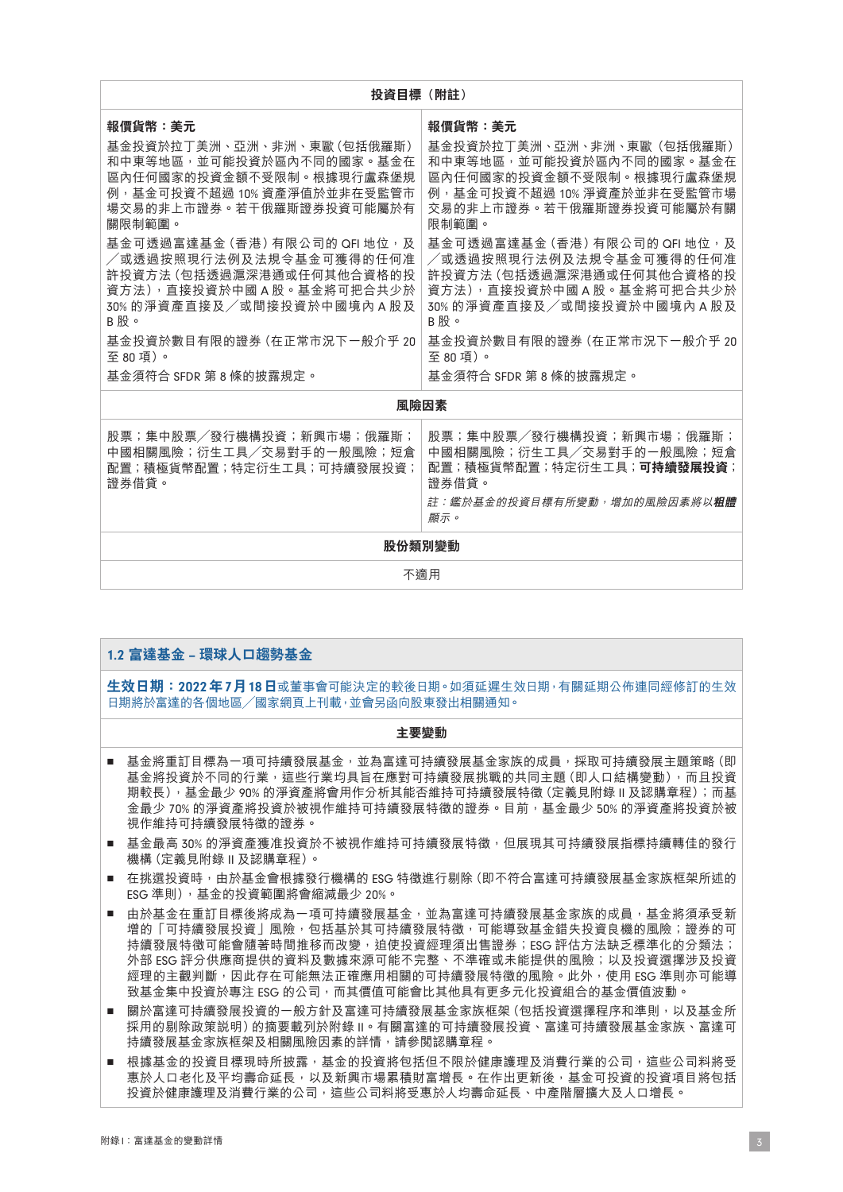| 投資目標（附註） | |
|---|---|
| **報價貨幣：美元**<br>基金投資於拉丁美洲、亞洲、非洲、東歐（包括俄羅斯）和中東等地區，並可能投資於區內不同的國家。基金在區內任何國家的投資金額不受限制。根據現行盧森堡規例，基金可投資不超過 10% 資產淨值於並非在受監管市場交易的非上市證券。若干俄羅斯證券投資可能屬於有關限制範圍。<br>基金可透過富達基金（香港）有限公司的 QFI 地位，及／或透過按照現行法例及法規令基金可獲得的任何准許投資方法（包括透過滬深港通或任何其他合資格的投資方法），直接投資於中國 A 股。基金將可把合共少於 30% 的淨資產直接及／或間接投資於中國境內 A 股及 B 股。<br>基金投資於數目有限的證券（在正常市況下一般介乎 20 至 80 項）。<br>基金須符合 SFDR 第 8 條的披露規定。 | **報價貨幣：美元**<br>基金投資於拉丁美洲、亞洲、非洲、東歐（包括俄羅斯）和中東等地區，並可能投資於區內不同的國家。基金在區內任何國家的投資金額不受限制。根據現行盧森堡規例，基金可投資不超過 10% 淨資產於並非在受監管市場交易的非上市證券。若干俄羅斯證券投資可能屬於有關限制範圍。<br>基金可透過富達基金（香港）有限公司的 QFI 地位，及／或透過按照現行法例及法規令基金可獲得的任何准許投資方法（包括透過滬深港通或任何其他合資格的投資方法），直接投資於中國 A 股。基金將可把合共少於 30% 的淨資產直接及／或間接投資於中國境內 A 股及 B 股。<br>基金投資於數目有限的證券（在正常市況下一般介乎 20 至 80 項）。<br>基金須符合 SFDR 第 8 條的披露規定。 |
| **風險因素** | |
| 股票；集中股票／發行機構投資；新興市場；俄羅斯；中國相關風險；衍生工具／交易對手的一般風險；短倉配置；積極貨幣配置；特定衍生工具；可持續發展投資；證券借貸。 | 股票；集中股票／發行機構投資；新興市場；俄羅斯；中國相關風險；衍生工具／交易對手的一般風險；短倉配置；積極貨幣配置；特定衍生工具；**可持續發展投資**；證券借貸。<br>*註：鑑於基金的投資目標有所變動，增加的風險因素將以**粗體**顯示。* |
| **股份類別變動** | |
| 不適用 | |

## 1.2 富達基金 – 環球人口趨勢基金

**生效日期：2022 年 7 月 18 日**或董事會可能決定的較後日期。如須延遲生效日期，有關延期公佈連同經修訂的生效日期將於富達的各個地區／國家網頁上刊載，並會另函向股東發出相關通知。

### 主要變動

- 基金將重訂目標為一項可持續發展基金，並為富達可持續發展基金家族的成員，採取可持續發展主題策略（即基金將投資於不同的行業，這些行業均具旨在應對可持續發展挑戰的共同主題（即人口結構變動），而且投資期較長），基金最少 90% 的淨資產將會用作分析其能否維持可持續發展特徵（定義見附錄 II 及認購章程）；而基金最少 70% 的淨資產將投資於被視作維持可持續發展特徵的證券。目前，基金最少 50% 的淨資產將投資於被視作維持可持續發展特徵的證券。
- 基金最高 30% 的淨資產獲准投資於不被視作維持可持續發展特徵，但展現其可持續發展指標持續轉佳的發行機構（定義見附錄 II 及認購章程）。
- 在挑選投資時，由於基金會根據發行機構的 ESG 特徵進行剔除（即不符合富達可持續發展基金家族框架所述的 ESG 準則），基金的投資範圍將會縮減最少 20%。
- 由於基金在重訂目標後將成為一項可持續發展基金，並為富達可持續發展基金家族的成員，基金將須承受新增的「可持續發展投資」風險，包括基於其可持續發展特徵，可能導致基金錯失投資良機的風險；證券的可持續發展特徵可能會隨著時間推移而改變，迫使投資經理須出售證券；ESG 評估方法缺乏標準化的分類法；外部 ESG 評分供應商提供的資料及數據來源可能不完整、不準確或未能提供的風險；以及投資選擇涉及投資經理的主觀判斷，因此存在可能無法正確應用相關的可持續發展特徵的風險。此外，使用 ESG 準則亦可能導致基金集中投資於專注 ESG 的公司，而其價值可能會比其他具有更多元化投資組合的基金價值波動。
- 關於富達可持續發展投資的一般方針及富達可持續發展基金家族框架（包括投資選擇程序和準則，以及基金所採用的剔除政策說明）的摘要載列於附錄 II。有關富達的可持續發展投資、富達可持續發展基金家族、富達可持續發展基金家族框架及相關風險因素的詳情，請參閱認購章程。
- 根據基金的投資目標現時所披露，基金的投資將包括但不限於健康護理及消費行業的公司，這些公司料將受惠於人口老化及平均壽命延長，以及新興市場累積財富增長。在作出更新後，基金可投資的投資項目將包括投資於健康護理及消費行業的公司，這些公司料將受惠於人均壽命延長、中產階層擴大及人口增長。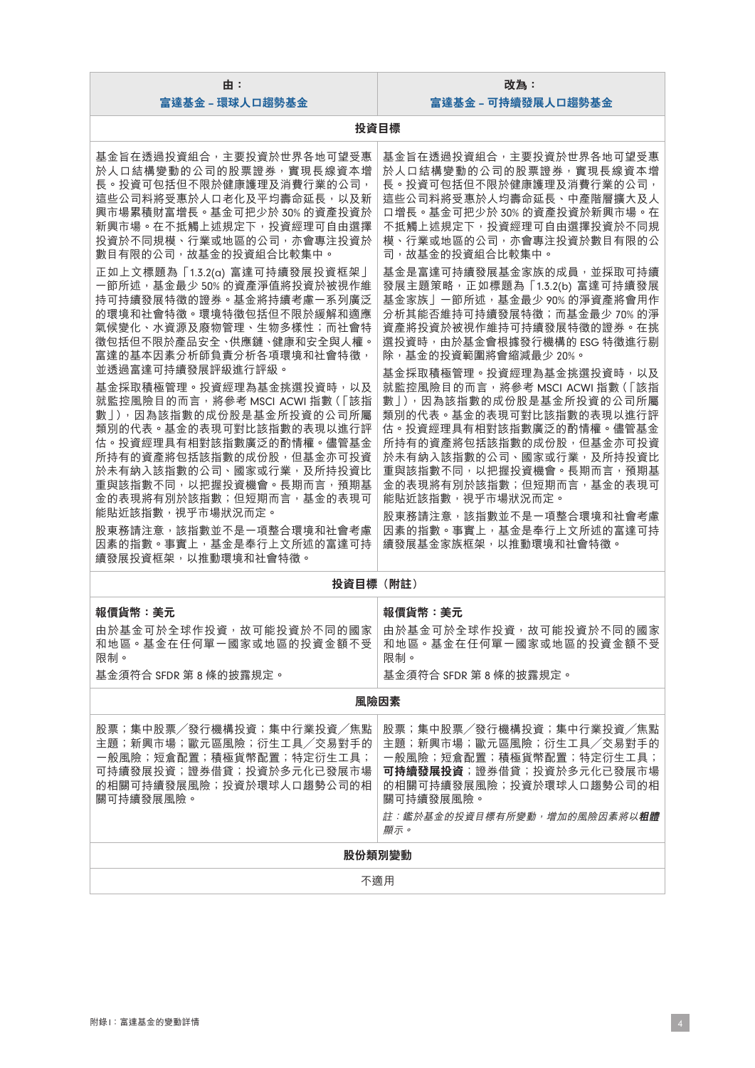| 由：<br>富達基金 – 環球人口趨勢基金 | 改為：<br>富達基金 – 可持續發展人口趨勢基金 |
|---|---|
| **投資目標** | |
| 基金旨在透過投資組合，主要投資於世界各地可望受惠於人口結構變動的公司的股票證券，實現長線資本增長。投資可包括但不限於健康護理及消費行業的公司，這些公司料將受惠於人口老化及平均壽命延長，以及新興市場累積財富增長。基金可把少於 30% 的資產投資於新興市場。在不抵觸上述規定下，投資經理可自由選擇投資於不同規模、行業或地區的公司，亦會專注投資於數目有限的公司，故基金的投資組合比較集中。<br><br>正如上文標題為「1.3.2(a) 富達可持續發展投資框架」一節所述，基金最少 50% 的資產淨值將投資於被視作維持可持續發展特徵的證券。基金將持續考慮一系列廣泛的環境和社會特徵。環境特徵包括但不限於緩解和適應氣候變化、水資源及廢物管理、生物多樣性；而社會特徵包括但不限於產品安全、供應鏈、健康和安全與人權。富達的基本因素分析師負責分析各項環境和社會特徵，並透過富達可持續發展評級進行評級。<br><br>基金採取積極管理。投資經理為基金挑選投資時，以及就監控風險目的而言，將參考 MSCI ACWI 指數（「該指數」），因為該指數的成份股是基金所投資的公司所屬類別的代表。基金的表現可對比該指數的表現以進行評估。投資經理具有相對該指數廣泛的酌情權。儘管基金所持有的資產將包括該指數的成份股，但基金亦可投資於未有納入該指數的公司、國家或行業，及所持投資比重與該指數不同，以把握投資機會。長期而言，預期基金的表現將有別於該指數；但短期而言，基金的表現可能貼近該指數，視乎市場狀況而定。<br><br>股東務請注意，該指數並不是一項整合環境和社會考慮因素的指數。事實上，基金是奉行上文所述的富達可持續發展投資框架，以推動環境和社會特徵。 | 基金旨在透過投資組合，主要投資於世界各地可望受惠於人口結構變動的公司的股票證券，實現長線資本增長。投資可包括但不限於健康護理及消費行業的公司，這些公司料將受惠於人均壽命延長、中產階層擴大及人口增長。基金可把少於 30% 的資產投資於新興市場。在不抵觸上述規定下，投資經理可自由選擇投資於不同規模、行業或地區的公司，亦會專注投資於數目有限的公司，故基金的投資組合比較集中。<br><br>基金是富達可持續發展基金家族的成員，並採取可持續發展主題策略，正如標題為「1.3.2(b) 富達可持續發展基金家族」一節所述，基金最少 90% 的淨資產將會用作分析其能否維持可持續發展特徵；而基金最少 70% 的淨資產將投資於被視作維持可持續發展特徵的證券。在挑選投資時，由於基金會根據發行機構的 ESG 特徵進行剔除，基金的投資範圍將會縮減最少 20%。<br><br>基金採取積極管理。投資經理為基金挑選投資時，以及就監控風險目的而言，將參考 MSCI ACWI 指數（「該指數」），因為該指數的成份股是基金所投資的公司所屬類別的代表。基金的表現可對比該指數的表現以進行評估。投資經理具有相對該指數廣泛的酌情權。儘管基金所持有的資產將包括該指數的成份股，但基金亦可投資於未有納入該指數的公司、國家或行業，及所持投資比重與該指數不同，以把握投資機會。長期而言，預期基金的表現將有別於該指數；但短期而言，基金的表現可能貼近該指數，視乎市場狀況而定。<br><br>股東務請注意，該指數並不是一項整合環境和社會考慮因素的指數。事實上，基金是奉行上文所述的富達可持續發展基金家族框架，以推動環境和社會特徵。 |
| **投資目標（附註）** | |
| **報價貨幣：美元**<br><br>由於基金可於全球作投資，故可能投資於不同的國家和地區。基金在任何單一國家或地區的投資金額不受限制。<br><br>基金須符合 SFDR 第 8 條的披露規定。 | **報價貨幣：美元**<br><br>由於基金可於全球作投資，故可能投資於不同的國家和地區。基金在任何單一國家或地區的投資金額不受限制。<br><br>基金須符合 SFDR 第 8 條的披露規定。 |
| **風險因素** | |
| 股票；集中股票／發行機構投資；集中行業投資／焦點主題；新興市場；歐元區風險；衍生工具／交易對手的一般風險；短倉配置；積極貨幣配置；特定衍生工具；可持續發展投資；證券借貸；投資於多元化已發展市場的相關可持續發展風險；投資於環球人口趨勢公司的相關可持續發展風險。 | 股票；集中股票／發行機構投資；集中行業投資／焦點主題；新興市場；歐元區風險；衍生工具／交易對手的一般風險；短倉配置；積極貨幣配置；特定衍生工具；**可持續發展投資**；證券借貸；投資於多元化已發展市場的相關可持續發展風險；投資於環球人口趨勢公司的相關可持續發展風險。<br><br>*註：鑑於基金的投資目標有所變動，增加的風險因素將以**粗體**顯示。* |
| **股份類別變動** | |
| 不適用 | |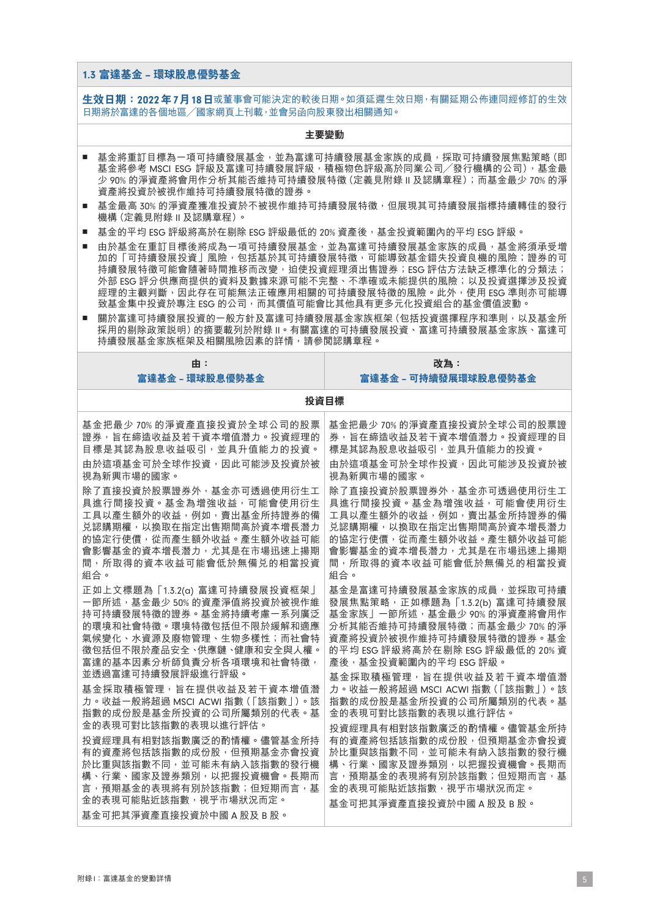### 1.3 富達基金 – 環球股息優勢基金

**生效日期：2022年7月18日**或董事會可能決定的較後日期。如須延遲生效日期，有關延期公佈連同經修訂的生效日期將於富達的各個地區／國家網頁上刊載，並會另函向股東發出相關通知。

**主要變動**

- 基金將重訂目標為一項可持續發展基金，並為富達可持續發展基金家族的成員，採取可持續發展焦點策略（即基金將參考 MSCI ESG 評級及富達可持續發展評級，積極物色評級高於同業公司／發行機構的公司），基金最少 90% 的淨資產將會用作分析其能否維持可持續發展特徵（定義見附錄 II 及認購章程）；而基金最少 70% 的淨資產將投資於被視作維持可持續發展特徵的證券。
- 基金最高 30% 的淨資產獲准投資於不被視作維持可持續發展特徵，但展現其可持續發展指標持續轉佳的發行機構（定義見附錄 II 及認購章程）。
- 基金的平均 ESG 評級將高於在剔除 ESG 評級最低的 20% 資產後，基金投資範圍內的平均 ESG 評級。
- 由於基金在重訂目標後將成為一項可持續發展基金，並為富達可持續發展基金家族的成員，基金將須承受增加的「可持續發展投資」風險，包括基於其可持續發展特徵，可能導致基金錯失投資良機的風險；證券的可持續發展特徵可能會隨著時間推移而改變，迫使投資經理須出售證券；ESG 評估方法缺乏標準化的分類法；外部 ESG 評分供應商提供的資料及數據來源可能不完整、不準確或未能提供的風險；以及投資選擇涉及投資經理的主觀判斷，因此存在可能無法正確應用相關的可持續發展特徵的風險。此外，使用 ESG 準則亦可能導致基金集中投資於專注 ESG 的公司，而其價值可能會比其他具有更多元化投資組合的基金價值波動。
- 關於富達可持續發展投資的一般方針及富達可持續發展基金家族框架（包括投資選擇程序和準則，以及基金所採用的剔除政策說明）的摘要載列於附錄 II。有關富達的可持續發展投資、富達可持續發展基金家族、富達可持續發展基金家族框架及相關風險因素的詳情，請參閱認購章程。

| 由：<br>富達基金 – 環球股息優勢基金 | 改為：<br>富達基金 – 可持續發展環球股息優勢基金 |
|---|---|
| **投資目標** | |
| 基金把最少 70% 的資產直接投資於全球公司的股票證券，旨在締造收益及若干資本增值潛力。投資經理的目標是其認為股息收益吸引，並具升值能力的投資。<br>由於這項基金可於全球作投資，因此可能涉及投資於被視為新興市場的國家。<br>除了直接投資於股票證券外，基金亦可透過使用衍生工具進行間接投資。基金為增強收益，可能會使用衍生工具以產生額外的收益，例如，賣出基金所持證券的備兌認購期權，以換取在指定出售期間高於資本增長潛力的協定行使價，從而產生額外收益。產生額外收益可能會影響基金的資本增長潛力，尤其是在市場迅速上揚期間，所取得的資本收益可能會低於無備兌的相當投資組合。<br>正如上文標題為「1.3.2(a) 富達可持續發展投資框架」一節所述，基金最少 50% 的資產淨值將投資於被視作維持可持續發展特徵的證券。基金將持續考慮一系列廣泛的環境和社會特徵。環境特徵包括但不限於緩解和適應氣候變化、水資源及廢物管理、生物多樣性；而社會特徵包括但不限於產品安全、供應鏈、健康和安全與人權。富達的基本因素分析師負責分析各項環境和社會特徵，並透過富達可持續發展評級進行評級。<br>基金採取積極管理，旨在提供收益及若干資本增值潛力。收益一般將超過 MSCI ACWI 指數（「該指數」）。該指數的成份股是基金所投資的公司所屬類別的代表。基金的表現可對比該指數的表現以進行評估。<br>投資經理具有相對該指數廣泛的酌情權。儘管基金所持有的資產將包括該指數的成份股，但預期基金亦會投資於比重與該指數不同，並可能未有納入該指數的發行機構、行業、國家及證券類別，以把握投資機會。長期而言，預期基金的表現將有別於該指數；但短期而言，基金的表現可能貼近該指數，視乎市場狀況而定。<br>基金可把其淨資產直接投資於中國 A 股及 B 股。 | 基金把最少 70% 的淨資產直接投資於全球公司的股票證券，旨在締造收益及若干資本增值潛力。投資經理的目標是其認為股息收益吸引，並具升值能力的投資。<br>由於這項基金可於全球作投資，因此可能涉及投資於被視為新興市場的國家。<br>除了直接投資於股票證券外，基金亦可透過使用衍生工具進行間接投資。基金為增強收益，可能會使用衍生工具以產生額外的收益，例如，賣出基金所持證券的備兌認購期權，以換取在指定出售期間高於資本增長潛力的協定行使價，從而產生額外收益。產生額外收益可能會影響基金的資本增長潛力，尤其是在市場迅速上揚期間，所取得的資本收益可能會低於無備兌的相當投資組合。<br>基金是富達可持續發展基金家族的成員，並採取可持續發展焦點策略，正如標題為「1.3.2(b) 富達可持續發展基金家族」一節所述，基金最少 90% 的淨資產將會用作分析其能否維持可持續發展特徵；而基金最少 70% 的淨資產將投資於被視作維持可持續發展特徵的證券。基金的平均 ESG 評級將高於在剔除 ESG 評級最低的 20% 資產後，基金投資範圍內的平均 ESG 評級。<br>基金採取積極管理，旨在提供收益及若干資本增值潛力。收益一般將超過 MSCI ACWI 指數（「該指數」）。該指數的成份股是基金所投資的公司所屬類別的代表。基金的表現可對比該指數的表現以進行評估。<br>投資經理具有相對該指數廣泛的酌情權。儘管基金所持有的資產將包括該指數的成份股，但預期基金亦會投資於比重與該指數不同，並可能未有納入該指數的發行機構、行業、國家及證券類別，以把握投資機會。長期而言，預期基金的表現將有別於該指數；但短期而言，基金的表現可能貼近該指數，視乎市場狀況而定。<br>基金可把其淨資產直接投資於中國 A 股及 B 股。 |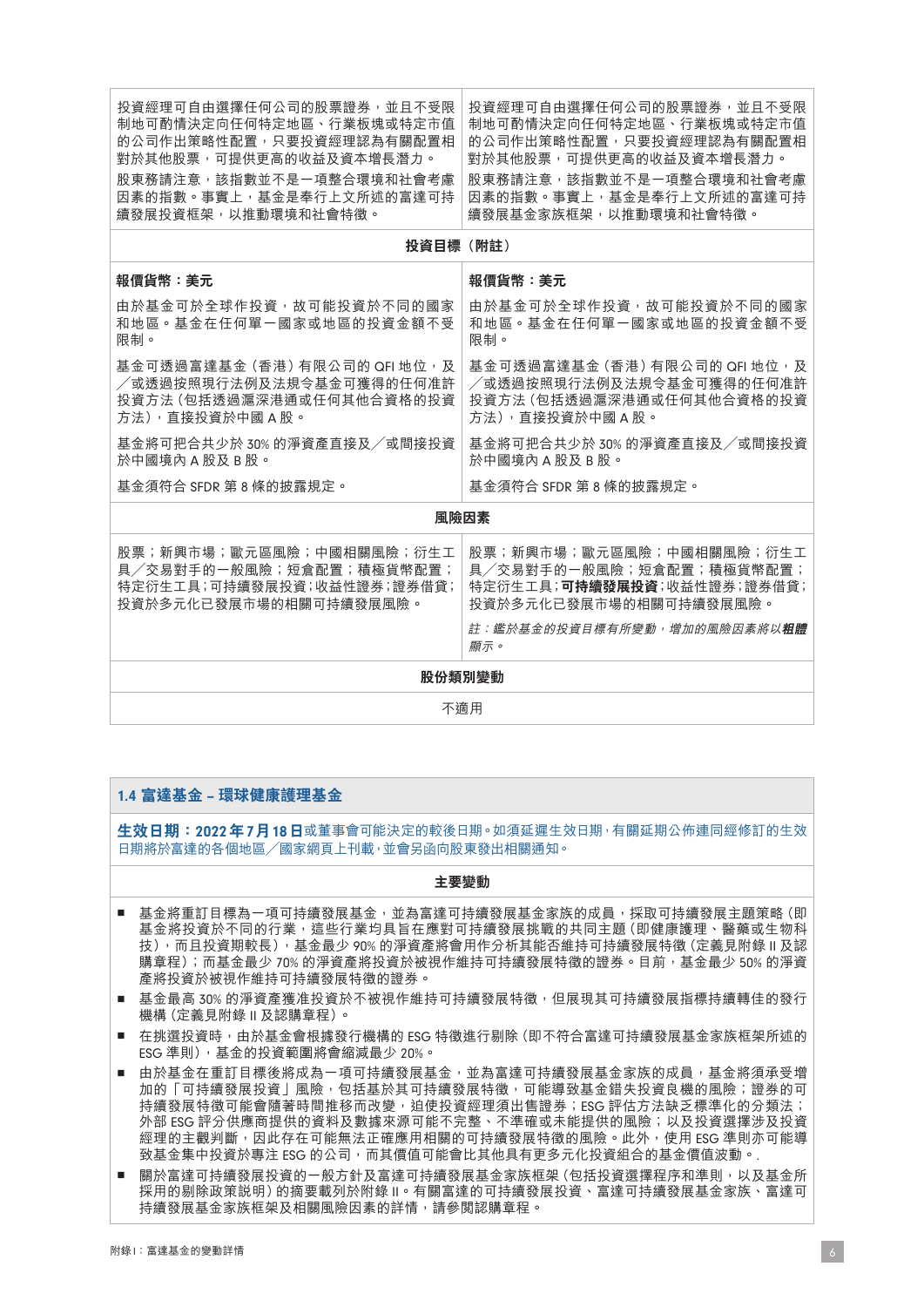| | |
|---|---|
| 投資經理可自由選擇任何公司的股票證券，並且不受限制地可酌情決定向任何特定地區、行業板塊或特定市值的公司作出策略性配置，只要投資經理認為有關配置相對於其他股票，可提供更高的收益及資本增長潛力。<br><br>股東務請注意，該指數並不是一項整合環境和社會考慮因素的指數。事實上，基金是奉行上文所述的富達可持續發展投資框架，以推動環境和社會特徵。 | 投資經理可自由選擇任何公司的股票證券，並且不受限制地可酌情決定向任何特定地區、行業板塊或特定市值的公司作出策略性配置，只要投資經理認為有關配置相對於其他股票，可提供更高的收益及資本增長潛力。<br><br>股東務請注意，該指數並不是一項整合環境和社會考慮因素的指數。事實上，基金是奉行上文所述的富達可持續發展基金家族框架，以推動環境和社會特徵。 |
| **投資目標（附註）** | |
| **報價貨幣：美元**<br><br>由於基金可於全球作投資，故可能投資於不同的國家和地區。基金在任何單一國家或地區的投資金額不受限制。<br><br>基金可透過富達基金（香港）有限公司的 QFI 地位，及／或透過按照現行法例及法規令基金可獲得的任何准許投資方法（包括透過滬深港通或任何其他合資格的投資方法），直接投資於中國 A 股。<br><br>基金將可把合共少於 30% 的淨資產直接及／或間接投資於中國境內 A 股及 B 股。<br><br>基金須符合 SFDR 第 8 條的披露規定。 | **報價貨幣：美元**<br><br>由於基金可於全球作投資，故可能投資於不同的國家和地區。基金在任何單一國家或地區的投資金額不受限制。<br><br>基金可透過富達基金（香港）有限公司的 QFI 地位，及／或透過按照現行法例及法規令基金可獲得的任何准許投資方法（包括透過滬深港通或任何其他合資格的投資方法），直接投資於中國 A 股。<br><br>基金將可把合共少於 30% 的淨資產直接及／或間接投資於中國境內 A 股及 B 股。<br><br>基金須符合 SFDR 第 8 條的披露規定。 |
| **風險因素** | |
| 股票；新興市場；歐元區風險；中國相關風險；衍生工具／交易對手的一般風險；短倉配置；積極貨幣配置；特定衍生工具；可持續發展投資；收益性證券；證券借貸；投資於多元化已發展市場的相關可持續發展風險。 | 股票；新興市場；歐元區風險；中國相關風險；衍生工具／交易對手的一般風險；短倉配置；積極貨幣配置；特定衍生工具；**可持續發展投資**；收益性證券；證券借貸；投資於多元化已發展市場的相關可持續發展風險。<br><br>*註：鑑於基金的投資目標有所變動，增加的風險因素將以**粗體**顯示。* |
| **股份類別變動** | |
| 不適用 | |

### 1.4 富達基金 – 環球健康護理基金

**生效日期：2022 年 7 月 18 日**或董事會可能決定的較後日期。如須延遲生效日期，有關延期公佈連同經修訂的生效日期將於富達的各個地區／國家網頁上刊載，並會另函向股東發出相關通知。

**主要變動**

- 基金將重訂目標為一項可持續發展基金，並為富達可持續發展基金家族的成員，採取可持續發展主題策略（即基金將投資於不同的行業，這些行業均具旨在應對可持續發展挑戰的共同主題（即健康護理、醫藥或生物科技），而且投資期較長），基金最少 90% 的淨資產將會用作分析其能否維持可持續發展特徵（定義見附錄 II 及認購章程）；而基金最少 70% 的淨資產將投資於被視作維持可持續發展特徵的證券。目前，基金最少 50% 的淨資產將投資於被視作維持可持續發展特徵的證券。
- 基金最高 30% 的淨資產獲准投資於不被視作維持可持續發展特徵，但展現其可持續發展指標持續轉佳的發行機構（定義見附錄 II 及認購章程）。
- 在挑選投資時，由於基金會根據發行機構的 ESG 特徵進行剔除（即不符合富達可持續發展基金家族框架所述的 ESG 準則），基金的投資範圍將會縮減最少 20%。
- 由於基金在重訂目標後將成為一項可持續發展基金，並為富達可持續發展基金家族的成員，基金將須承受增加的「可持續發展投資」風險，包括基於其可持續發展特徵，可能導致基金錯失投資良機的風險；證券的可持續發展特徵可能會隨著時間推移而改變，迫使投資經理須出售證券；ESG 評估方法缺乏標準化的分類法；外部 ESG 評分供應商提供的資料及數據來源可能不完整、不準確或未能提供的風險；以及投資選擇涉及投資經理的主觀判斷，因此存在可能無法正確應用相關的可持續發展特徵的風險。此外，使用 ESG 準則亦可能導致基金集中投資於專注 ESG 的公司，而其價值可能會比其他具有更多元化投資組合的基金價值波動。.
- 關於富達可持續發展投資的一般方針及富達可持續發展基金家族框架（包括投資選擇程序和準則，以及基金所採用的剔除政策說明）的摘要載列於附錄 II。有關富達的可持續發展投資、富達可持續發展基金家族、富達可持續發展基金家族框架及相關風險因素的詳情，請參閱認購章程。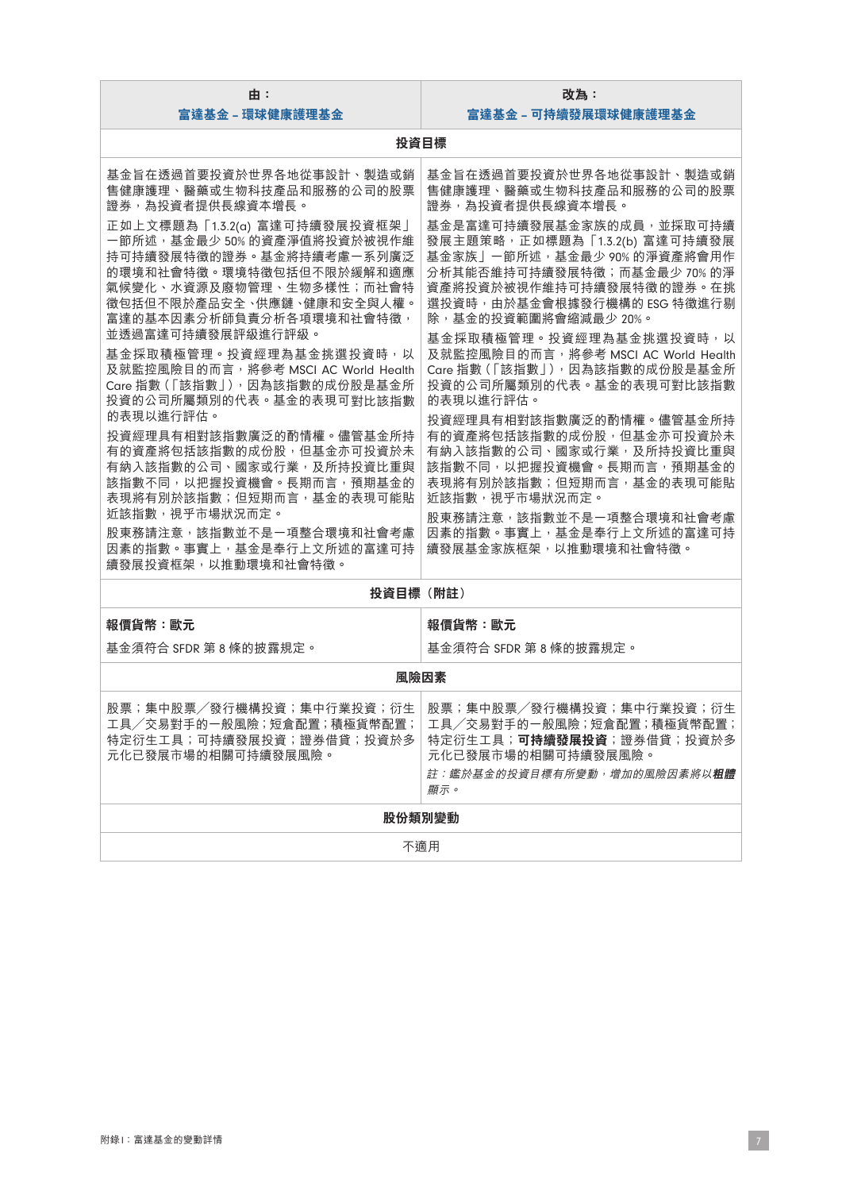| 由：<br>富達基金 – 環球健康護理基金 | 改為：<br>富達基金 – 可持續發展環球健康護理基金 |
|---|---|
| **投資目標** | |
| 基金旨在透過首要投資於世界各地從事設計、製造或銷售健康護理、醫藥或生物科技產品和服務的公司的股票證券，為投資者提供長線資本增長。<br><br>正如上文標題為「1.3.2(a) 富達可持續發展投資框架」一節所述，基金最少 50% 的資產淨值將投資於被視作維持可持續發展特徵的證券。基金將持續考慮一系列廣泛的環境和社會特徵。環境特徵包括但不限於緩解和適應氣候變化、水資源及廢物管理、生物多樣性；而社會特徵包括但不限於產品安全、供應鏈、健康和安全與人權。富達的基本因素分析師負責分析各項環境和社會特徵，並透過富達可持續發展評級進行評級。<br><br>基金採取積極管理。投資經理為基金挑選投資時，以及就監控風險目的而言，將參考 MSCI AC World Health Care 指數（「該指數」），因為該指數的成份股是基金所投資的公司所屬類別的代表。基金的表現可對比該指數的表現以進行評估。<br><br>投資經理具有相對該指數廣泛的酌情權。儘管基金所持有的資產將包括該指數的成份股，但基金亦可投資於未有納入該指數的公司、國家或行業，及所持投資比重與該指數不同，以把握投資機會。長期而言，預期基金的表現將有別於該指數；但短期而言，基金的表現可能貼近該指數，視乎市場狀況而定。<br><br>股東務請注意，該指數並不是一項整合環境和社會考慮因素的指數。事實上，基金是奉行上文所述的富達可持續發展投資框架，以推動環境和社會特徵。 | 基金旨在透過首要投資於世界各地從事設計、製造或銷售健康護理、醫藥或生物科技產品和服務的公司的股票證券，為投資者提供長線資本增長。<br><br>基金是富達可持續發展基金家族的成員，並採取可持續發展主題策略，正如標題為「1.3.2(b) 富達可持續發展基金家族」一節所述，基金最少 90% 的淨資產將會用作分析其能否維持可持續發展特徵；而基金最少 70% 的淨資產將投資於被視作維持可持續發展特徵的證券。在挑選投資時，由於基金會根據發行機構的 ESG 特徵進行剔除，基金的投資範圍將會縮減最少 20%。<br><br>基金採取積極管理。投資經理為基金挑選投資時，以及就監控風險目的而言，將參考 MSCI AC World Health Care 指數（「該指數」），因為該指數的成份股是基金所投資的公司所屬類別的代表。基金的表現可對比該指數的表現以進行評估。<br><br>投資經理具有相對該指數廣泛的酌情權。儘管基金所持有的資產將包括該指數的成份股，但基金亦可投資於未有納入該指數的公司、國家或行業，及所持投資比重與該指數不同，以把握投資機會。長期而言，預期基金的表現將有別於該指數；但短期而言，基金的表現可能貼近該指數，視乎市場狀況而定。<br><br>股東務請注意，該指數並不是一項整合環境和社會考慮因素的指數。事實上，基金是奉行上文所述的富達可持續發展基金家族框架，以推動環境和社會特徵。 |
| **投資目標（附註）** | |
| **報價貨幣：歐元**<br><br>基金須符合 SFDR 第 8 條的披露規定。 | **報價貨幣：歐元**<br><br>基金須符合 SFDR 第 8 條的披露規定。 |
| **風險因素** | |
| 股票；集中股票／發行機構投資；集中行業投資；衍生工具／交易對手的一般風險；短倉配置；積極貨幣配置；特定衍生工具；可持續發展投資；證券借貸；投資於多元化已發展市場的相關可持續發展風險。 | 股票；集中股票／發行機構投資；集中行業投資；衍生工具／交易對手的一般風險；短倉配置；積極貨幣配置；特定衍生工具；**可持續發展投資**；證券借貸；投資於多元化已發展市場的相關可持續發展風險。<br><br>*註：鑑於基金的投資目標有所變動，增加的風險因素將以**粗體**顯示。* |
| **股份類別變動** | |
| 不適用 | |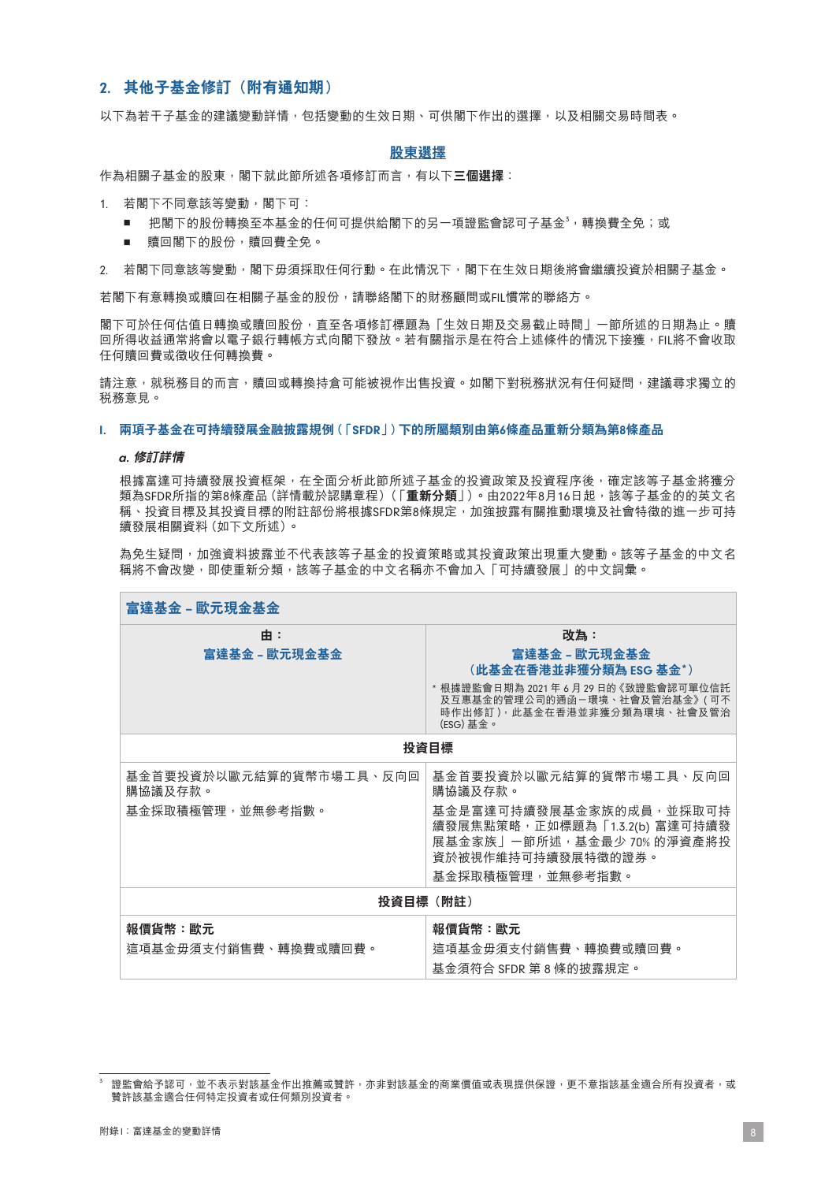## 2. 其他子基金修訂（附有通知期）

以下為若干子基金的建議變動詳情，包括變動的生效日期、可供閣下作出的選擇，以及相關交易時間表。

### 股東選擇

作為相關子基金的股東，閣下就此節所述各項修訂而言，有以下**三個選擇**：

1. 若閣下不同意該等變動，閣下可：
   - 把閣下的股份轉換至本基金的任何可提供給閣下的另一項證監會認可子基金[3]，轉換費全免；或
   - 贖回閣下的股份，贖回費全免。
2. 若閣下同意該等變動，閣下毋須採取任何行動。在此情況下，閣下在生效日期後將會繼續投資於相關子基金。

若閣下有意轉換或贖回在相關子基金的股份，請聯絡閣下的財務顧問或FIL慣常的聯絡方。

閣下可於任何估值日轉換或贖回股份，直至各項修訂標題為「生效日期及交易截止時間」一節所述的日期為止。贖回所得收益通常將會以電子銀行轉帳方式向閣下發放。若有關指示是在符合上述條件的情況下接獲，FIL將不會收取任何贖回費或徵收任何轉換費。

請注意，就稅務目的而言，贖回或轉換持倉可能被視作出售投資。如閣下對稅務狀況有任何疑問，建議尋求獨立的稅務意見。

### I. 兩項子基金在可持續發展金融披露規例（「SFDR」）下的所屬類別由第6條產品重新分類為第8條產品

#### *a. 修訂詳情*

根據富達可持續發展投資框架，在全面分析此節所述子基金的投資政策及投資程序後，確定該等子基金將獲分類為SFDR所指的第8條產品（詳情載於認購章程）（「**重新分類**」）。由2022年8月16日起，該等子基金的的英文名稱、投資目標及其投資目標的附註部份將根據SFDR第8條規定，加強披露有關推動環境及社會特徵的進一步可持續發展相關資料（如下文所述）。

為免生疑問，加強資料披露並不代表該等子基金的投資策略或其投資政策出現重大變動。該等子基金的中文名稱將不會改變，即使重新分類，該等子基金的中文名稱亦不會加入「可持續發展」的中文詞彙。

| 富達基金 – 歐元現金基金 | |
|---|---|
| **由：**<br>**富達基金 – 歐元現金基金** | **改為：**<br>**富達基金 – 歐元現金基金**<br>**（此基金在香港並非獲分類為 ESG 基金\*）**<br>\* 根據證監會日期為 2021 年 6 月 29 日的《致證監會認可單位信託及互惠基金的管理公司的通函－環境、社會及管治基金》（可不時作出修訂），此基金在香港並非獲分類為環境、社會及管治 (ESG) 基金。 |
| **投資目標** | |
| 基金首要投資於以歐元結算的貨幣市場工具、反向回購協議及存款。<br>基金採取積極管理，並無參考指數。 | 基金首要投資於以歐元結算的貨幣市場工具、反向回購協議及存款。<br>基金是富達可持續發展基金家族的成員，並採取可持續發展焦點策略，正如標題為「1.3.2(b) 富達可持續發展基金家族」一節所述，基金最少 70% 的淨資產將投資於被視作維持可持續發展特徵的證券。<br>基金採取積極管理，並無參考指數。 |
| **投資目標（附註）** | |
| **報價貨幣：歐元**<br>這項基金毋須支付銷售費、轉換費或贖回費。 | **報價貨幣：歐元**<br>這項基金毋須支付銷售費、轉換費或贖回費。<br>基金須符合 SFDR 第 8 條的披露規定。 |

[3] 證監會給予認可，並不表示對該基金作出推薦或贊許，亦非對該基金的商業價值或表現提供保證，更不意指該基金適合所有投資者，或贊許該基金適合任何特定投資者或任何類別投資者。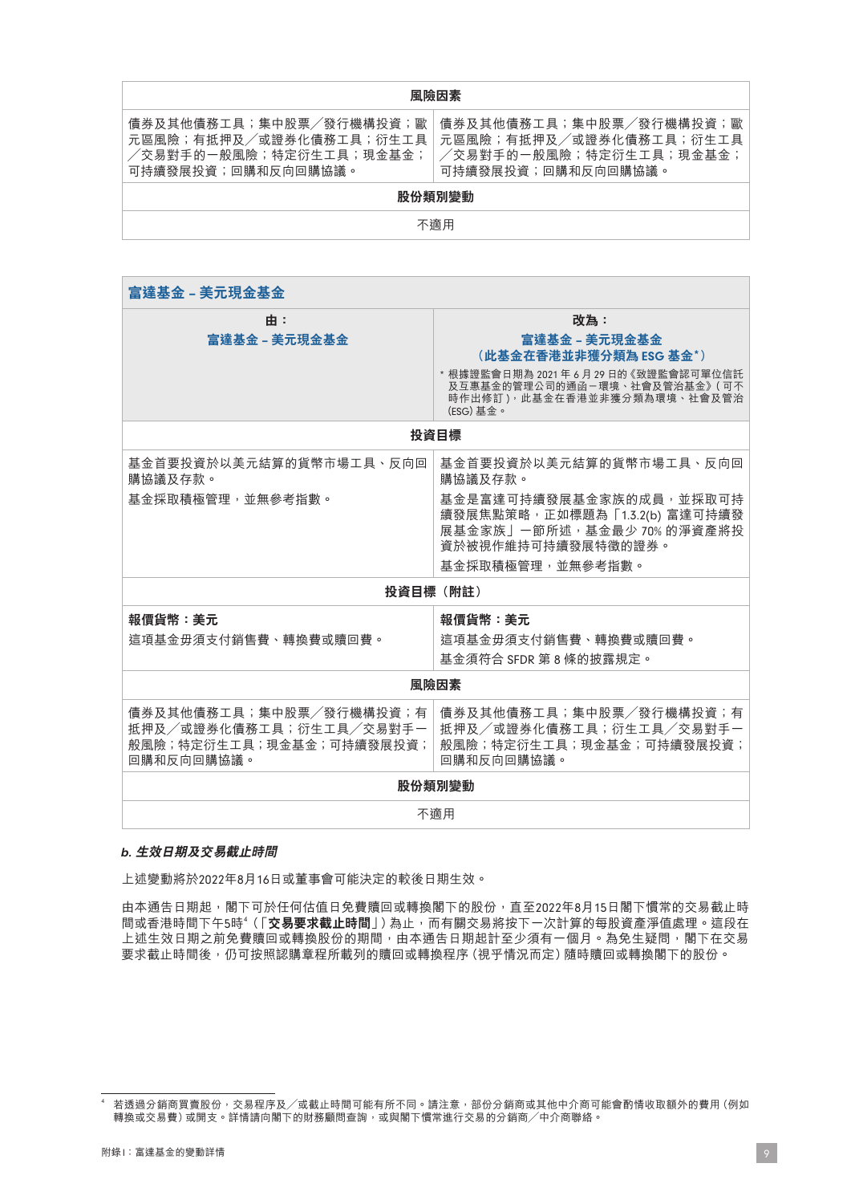| 風險因素 | |
|---|---|
| 債券及其他債務工具；集中股票／發行機構投資；歐元區風險；有抵押及／或證券化債務工具；衍生工具／交易對手的一般風險；特定衍生工具；現金基金；可持續發展投資；回購和反向回購協議。 | 債券及其他債務工具；集中股票／發行機構投資；歐元區風險；有抵押及／或證券化債務工具；衍生工具／交易對手的一般風險；特定衍生工具；現金基金；可持續發展投資；回購和反向回購協議。 |
| **股份類別變動** | |
| 不適用 | |

| 富達基金 – 美元現金基金 | |
|---|---|
| **由：**<br>富達基金 – 美元現金基金 | **改為：**<br>富達基金 – 美元現金基金<br>（此基金在香港並非獲分類為 ESG 基金*）<br>* 根據證監會日期為 2021 年 6 月 29 日的《致證監會認可單位信託及互惠基金的管理公司的通函 – 環境、社會及管治基金》（可不時作出修訂），此基金在香港並非獲分類為環境、社會及管治 (ESG) 基金。 |
| **投資目標** | |
| 基金首要投資於以美元結算的貨幣市場工具、反向回購協議及存款。<br><br>基金採取積極管理，並無參考指數。 | 基金首要投資於以美元結算的貨幣市場工具、反向回購協議及存款。<br><br>基金是富達可持續發展基金家族的成員，並採取可持續發展焦點策略，正如標題為「1.3.2(b) 富達可持續發展基金家族」一節所述，基金最少 70% 的淨資產將投資於被視作維持可持續發展特徵的證券。<br><br>基金採取積極管理，並無參考指數。 |
| **投資目標（附註）** | |
| **報價貨幣：美元**<br><br>這項基金毋須支付銷售費、轉換費或贖回費。 | **報價貨幣：美元**<br><br>這項基金毋須支付銷售費、轉換費或贖回費。<br><br>基金須符合 SFDR 第 8 條的披露規定。 |
| **風險因素** | |
| 債券及其他債務工具；集中股票／發行機構投資；有抵押及／或證券化債務工具；衍生工具／交易對手一般風險；特定衍生工具；現金基金；可持續發展投資；回購和反向回購協議。 | 債券及其他債務工具；集中股票／發行機構投資；有抵押及／或證券化債務工具；衍生工具／交易對手一般風險；特定衍生工具；現金基金；可持續發展投資；回購和反向回購協議。 |
| **股份類別變動** | |
| 不適用 | |

***b. 生效日期及交易截止時間***

上述變動將於2022年8月16日或董事會可能決定的較後日期生效。

由本通告日期起，閣下可於任何估值日免費贖回或轉換閣下的股份，直至2022年8月15日閣下慣常的交易截止時間或香港時間下午5時[4]（「**交易要求截止時間**」）為止，而有關交易將按下一次計算的每股資產淨值處理。這段在上述生效日期之前免費贖回或轉換股份的期間，由本通告日期起計至少須有一個月。為免生疑問，閣下在交易要求截止時間後，仍可按照認購章程所載列的贖回或轉換程序（視乎情況而定）隨時贖回或轉換閣下的股份。

[4] 若透過分銷商買賣股份，交易程序及／或截止時間可能有所不同。請注意，部份分銷商或其他中介商可能會酌情收取額外的費用（例如轉換或交易費）或開支。詳情請向閣下的財務顧問查詢，或與閣下慣常進行交易的分銷商／中介商聯絡。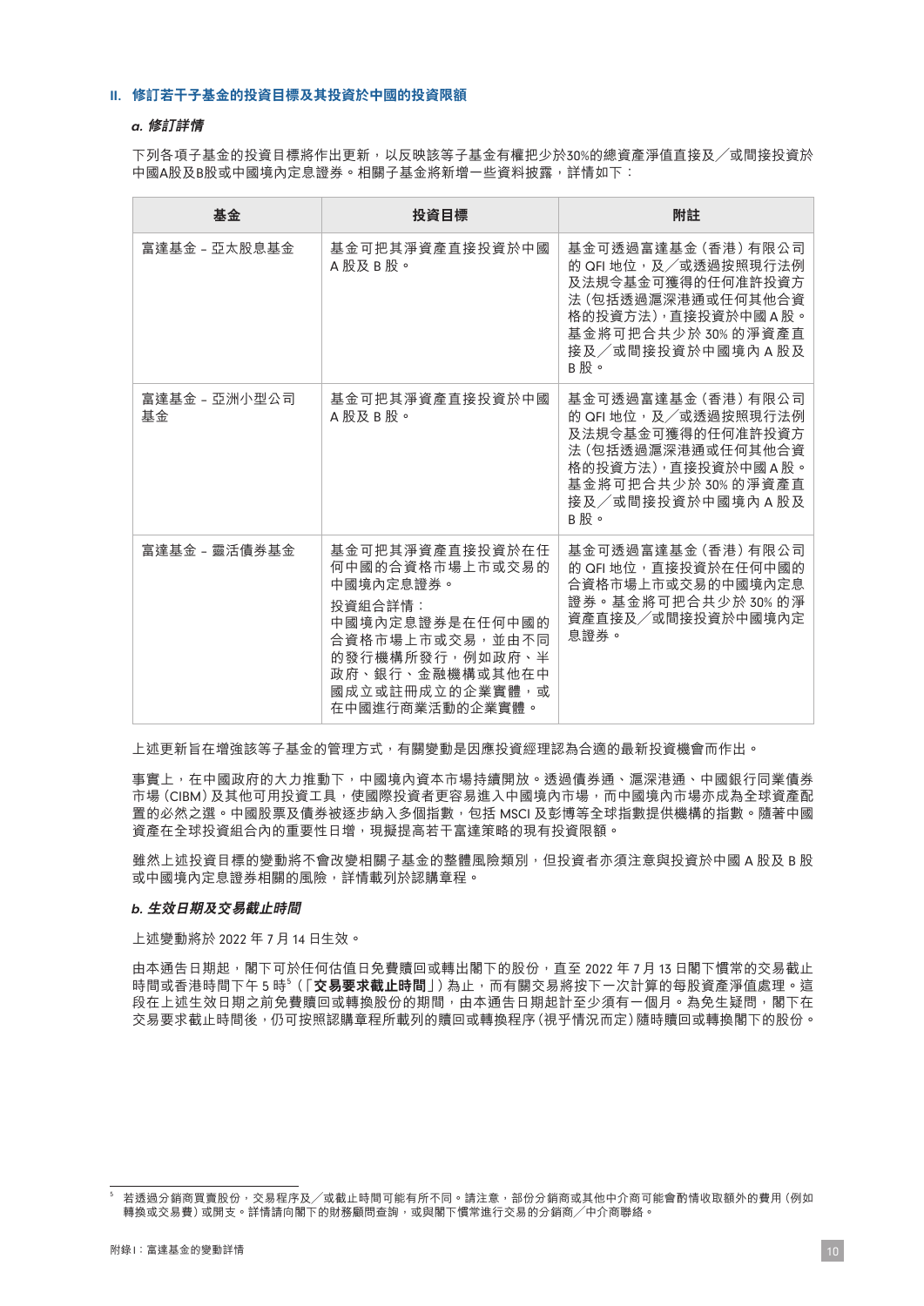## II. 修訂若干子基金的投資目標及其投資於中國的投資限額

### *a. 修訂詳情*

下列各項子基金的投資目標將作出更新，以反映該等子基金有權把少於30%的總資產淨值直接及／或間接投資於中國A股及B股或中國境內定息證券。相關子基金將新增一些資料披露，詳情如下：

| 基金 | 投資目標 | 附註 |
|---|---|---|
| 富達基金 – 亞太股息基金 | 基金可把其淨資產直接投資於中國A股及B股。 | 基金可透過富達基金（香港）有限公司的QFI地位，及／或透過按照現行法例及法規令基金可獲得的任何准許投資方法（包括透過滬深港通或任何其他合資格的投資方法），直接投資於中國A股。基金將可把合共少於30%的淨資產直接及／或間接投資於中國境內A股及B股。 |
| 富達基金 – 亞洲小型公司基金 | 基金可把其淨資產直接投資於中國A股及B股。 | 基金可透過富達基金（香港）有限公司的QFI地位，及／或透過按照現行法例及法規令基金可獲得的任何准許投資方法（包括透過滬深港通或任何其他合資格的投資方法），直接投資於中國A股。基金將可把合共少於30%的淨資產直接及／或間接投資於中國境內A股及B股。 |
| 富達基金 – 靈活債券基金 | 基金可把其淨資產直接投資於在任何中國的合資格市場上市或交易的中國境內定息證券。<br>投資組合詳情：<br>中國境內定息證券是在任何中國的合資格市場上市或交易，並由不同的發行機構所發行，例如政府、半政府、銀行、金融機構或其他在中國成立或註冊成立的企業實體，或在中國進行商業活動的企業實體。 | 基金可透過富達基金（香港）有限公司的QFI地位，直接投資於在任何中國的合資格市場上市或交易的中國境內定息證券。基金將可把合共少於30%的淨資產直接及／或間接投資於中國境內定息證券。 |

上述更新旨在增強該等子基金的管理方式，有關變動是因應投資經理認為合適的最新投資機會而作出。

事實上，在中國政府的大力推動下，中國境內資本市場持續開放。透過債券通、滬深港通、中國銀行同業債券市場（CIBM）及其他可用投資工具，使國際投資者更容易進入中國境內市場，而中國境內市場亦成為全球資產配置的必然之選。中國股票及債券被逐步納入多個指數，包括MSCI及彭博等全球指數提供機構的指數。隨著中國資產在全球投資組合內的重要性日增，現擬提高若干富達策略的現有投資限額。

雖然上述投資目標的變動將不會改變相關子基金的整體風險類別，但投資者亦須注意與投資於中國A股及B股或中國境內定息證券相關的風險，詳情載列於認購章程。

### *b. 生效日期及交易截止時間*

上述變動將於2022年7月14日生效。

由本通告日期起，閣下可於任何估值日免費贖回或轉出閣下的股份，直至2022年7月13日閣下慣常的交易截止時間或香港時間下午5時[5]（「**交易要求截止時間**」）為止，而有關交易將按下一次計算的每股資產淨值處理。這段在上述生效日期之前免費贖回或轉換股份的期間，由本通告日期起計至少須有一個月。為免生疑問，閣下在交易要求截止時間後，仍可按照認購章程所載列的贖回或轉換程序（視乎情況而定）隨時贖回或轉換閣下的股份。

[5] 若透過分銷商買賣股份，交易程序及／或截止時間可能有所不同。請注意，部份分銷商或其他中介商可能會酌情收取額外的費用（例如轉換或交易費）或開支。詳情請向閣下的財務顧問查詢，或與閣下慣常進行交易的分銷商／中介商聯絡。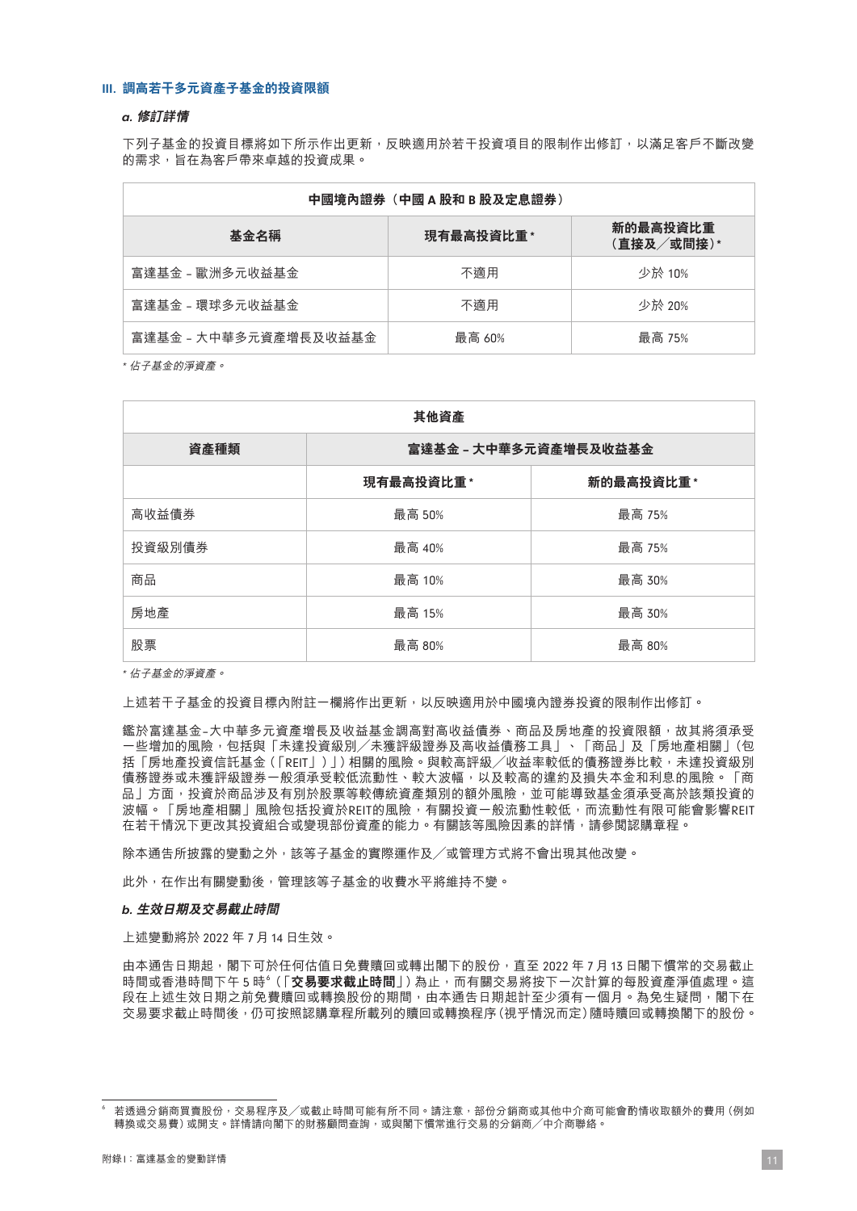### III. 調高若干多元資產子基金的投資限額

#### *a. 修訂詳情*

下列子基金的投資目標將如下所示作出更新，反映適用於若干投資項目的限制作出修訂，以滿足客戶不斷改變的需求，旨在為客戶帶來卓越的投資成果。

| 中國境內證券（中國 A 股和 B 股及定息證券） | | |
|---|---|---|
| **基金名稱** | **現有最高投資比重*** | **新的最高投資比重（直接及／或間接）*** |
| 富達基金 – 歐洲多元收益基金 | 不適用 | 少於 10% |
| 富達基金 – 環球多元收益基金 | 不適用 | 少於 20% |
| 富達基金 – 大中華多元資產增長及收益基金 | 最高 60% | 最高 75% |

*\* 佔子基金的淨資產。*

| 其他資產 | | |
|---|---|---|
| **資產種類** | **富達基金 – 大中華多元資產增長及收益基金** | |
| | **現有最高投資比重*** | **新的最高投資比重*** |
| 高收益債券 | 最高 50% | 最高 75% |
| 投資級別債券 | 最高 40% | 最高 75% |
| 商品 | 最高 10% | 最高 30% |
| 房地產 | 最高 15% | 最高 30% |
| 股票 | 最高 80% | 最高 80% |

*\* 佔子基金的淨資產。*

上述若干子基金的投資目標內附註一欄將作出更新，以反映適用於中國境內證券投資的限制作出修訂。

鑑於富達基金–大中華多元資產增長及收益基金調高對高收益債券、商品及房地產的投資限額，故其將須承受一些增加的風險，包括與「未達投資級別／未獲評級證券及高收益債務工具」、「商品」及「房地產相關」(包括「房地產投資信託基金(「REIT」)」)相關的風險。與較高評級／收益率較低的債務證券比較，未達投資級別債務證券或未獲評級證券一般須承受較低流動性、較大波幅，以及較高的違約及損失本金和利息的風險。「商品」方面，投資於商品涉及有別於股票等較傳統資產類別的額外風險，並可能導致基金須承受高於該類投資的波幅。「房地產相關」風險包括投資於REIT的風險，有關投資一般流動性較低，而流動性有限可能會影響REIT在若干情況下更改其投資組合或變現部份資產的能力。有關該等風險因素的詳情，請參閱認購章程。

除本通告所披露的變動之外，該等子基金的實際運作及／或管理方式將不會出現其他改變。

此外，在作出有關變動後，管理該等子基金的收費水平將維持不變。

#### *b. 生效日期及交易截止時間*

上述變動將於 2022 年 7 月 14 日生效。

由本通告日期起，閣下可於任何估值日免費贖回或轉出閣下的股份，直至 2022 年 7 月 13 日閣下慣常的交易截止時間或香港時間下午 5 時[6]（「**交易要求截止時間**」）為止，而有關交易將按下一次計算的每股資產淨值處理。這段在上述生效日期之前免費贖回或轉換股份的期間，由本通告日期起計至少須有一個月。為免生疑問，閣下在交易要求截止時間後，仍可按照認購章程所載列的贖回或轉換程序（視乎情況而定）隨時贖回或轉換閣下的股份。

---

[6] 若透過分銷商買賣股份，交易程序及／或截止時間可能有所不同。請注意，部份分銷商或其他中介商可能會酌情收取額外的費用（例如轉換或交易費）或開支。詳情請向閣下的財務顧問查詢，或與閣下慣常進行交易的分銷商／中介商聯絡。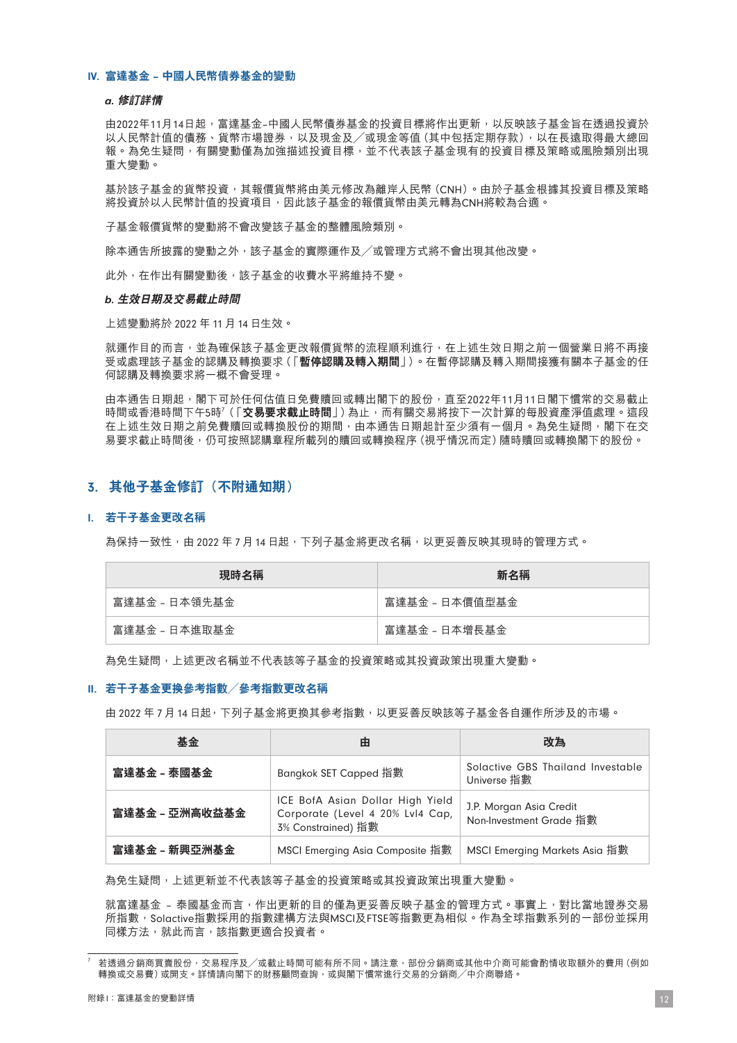### IV. 富達基金 – 中國人民幣債券基金的變動

#### *a. 修訂詳情*

由2022年11月14日起，富達基金–中國人民幣債券基金的投資目標將作出更新，以反映該子基金旨在透過投資於以人民幣計值的債務、貨幣市場證券，以及現金及／或現金等值（其中包括定期存款），以在長遠取得最大總回報。為免生疑問，有關變動僅為加強描述投資目標，並不代表該子基金現有的投資目標及策略或風險類別出現重大變動。

基於該子基金的貨幣投資，其報價貨幣將由美元修改為離岸人民幣（CNH）。由於子基金根據其投資目標及策略將投資於以人民幣計值的投資項目，因此該子基金的報價貨幣由美元轉為CNH將較為合適。

子基金報價貨幣的變動將不會改變該子基金的整體風險類別。

除本通告所披露的變動之外，該子基金的實際運作及／或管理方式將不會出現其他改變。

此外，在作出有關變動後，該子基金的收費水平將維持不變。

#### *b. 生效日期及交易截止時間*

上述變動將於 2022 年 11 月 14 日生效。

就運作目的而言，並為確保該子基金更改報價貨幣的流程順利進行，在上述生效日期之前一個營業日將不再接受或處理該子基金的認購及轉換要求（「**暫停認購及轉入期間**」）。在暫停認購及轉入期間接獲有關本子基金的任何認購及轉換要求將一概不會受理。

由本通告日期起，閣下可於任何估值日免費贖回或轉出閣下的股份，直至2022年11月11日閣下慣常的交易截止時間或香港時間下午5時[7]（「**交易要求截止時間**」）為止，而有關交易將按下一次計算的每股資產淨值處理。這段在上述生效日期之前免費贖回或轉換股份的期間，由本通告日期起計至少須有一個月。為免生疑問，閣下在交易要求截止時間後，仍可按照認購章程所載列的贖回或轉換程序（視乎情況而定）隨時贖回或轉換閣下的股份。

## 3. 其他子基金修訂（不附通知期）

### I. 若干子基金更改名稱

為保持一致性，由 2022 年 7 月 14 日起，下列子基金將更改名稱，以更妥善反映其現時的管理方式。

| 現時名稱 | 新名稱 |
|---|---|
| 富達基金 – 日本領先基金 | 富達基金 – 日本價值型基金 |
| 富達基金 – 日本進取基金 | 富達基金 – 日本增長基金 |

為免生疑問，上述更改名稱並不代表該等子基金的投資策略或其投資政策出現重大變動。

### II. 若干子基金更換參考指數／參考指數更改名稱

由 2022 年 7 月 14 日起，下列子基金將更換其參考指數，以更妥善反映該等子基金各自運作所涉及的市場。

| 基金 | 由 | 改為 |
|---|---|---|
| **富達基金 – 泰國基金** | Bangkok SET Capped 指數 | Solactive GBS Thailand Investable Universe 指數 |
| **富達基金 – 亞洲高收益基金** | ICE BofA Asian Dollar High Yield Corporate (Level 4 20% Lvl4 Cap, 3% Constrained) 指數 | J.P. Morgan Asia Credit Non-Investment Grade 指數 |
| **富達基金 – 新興亞洲基金** | MSCI Emerging Asia Composite 指數 | MSCI Emerging Markets Asia 指數 |

為免生疑問，上述更新並不代表該等子基金的投資策略或其投資政策出現重大變動。

就富達基金 – 泰國基金而言，作出更新的目的僅為更妥善反映子基金的管理方式。事實上，對比當地證券交易所指數，Solactive指數採用的指數建構方法與MSCI及FTSE等指數更為相似。作為全球指數系列的一部份並採用同樣方法，就此而言，該指數更適合投資者。

[7] 若透過分銷商買賣股份，交易程序及／或截止時間可能有所不同。請注意，部份分銷商或其他中介商可能會酌情收取額外的費用（例如轉換或交易費）或開支。詳情請向閣下的財務顧問查詢，或與閣下慣常進行交易的分銷商／中介商聯絡。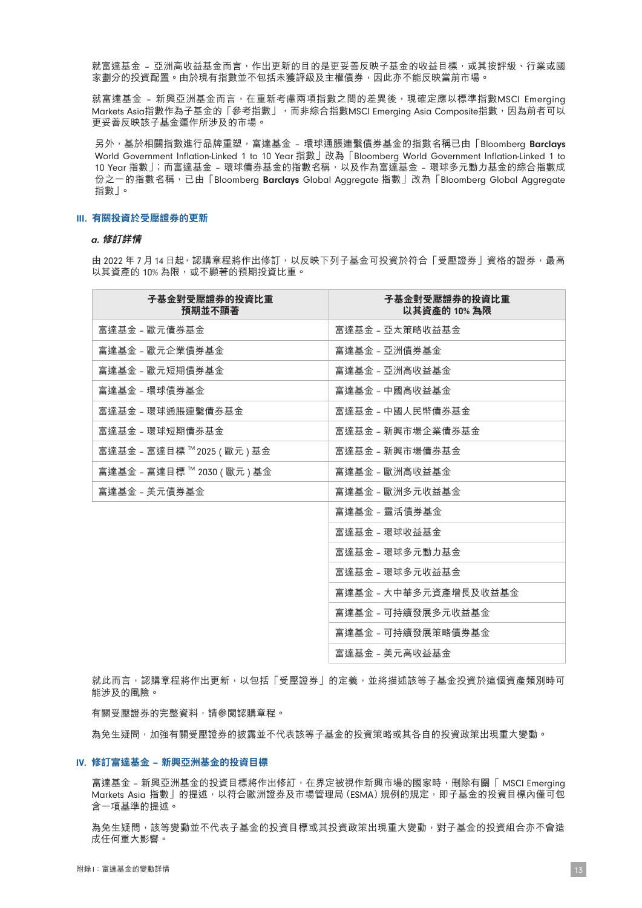就富達基金 – 亞洲高收益基金而言，作出更新的目的是更妥善反映子基金的收益目標，或其按評級、行業或國家劃分的投資配置。由於現有指數並不包括未獲評級及主權債券，因此亦不能反映當前市場。

就富達基金 – 新興亞洲基金而言，在重新考慮兩項指數之間的差異後，現確定應以標準指數MSCI Emerging Markets Asia指數作為子基金的「參考指數」，而非綜合指數MSCI Emerging Asia Composite指數，因為前者可以更妥善反映該子基金運作所涉及的市場。

另外，基於相關指數進行品牌重塑，富達基金 – 環球通脹連繫債券基金的指數名稱已由「Bloomberg **Barclays** World Government Inflation-Linked 1 to 10 Year 指數」改為「Bloomberg World Government Inflation-Linked 1 to 10 Year 指數」；而富達基金 – 環球債券基金的指數名稱，以及作為富達基金 – 環球多元動力基金的綜合指數成份之一的指數名稱，已由「Bloomberg **Barclays** Global Aggregate 指數」改為「Bloomberg Global Aggregate 指數」。

### III. 有關投資於受壓證券的更新

#### *a. 修訂詳情*

由 2022 年 7 月 14 日起，認購章程將作出修訂，以反映下列子基金可投資於符合「受壓證券」資格的證券，最高以其資產的 10% 為限，或不顯著的預期投資比重。

| 子基金對受壓證券的投資比重預期並不顯著 | 子基金對受壓證券的投資比重以其資產的 10% 為限 |
|---|---|
| 富達基金 – 歐元債券基金 | 富達基金 – 亞太策略收益基金 |
| 富達基金 – 歐元企業債券基金 | 富達基金 – 亞洲債券基金 |
| 富達基金 – 歐元短期債券基金 | 富達基金 – 亞洲高收益基金 |
| 富達基金 – 環球債券基金 | 富達基金 – 中國高收益基金 |
| 富達基金 – 環球通脹連繫債券基金 | 富達基金 – 中國人民幣債券基金 |
| 富達基金 – 環球短期債券基金 | 富達基金 – 新興市場企業債券基金 |
| 富達基金 – 富達目標 ™ 2025（歐元）基金 | 富達基金 – 新興市場債券基金 |
| 富達基金 – 富達目標 ™ 2030（歐元）基金 | 富達基金 – 歐洲高收益基金 |
| 富達基金 – 美元債券基金 | 富達基金 – 歐洲多元收益基金 |
| | 富達基金 – 靈活債券基金 |
| | 富達基金 – 環球收益基金 |
| | 富達基金 – 環球多元動力基金 |
| | 富達基金 – 環球多元收益基金 |
| | 富達基金 – 大中華多元資產增長及收益基金 |
| | 富達基金 – 可持續發展多元收益基金 |
| | 富達基金 – 可持續發展策略債券基金 |
| | 富達基金 – 美元高收益基金 |

就此而言，認購章程將作出更新，以包括「受壓證券」的定義，並將描述該等子基金投資於這個資產類別時可能涉及的風險。

有關受壓證券的完整資料，請參閱認購章程。

為免生疑問，加強有關受壓證券的披露並不代表該等子基金的投資策略或其各自的投資政策出現重大變動。

### IV. 修訂富達基金 – 新興亞洲基金的投資目標

富達基金 – 新興亞洲基金的投資目標將作出修訂，在界定被視作新興市場的國家時，刪除有關「MSCI Emerging Markets Asia 指數」的提述，以符合歐洲證券及市場管理局（ESMA）規例的規定，即子基金的投資目標內僅可包含一項基準的提述。

為免生疑問，該等變動並不代表子基金的投資目標或其投資政策出現重大變動，對子基金的投資組合亦不會造成任何重大影響。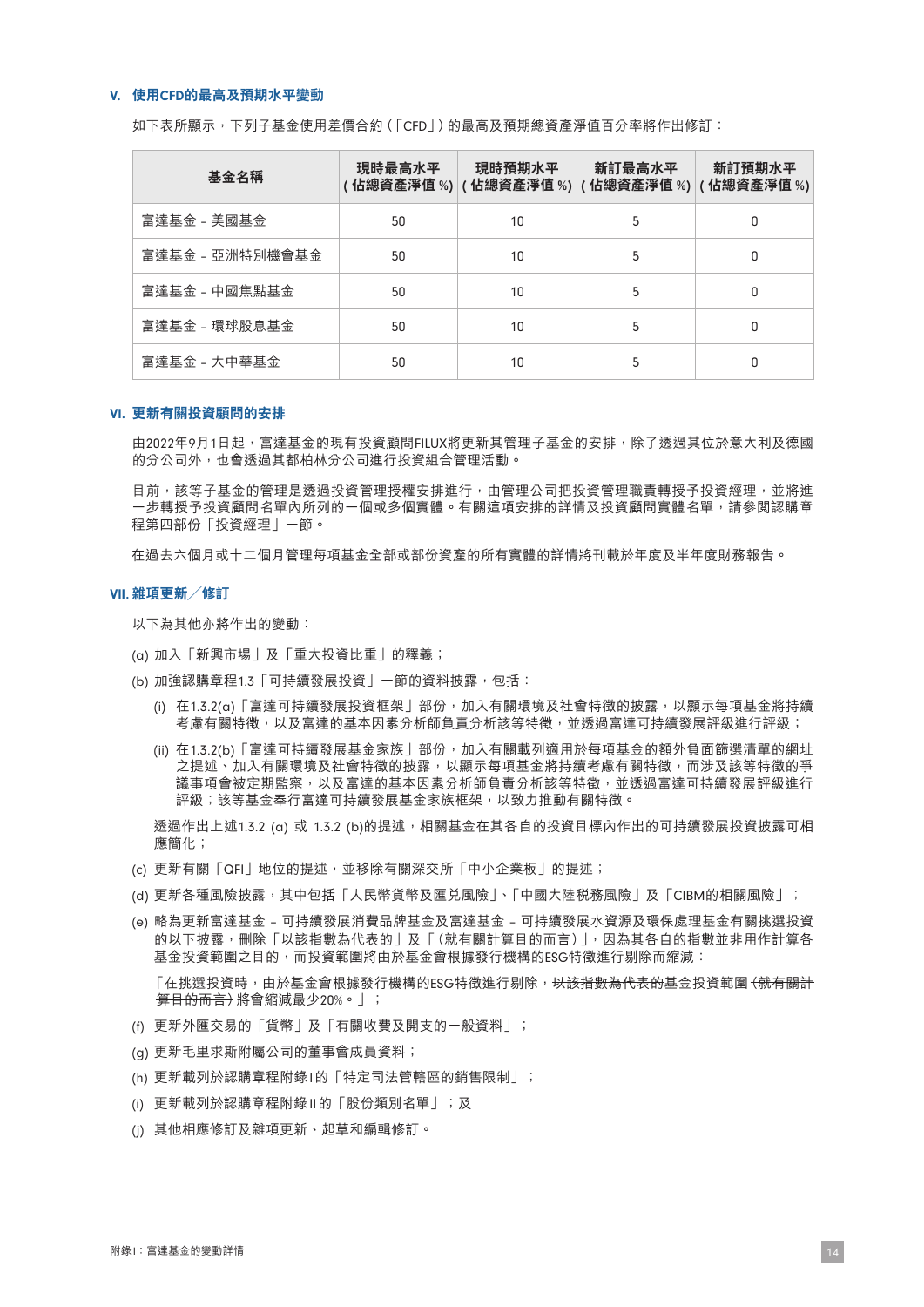### V. 使用CFD的最高及預期水平變動

如下表所顯示，下列子基金使用差價合約（「CFD」）的最高及預期總資產淨值百分率將作出修訂：

| 基金名稱 | 現時最高水平（佔總資產淨值%） | 現時預期水平（佔總資產淨值%） | 新訂最高水平（佔總資產淨值%） | 新訂預期水平（佔總資產淨值%） |
|---|---|---|---|---|
| 富達基金 – 美國基金 | 50 | 10 | 5 | 0 |
| 富達基金 – 亞洲特別機會基金 | 50 | 10 | 5 | 0 |
| 富達基金 – 中國焦點基金 | 50 | 10 | 5 | 0 |
| 富達基金 – 環球股息基金 | 50 | 10 | 5 | 0 |
| 富達基金 – 大中華基金 | 50 | 10 | 5 | 0 |

### VI. 更新有關投資顧問的安排

由2022年9月1日起，富達基金的現有投資顧問FILUX將更新其管理子基金的安排，除了透過其位於意大利及德國的分公司外，也會透過其都柏林分公司進行投資組合管理活動。

目前，該等子基金的管理是透過投資管理授權安排進行，由管理公司把投資管理職責轉授予投資經理，並將進一步轉授予投資顧問名單內所列的一個或多個實體。有關這項安排的詳情及投資顧問實體名單，請參閱認購章程第四部份「投資經理」一節。

在過去六個月或十二個月管理每項基金全部或部份資產的所有實體的詳情將刊載於年度及半年度財務報告。

### VII. 雜項更新／修訂

以下為其他亦將作出的變動：

(a) 加入「新興市場」及「重大投資比重」的釋義；

(b) 加強認購章程1.3「可持續發展投資」一節的資料披露，包括：

  (i) 在1.3.2(a)「富達可持續發展投資框架」部份，加入有關環境及社會特徵的披露，以顯示各項基金將持續考慮有關特徵，以及富達的基本因素分析師負責分析該等特徵，並透過富達可持續發展評級進行評級；

  (ii) 在1.3.2(b)「富達可持續發展基金家族」部份，加入有關載列適用於每項基金的額外負面篩選清單的網址之提述、加入有關環境及社會特徵的披露，以顯示每項基金將持續考慮有關特徵，而涉及該等特徵的爭議事項會被定期監察，以及富達的基本因素分析師負責分析該等特徵，並透過富達可持續發展評級進行評級；該等基金奉行富達可持續發展基金家族框架，以致力推動有關特徵。

  透過作出上述1.3.2 (a) 或 1.3.2 (b)的提述，相關基金在其各自的投資目標內作出的可持續發展投資披露可相應簡化；

(c) 更新有關「QFI」地位的提述，並移除有關深交所「中小企業板」的提述；

(d) 更新各種風險披露，其中包括「人民幣貨幣及匯兌風險」、「中國大陸稅務風險」及「CIBM的相關風險」；

(e) 略為更新富達基金 – 可持續發展消費品牌基金及富達基金 – 可持續發展水資源及環保處理基金有關挑選投資的以下披露，刪除「以該指數為代表的」及「（就有關計算目的而言）」，因為其各自的指數並非用作計算各基金投資範圍之目的，而投資範圍將由於基金會根據發行機構的ESG特徵進行剔除而縮減：

  「在挑選投資時，由於基金會根據發行機構的ESG特徵進行剔除，~~以該指數為代表的~~基金投資範圍~~（就有關計算目的而言）~~將會縮減最少20%。」；

(f) 更新外匯交易的「貨幣」及「有關收費及開支的一般資料」；

(g) 更新毛里求斯附屬公司的董事會成員資料；

(h) 更新載列於認購章程附錄I的「特定司法管轄區的銷售限制」；

(i) 更新載列於認購章程附錄II的「股份類別名單」；及

(j) 其他相應修訂及雜項更新、起草和編輯修訂。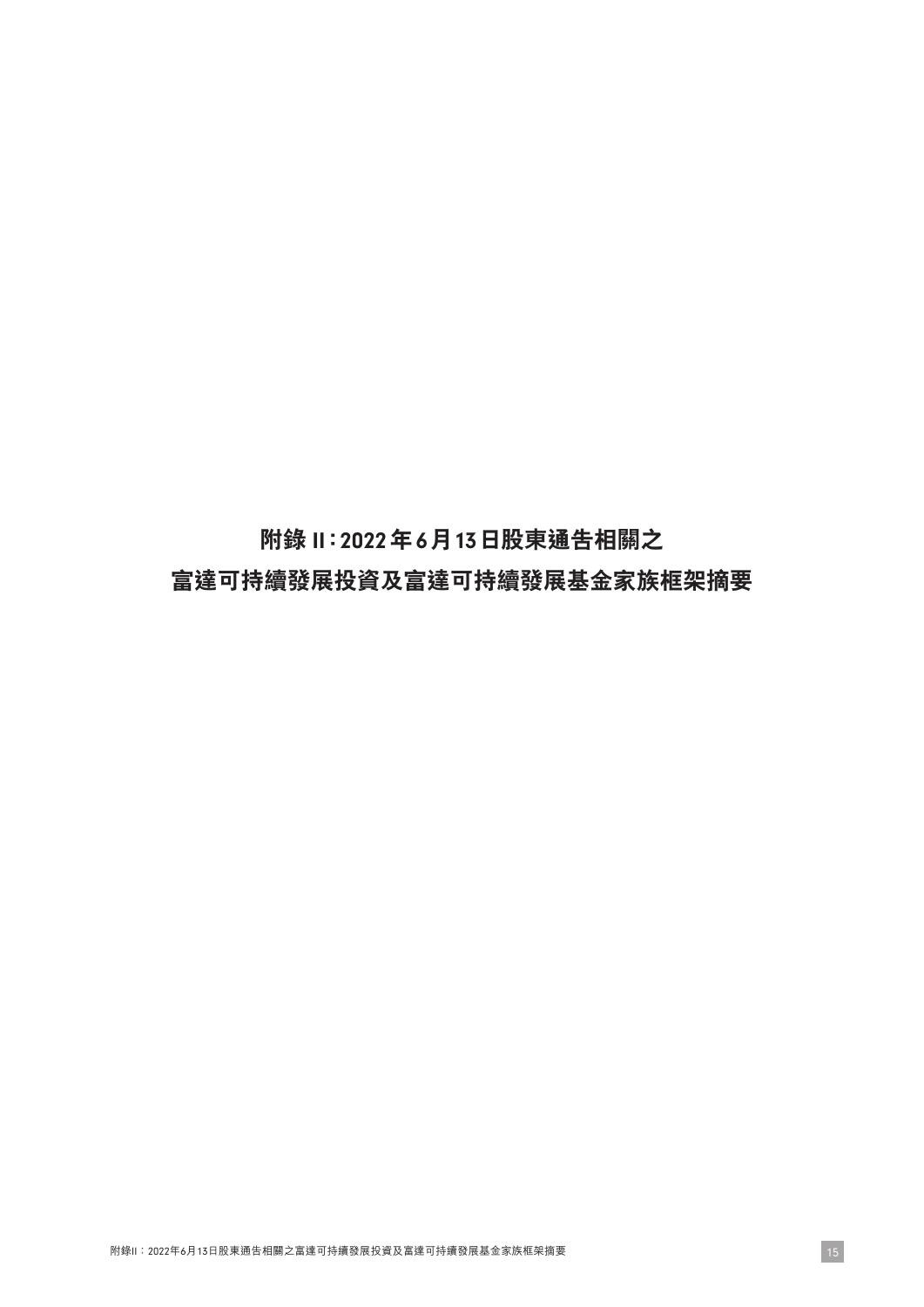# 附錄 II：2022 年 6 月 13 日股東通告相關之
# 富達可持續發展投資及富達可持續發展基金家族框架摘要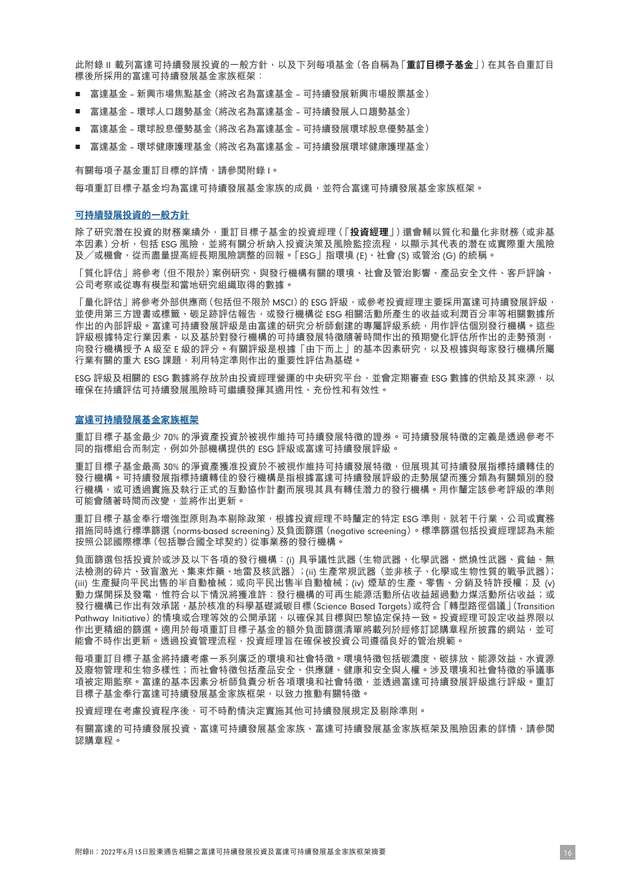此附錄 II 載列富達可持續發展投資的一般方針，以及下列每項基金（各自稱為「**重訂目標子基金**」）在其各自重訂目標後所採用的富達可持續發展基金家族框架：

- 富達基金 – 新興市場焦點基金（將改名為富達基金 – 可持續發展新興市場股票基金）
- 富達基金 – 環球人口趨勢基金（將改名為富達基金 – 可持續發展人口趨勢基金）
- 富達基金 – 環球股息優勢基金（將改名為富達基金 – 可持續發展環球股息優勢基金）
- 富達基金 – 環球健康護理基金（將改名為富達基金 – 可持續發展環球健康護理基金）

有關每項子基金重訂目標的詳情，請參閱附錄 I。

每項重訂目標子基金均為富達可持續發展基金家族的成員，並符合富達可持續發展基金家族框架。

## 可持續發展投資的一般方針

除了研究潛在投資的財務業績外，重訂目標子基金的投資經理（「**投資經理**」）還會輔以質化和量化非財務（或非基本因素）分析，包括 ESG 風險，並將有關分析納入投資決策及風險監控流程，以顯示其代表的潛在或實際重大風險及／或機會，從而盡量提高經長期風險調整的回報。「ESG」指環境 (E)、社會 (S) 或管治 (G) 的統稱。

「質化評估」將參考（但不限於）案例研究、與發行機構有關的環境、社會及管治影響、產品安全文件、客戶評論、公司考察或從專有模型和當地研究組織取得的數據。

「量化評估」將參考外部供應商（包括但不限於 MSCI）的 ESG 評級，或參考投資經理主要採用富達可持續發展評級，並使用第三方證書或標籤、碳足跡評估報告，或發行機構從 ESG 相關活動所產生的收益或利潤百分率等相關數據所作出的內部評級。富達可持續發展評級是由富達的研究分析師創建的專屬評級系統，用作評估個別發行機構。這些評級根據特定行業因素，以及基於對發行機構的可持續發展特徵隨著時間作出的預期變化評估所作出的走勢預測，向發行機構授予 A 級至 E 級的評分。有關評級是根據「由下而上」的基本因素研究，以及根據與每家發行機構所屬行業有關的重大 ESG 課題，利用特定準則作出的重要性評估為基礎。

ESG 評級及相關的 ESG 數據將存放於由投資經理營運的中央研究平台，並會定期審查 ESG 數據的供給及其來源，以確保在持續評估可持續發展風險時可繼續發揮其適用性、充份性和有效性。

## 富達可持續發展基金家族框架

重訂目標子基金最少 70% 的淨資產投資於被視作維持可持續發展特徵的證券。可持續發展特徵的定義是透過參考不同的指標組合而制定，例如外部機構提供的 ESG 評級或富達可持續發展評級。

重訂目標子基金最高 30% 的淨資產獲准投資於不被視作維持可持續發展特徵，但展現其可持續發展指標持續轉佳的發行機構。可持續發展指標持續轉佳的發行機構是指根據富達可持續發展評級的走勢展望而獲分類為有關類別的發行機構，或可透過實施及執行正式的互動協作計劃而展現其具有轉佳潛力的發行機構。用作釐定該參考評級的準則可能會隨著時間而改變，並將作出更新。

重訂目標子基金奉行增強型原則為本剔除政策，根據投資經理不時釐定的特定 ESG 準則，就若干行業、公司或實務措施同時進行標準篩選（norms-based screening）及負面篩選（negative screening）。標準篩選包括投資經理認為未能按照公認國際標準（包括聯合國全球契約）從事業務的發行機構。

負面篩選包括投資於或涉及以下各項的發行機構：(i) 具爭議性武器（生物武器、化學武器、燃燒性武器、貧鈾、無法檢測的碎片、致盲激光、集束炸藥、地雷及核武器）；(ii) 生產常規武器（並非核子、化學或生物性質的戰爭武器）；(iii) 生產擬向平民出售的半自動槍械；或向平民出售半自動槍械；(iv) 煙草的生產、零售、分銷及特許授權；及 (v) 動力煤開採及發電，惟符合以下情況將獲准許：發行機構的可再生能源活動所佔收益超過動力煤活動所佔收益；或發行機構已作出有效承諾，基於核准的科學基礎減碳目標（Science Based Targets）或符合「轉型路徑倡議」（Transition Pathway Initiative）的情境或合理等效的公開承諾，以確保其目標與巴黎協定保持一致。投資經理可設定收益界限以作出更精細的篩選。適用於每項重訂目標子基金的額外負面篩選清單將載列於經修訂認購章程所披露的網站，並可能會不時作出更新。透過投資管理流程，投資經理旨在確保被投資公司遵循良好的管治規範。

每項重訂目標子基金將持續考慮一系列廣泛的環境和社會特徵。環境特徵包括碳濃度、碳排放、能源效益、水資源及廢物管理和生物多樣性；而社會特徵包括產品安全、供應鏈、健康和安全與人權。涉及環境和社會特徵的爭議事項被定期監察。富達的基本因素分析師負責分析各項環境和社會特徵，並透過富達可持續發展評級進行評級。重訂目標子基金奉行富達可持續發展基金家族框架，以致力推動有關特徵。

投資經理在考慮投資程序後，可不時酌情決定實施其他可持續發展規定及剔除準則。

有關富達的可持續發展投資、富達可持續發展基金家族、富達可持續發展基金家族框架及風險因素的詳情，請參閱認購章程。